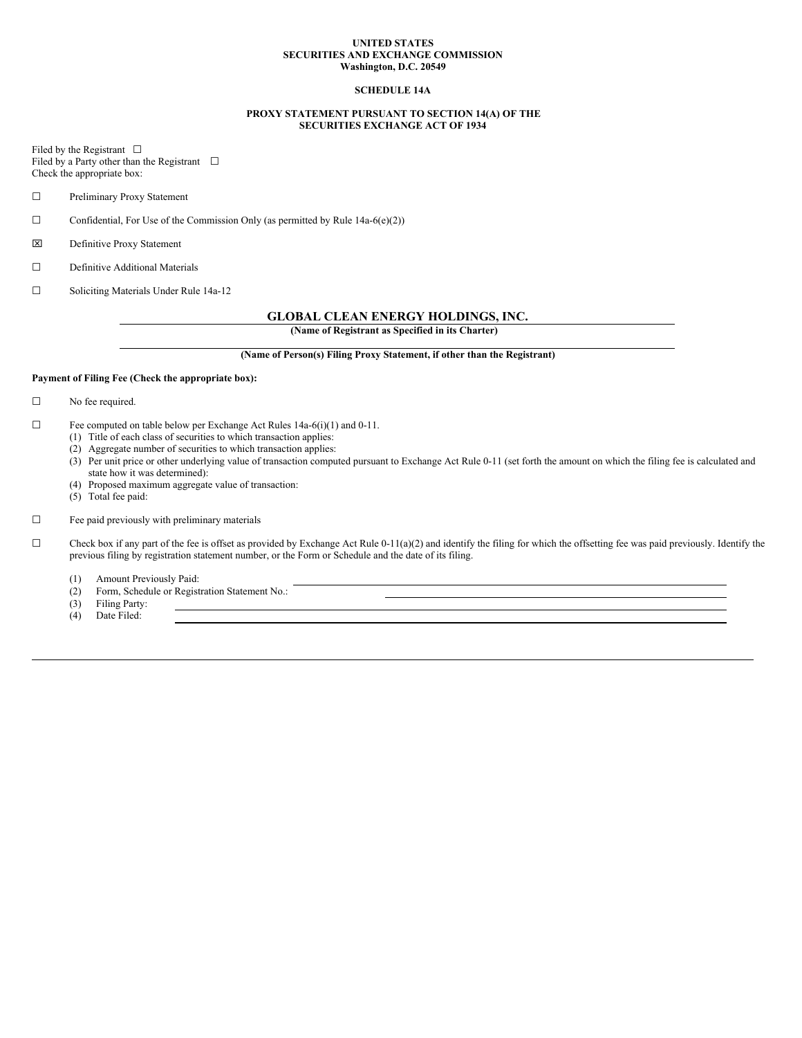**UNITED STATES**
**SECURITIES AND EXCHANGE COMMISSION**
**Washington, D.C. 20549**

**SCHEDULE 14A**

**PROXY STATEMENT PURSUANT TO SECTION 14(A) OF THE SECURITIES EXCHANGE ACT OF 1934**

Filed by the Registrant ☐
Filed by a Party other than the Registrant ☐
Check the appropriate box:

☐ Preliminary Proxy Statement

☐ Confidential, For Use of the Commission Only (as permitted by Rule 14a-6(e)(2))

☒ Definitive Proxy Statement

☐ Definitive Additional Materials

☐ Soliciting Materials Under Rule 14a-12

**GLOBAL CLEAN ENERGY HOLDINGS, INC.**
**(Name of Registrant as Specified in its Charter)**

**(Name of Person(s) Filing Proxy Statement, if other than the Registrant)**

**Payment of Filing Fee (Check the appropriate box):**

☐ No fee required.

☐ Fee computed on table below per Exchange Act Rules 14a-6(i)(1) and 0-11.
(1) Title of each class of securities to which transaction applies:
(2) Aggregate number of securities to which transaction applies:
(3) Per unit price or other underlying value of transaction computed pursuant to Exchange Act Rule 0-11 (set forth the amount on which the filing fee is calculated and state how it was determined):
(4) Proposed maximum aggregate value of transaction:
(5) Total fee paid:

☐ Fee paid previously with preliminary materials

☐ Check box if any part of the fee is offset as provided by Exchange Act Rule 0-11(a)(2) and identify the filing for which the offsetting fee was paid previously. Identify the previous filing by registration statement number, or the Form or Schedule and the date of its filing.

(1) Amount Previously Paid:
(2) Form, Schedule or Registration Statement No.:
(3) Filing Party:
(4) Date Filed: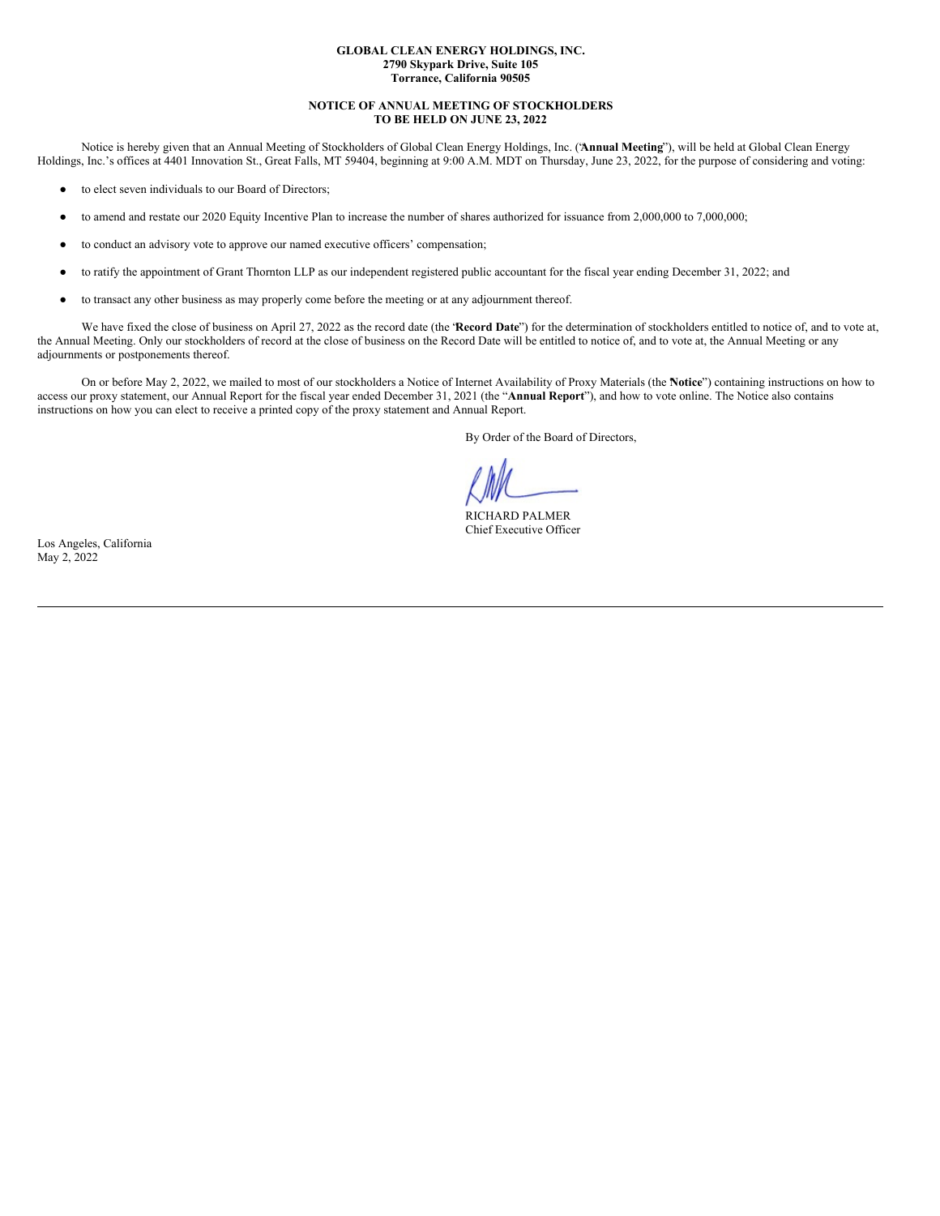**GLOBAL CLEAN ENERGY HOLDINGS, INC.**
**2790 Skypark Drive, Suite 105**
**Torrance, California 90505**

**NOTICE OF ANNUAL MEETING OF STOCKHOLDERS**
**TO BE HELD ON JUNE 23, 2022**

Notice is hereby given that an Annual Meeting of Stockholders of Global Clean Energy Holdings, Inc. ("**Annual Meeting**"), will be held at Global Clean Energy Holdings, Inc.'s offices at 4401 Innovation St., Great Falls, MT 59404, beginning at 9:00 A.M. MDT on Thursday, June 23, 2022, for the purpose of considering and voting:

- to elect seven individuals to our Board of Directors;
- to amend and restate our 2020 Equity Incentive Plan to increase the number of shares authorized for issuance from 2,000,000 to 7,000,000;
- to conduct an advisory vote to approve our named executive officers' compensation;
- to ratify the appointment of Grant Thornton LLP as our independent registered public accountant for the fiscal year ending December 31, 2022; and
- to transact any other business as may properly come before the meeting or at any adjournment thereof.

We have fixed the close of business on April 27, 2022 as the record date (the "**Record Date**") for the determination of stockholders entitled to notice of, and to vote at, the Annual Meeting. Only our stockholders of record at the close of business on the Record Date will be entitled to notice of, and to vote at, the Annual Meeting or any adjournments or postponements thereof.

On or before May 2, 2022, we mailed to most of our stockholders a Notice of Internet Availability of Proxy Materials (the "**Notice**") containing instructions on how to access our proxy statement, our Annual Report for the fiscal year ended December 31, 2021 (the "**Annual Report**"), and how to vote online. The Notice also contains instructions on how you can elect to receive a printed copy of the proxy statement and Annual Report.

By Order of the Board of Directors,

RICHARD PALMER
Chief Executive Officer

Los Angeles, California
May 2, 2022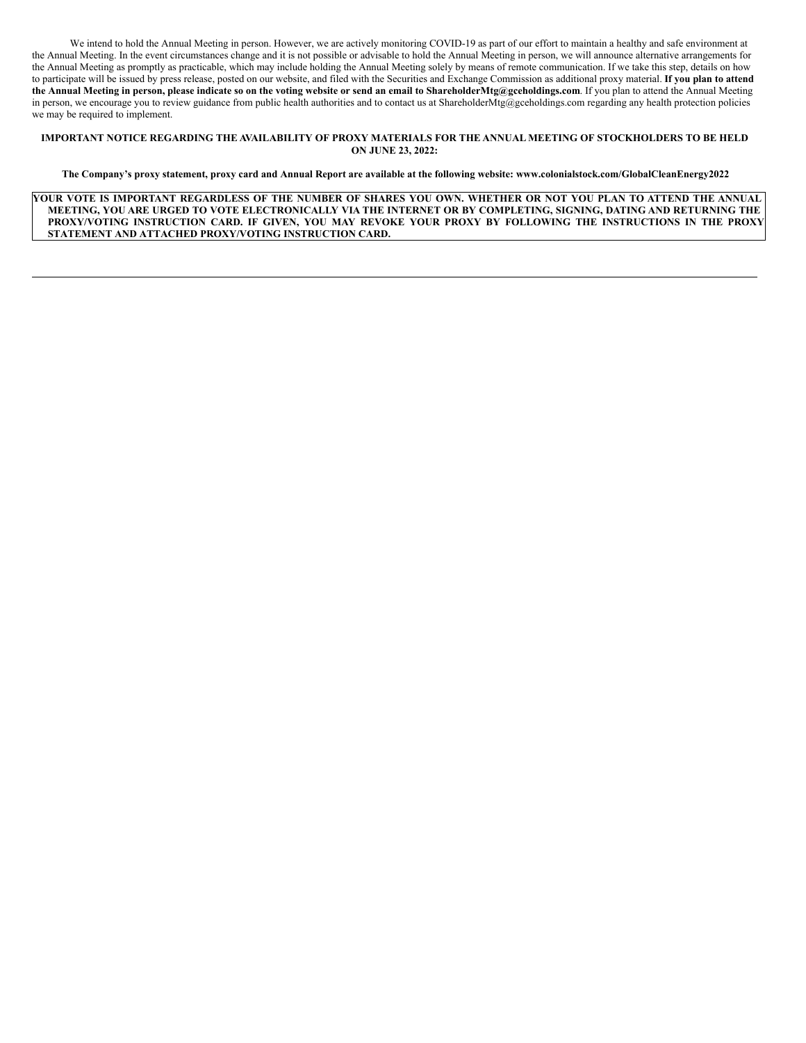We intend to hold the Annual Meeting in person. However, we are actively monitoring COVID-19 as part of our effort to maintain a healthy and safe environment at the Annual Meeting. In the event circumstances change and it is not possible or advisable to hold the Annual Meeting in person, we will announce alternative arrangements for the Annual Meeting as promptly as practicable, which may include holding the Annual Meeting solely by means of remote communication. If we take this step, details on how to participate will be issued by press release, posted on our website, and filed with the Securities and Exchange Commission as additional proxy material. **If you plan to attend the Annual Meeting in person, please indicate so on the voting website or send an email to ShareholderMtg@gceholdings.com**. If you plan to attend the Annual Meeting in person, we encourage you to review guidance from public health authorities and to contact us at ShareholderMtg@gceholdings.com regarding any health protection policies we may be required to implement.

**IMPORTANT NOTICE REGARDING THE AVAILABILITY OF PROXY MATERIALS FOR THE ANNUAL MEETING OF STOCKHOLDERS TO BE HELD ON JUNE 23, 2022:**

**The Company's proxy statement, proxy card and Annual Report are available at the following website: www.colonialstock.com/GlobalCleanEnergy2022**

**YOUR VOTE IS IMPORTANT REGARDLESS OF THE NUMBER OF SHARES YOU OWN. WHETHER OR NOT YOU PLAN TO ATTEND THE ANNUAL MEETING, YOU ARE URGED TO VOTE ELECTRONICALLY VIA THE INTERNET OR BY COMPLETING, SIGNING, DATING AND RETURNING THE PROXY/VOTING INSTRUCTION CARD. IF GIVEN, YOU MAY REVOKE YOUR PROXY BY FOLLOWING THE INSTRUCTIONS IN THE PROXY STATEMENT AND ATTACHED PROXY/VOTING INSTRUCTION CARD.**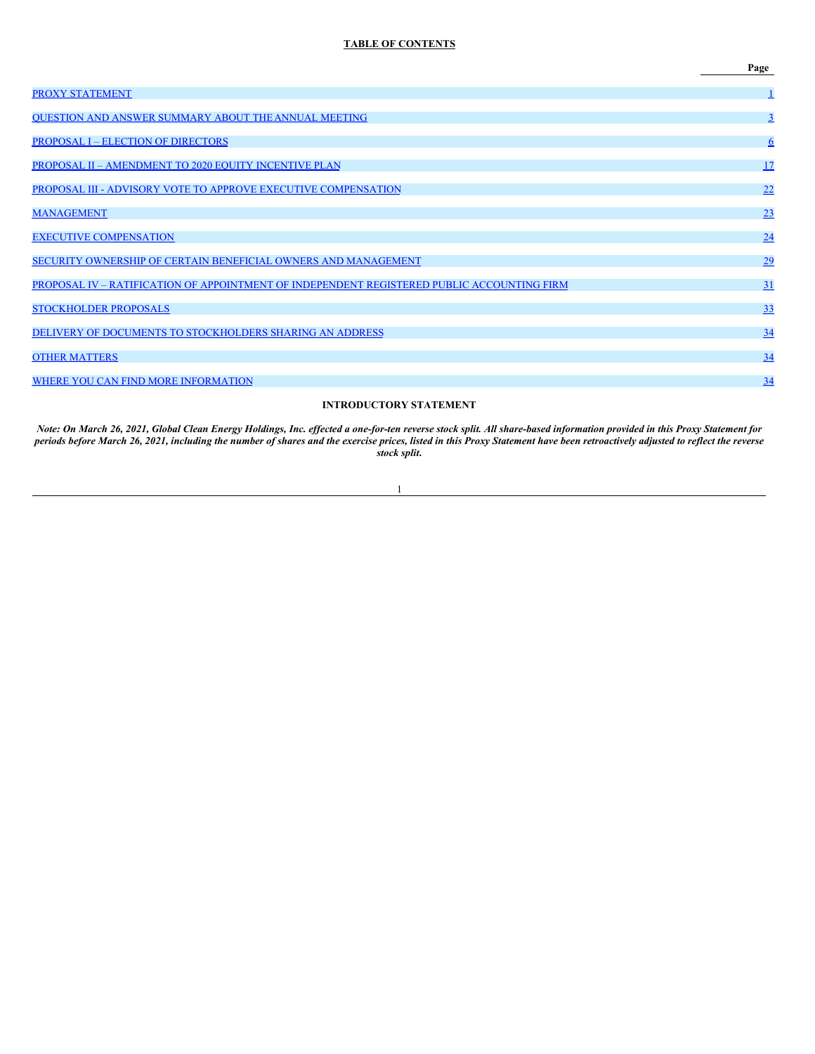**TABLE OF CONTENTS**

| | Page |
|---|---|
| PROXY STATEMENT | 1 |
| QUESTION AND ANSWER SUMMARY ABOUT THE ANNUAL MEETING | 3 |
| PROPOSAL I – ELECTION OF DIRECTORS | 6 |
| PROPOSAL II – AMENDMENT TO 2020 EQUITY INCENTIVE PLAN | 17 |
| PROPOSAL III - ADVISORY VOTE TO APPROVE EXECUTIVE COMPENSATION | 22 |
| MANAGEMENT | 23 |
| EXECUTIVE COMPENSATION | 24 |
| SECURITY OWNERSHIP OF CERTAIN BENEFICIAL OWNERS AND MANAGEMENT | 29 |
| PROPOSAL IV – RATIFICATION OF APPOINTMENT OF INDEPENDENT REGISTERED PUBLIC ACCOUNTING FIRM | 31 |
| STOCKHOLDER PROPOSALS | 33 |
| DELIVERY OF DOCUMENTS TO STOCKHOLDERS SHARING AN ADDRESS | 34 |
| OTHER MATTERS | 34 |
| WHERE YOU CAN FIND MORE INFORMATION | 34 |

**INTRODUCTORY STATEMENT**

***Note: On March 26, 2021, Global Clean Energy Holdings, Inc. effected a one-for-ten reverse stock split. All share-based information provided in this Proxy Statement for periods before March 26, 2021, including the number of shares and the exercise prices, listed in this Proxy Statement have been retroactively adjusted to reflect the reverse stock split.***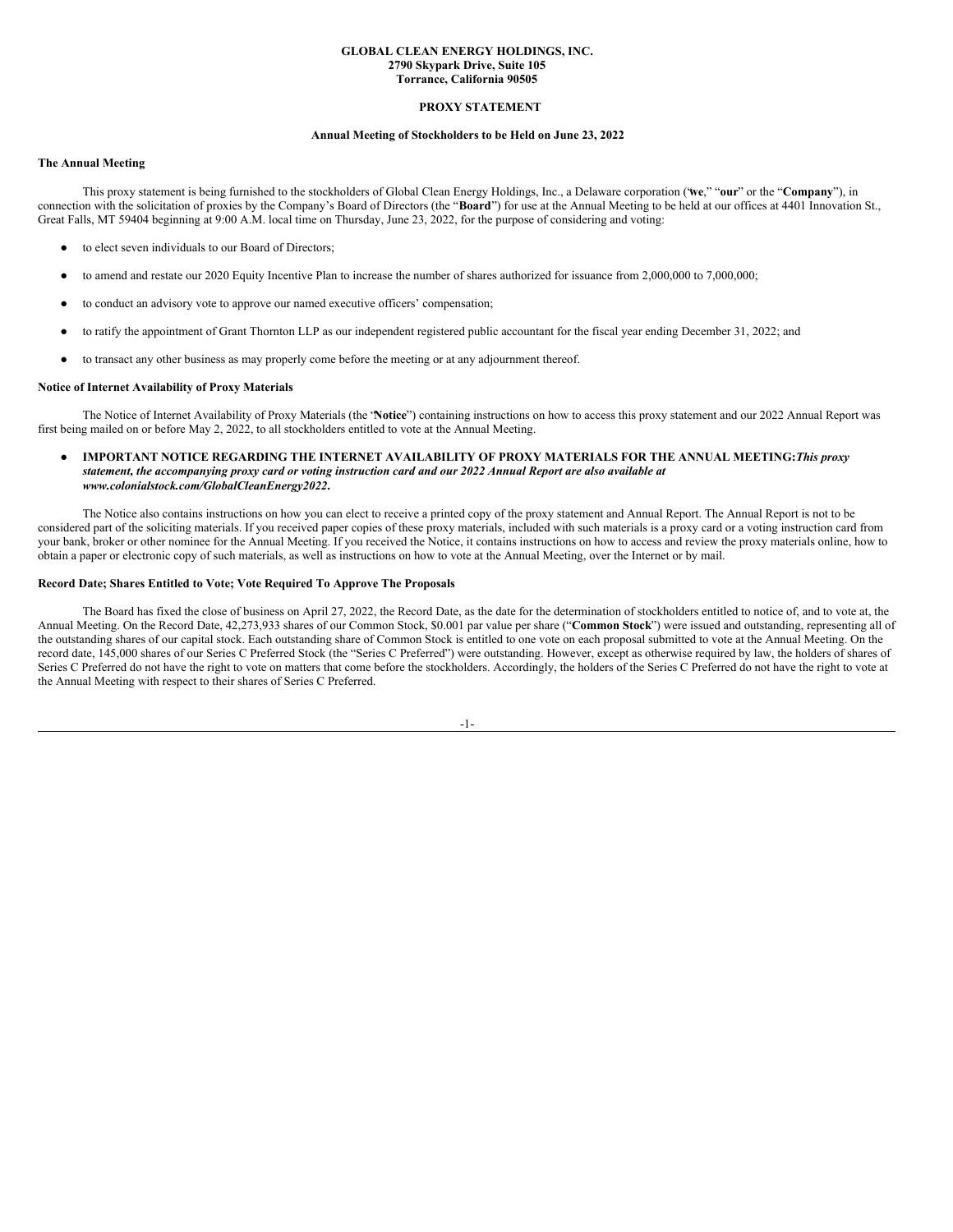**GLOBAL CLEAN ENERGY HOLDINGS, INC.**
**2790 Skypark Drive, Suite 105**
**Torrance, California 90505**

**PROXY STATEMENT**

**Annual Meeting of Stockholders to be Held on June 23, 2022**

**The Annual Meeting**

This proxy statement is being furnished to the stockholders of Global Clean Energy Holdings, Inc., a Delaware corporation ("**we**," "**our**" or the "**Company**"), in connection with the solicitation of proxies by the Company's Board of Directors (the "**Board**") for use at the Annual Meeting to be held at our offices at 4401 Innovation St., Great Falls, MT 59404 beginning at 9:00 A.M. local time on Thursday, June 23, 2022, for the purpose of considering and voting:

- to elect seven individuals to our Board of Directors;
- to amend and restate our 2020 Equity Incentive Plan to increase the number of shares authorized for issuance from 2,000,000 to 7,000,000;
- to conduct an advisory vote to approve our named executive officers' compensation;
- to ratify the appointment of Grant Thornton LLP as our independent registered public accountant for the fiscal year ending December 31, 2022; and
- to transact any other business as may properly come before the meeting or at any adjournment thereof.

**Notice of Internet Availability of Proxy Materials**

The Notice of Internet Availability of Proxy Materials (the "**Notice**") containing instructions on how to access this proxy statement and our 2022 Annual Report was first being mailed on or before May 2, 2022, to all stockholders entitled to vote at the Annual Meeting.

- **IMPORTANT NOTICE REGARDING THE INTERNET AVAILABILITY OF PROXY MATERIALS FOR THE ANNUAL MEETING:** ***This proxy statement, the accompanying proxy card or voting instruction card and our 2022 Annual Report are also available at www.colonialstock.com/GlobalCleanEnergy2022.***

The Notice also contains instructions on how you can elect to receive a printed copy of the proxy statement and Annual Report. The Annual Report is not to be considered part of the soliciting materials. If you received paper copies of these proxy materials, included with such materials is a proxy card or a voting instruction card from your bank, broker or other nominee for the Annual Meeting. If you received the Notice, it contains instructions on how to access and review the proxy materials online, how to obtain a paper or electronic copy of such materials, as well as instructions on how to vote at the Annual Meeting, over the Internet or by mail.

**Record Date; Shares Entitled to Vote; Vote Required To Approve The Proposals**

The Board has fixed the close of business on April 27, 2022, the Record Date, as the date for the determination of stockholders entitled to notice of, and to vote at, the Annual Meeting. On the Record Date, 42,273,933 shares of our Common Stock, $0.001 par value per share ("**Common Stock**") were issued and outstanding, representing all of the outstanding shares of our capital stock. Each outstanding share of Common Stock is entitled to one vote on each proposal submitted to vote at the Annual Meeting. On the record date, 145,000 shares of our Series C Preferred Stock (the "Series C Preferred") were outstanding. However, except as otherwise required by law, the holders of shares of Series C Preferred do not have the right to vote on matters that come before the stockholders. Accordingly, the holders of the Series C Preferred do not have the right to vote at the Annual Meeting with respect to their shares of Series C Preferred.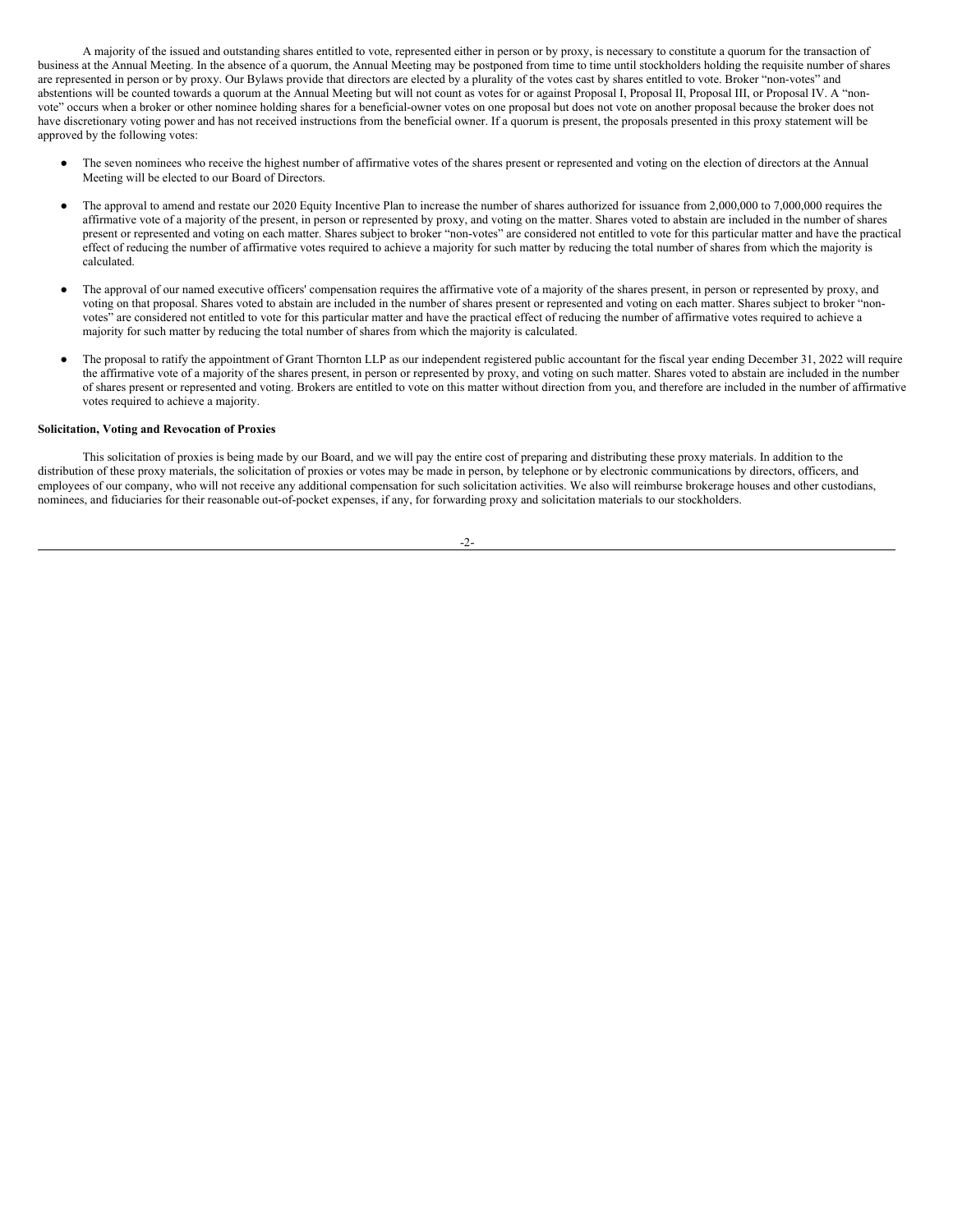A majority of the issued and outstanding shares entitled to vote, represented either in person or by proxy, is necessary to constitute a quorum for the transaction of business at the Annual Meeting. In the absence of a quorum, the Annual Meeting may be postponed from time to time until stockholders holding the requisite number of shares are represented in person or by proxy. Our Bylaws provide that directors are elected by a plurality of the votes cast by shares entitled to vote. Broker "non-votes" and abstentions will be counted towards a quorum at the Annual Meeting but will not count as votes for or against Proposal I, Proposal II, Proposal III, or Proposal IV. A "non-vote" occurs when a broker or other nominee holding shares for a beneficial-owner votes on one proposal but does not vote on another proposal because the broker does not have discretionary voting power and has not received instructions from the beneficial owner. If a quorum is present, the proposals presented in this proxy statement will be approved by the following votes:

- The seven nominees who receive the highest number of affirmative votes of the shares present or represented and voting on the election of directors at the Annual Meeting will be elected to our Board of Directors.
- The approval to amend and restate our 2020 Equity Incentive Plan to increase the number of shares authorized for issuance from 2,000,000 to 7,000,000 requires the affirmative vote of a majority of the present, in person or represented by proxy, and voting on the matter. Shares voted to abstain are included in the number of shares present or represented and voting on each matter. Shares subject to broker "non-votes" are considered not entitled to vote for this particular matter and have the practical effect of reducing the number of affirmative votes required to achieve a majority for such matter by reducing the total number of shares from which the majority is calculated.
- The approval of our named executive officers' compensation requires the affirmative vote of a majority of the shares present, in person or represented by proxy, and voting on that proposal. Shares voted to abstain are included in the number of shares present or represented and voting on each matter. Shares subject to broker "non-votes" are considered not entitled to vote for this particular matter and have the practical effect of reducing the number of affirmative votes required to achieve a majority for such matter by reducing the total number of shares from which the majority is calculated.
- The proposal to ratify the appointment of Grant Thornton LLP as our independent registered public accountant for the fiscal year ending December 31, 2022 will require the affirmative vote of a majority of the shares present, in person or represented by proxy, and voting on such matter. Shares voted to abstain are included in the number of shares present or represented and voting. Brokers are entitled to vote on this matter without direction from you, and therefore are included in the number of affirmative votes required to achieve a majority.

**Solicitation, Voting and Revocation of Proxies**

This solicitation of proxies is being made by our Board, and we will pay the entire cost of preparing and distributing these proxy materials. In addition to the distribution of these proxy materials, the solicitation of proxies or votes may be made in person, by telephone or by electronic communications by directors, officers, and employees of our company, who will not receive any additional compensation for such solicitation activities. We also will reimburse brokerage houses and other custodians, nominees, and fiduciaries for their reasonable out-of-pocket expenses, if any, for forwarding proxy and solicitation materials to our stockholders.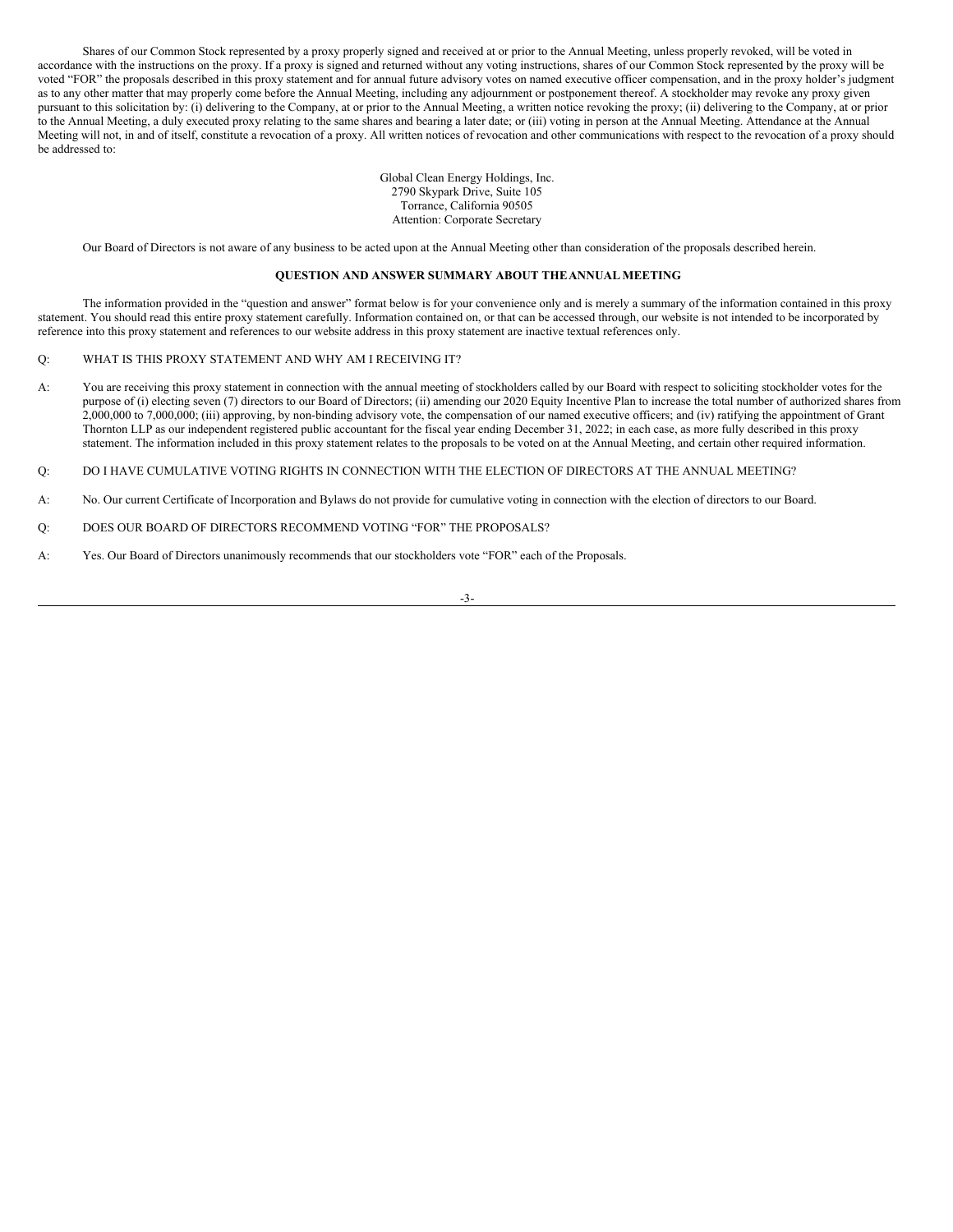Shares of our Common Stock represented by a proxy properly signed and received at or prior to the Annual Meeting, unless properly revoked, will be voted in accordance with the instructions on the proxy. If a proxy is signed and returned without any voting instructions, shares of our Common Stock represented by the proxy will be voted "FOR" the proposals described in this proxy statement and for annual future advisory votes on named executive officer compensation, and in the proxy holder's judgment as to any other matter that may properly come before the Annual Meeting, including any adjournment or postponement thereof. A stockholder may revoke any proxy given pursuant to this solicitation by: (i) delivering to the Company, at or prior to the Annual Meeting, a written notice revoking the proxy; (ii) delivering to the Company, at or prior to the Annual Meeting, a duly executed proxy relating to the same shares and bearing a later date; or (iii) voting in person at the Annual Meeting. Attendance at the Annual Meeting will not, in and of itself, constitute a revocation of a proxy. All written notices of revocation and other communications with respect to the revocation of a proxy should be addressed to:

Global Clean Energy Holdings, Inc.
2790 Skypark Drive, Suite 105
Torrance, California 90505
Attention: Corporate Secretary

Our Board of Directors is not aware of any business to be acted upon at the Annual Meeting other than consideration of the proposals described herein.

**QUESTION AND ANSWER SUMMARY ABOUT THE ANNUAL MEETING**

The information provided in the "question and answer" format below is for your convenience only and is merely a summary of the information contained in this proxy statement. You should read this entire proxy statement carefully. Information contained on, or that can be accessed through, our website is not intended to be incorporated by reference into this proxy statement and references to our website address in this proxy statement are inactive textual references only.

Q: WHAT IS THIS PROXY STATEMENT AND WHY AM I RECEIVING IT?

A: You are receiving this proxy statement in connection with the annual meeting of stockholders called by our Board with respect to soliciting stockholder votes for the purpose of (i) electing seven (7) directors to our Board of Directors; (ii) amending our 2020 Equity Incentive Plan to increase the total number of authorized shares from 2,000,000 to 7,000,000; (iii) approving, by non-binding advisory vote, the compensation of our named executive officers; and (iv) ratifying the appointment of Grant Thornton LLP as our independent registered public accountant for the fiscal year ending December 31, 2022; in each case, as more fully described in this proxy statement. The information included in this proxy statement relates to the proposals to be voted on at the Annual Meeting, and certain other required information.

Q: DO I HAVE CUMULATIVE VOTING RIGHTS IN CONNECTION WITH THE ELECTION OF DIRECTORS AT THE ANNUAL MEETING?

A: No. Our current Certificate of Incorporation and Bylaws do not provide for cumulative voting in connection with the election of directors to our Board.

Q: DOES OUR BOARD OF DIRECTORS RECOMMEND VOTING "FOR" THE PROPOSALS?

A: Yes. Our Board of Directors unanimously recommends that our stockholders vote "FOR" each of the Proposals.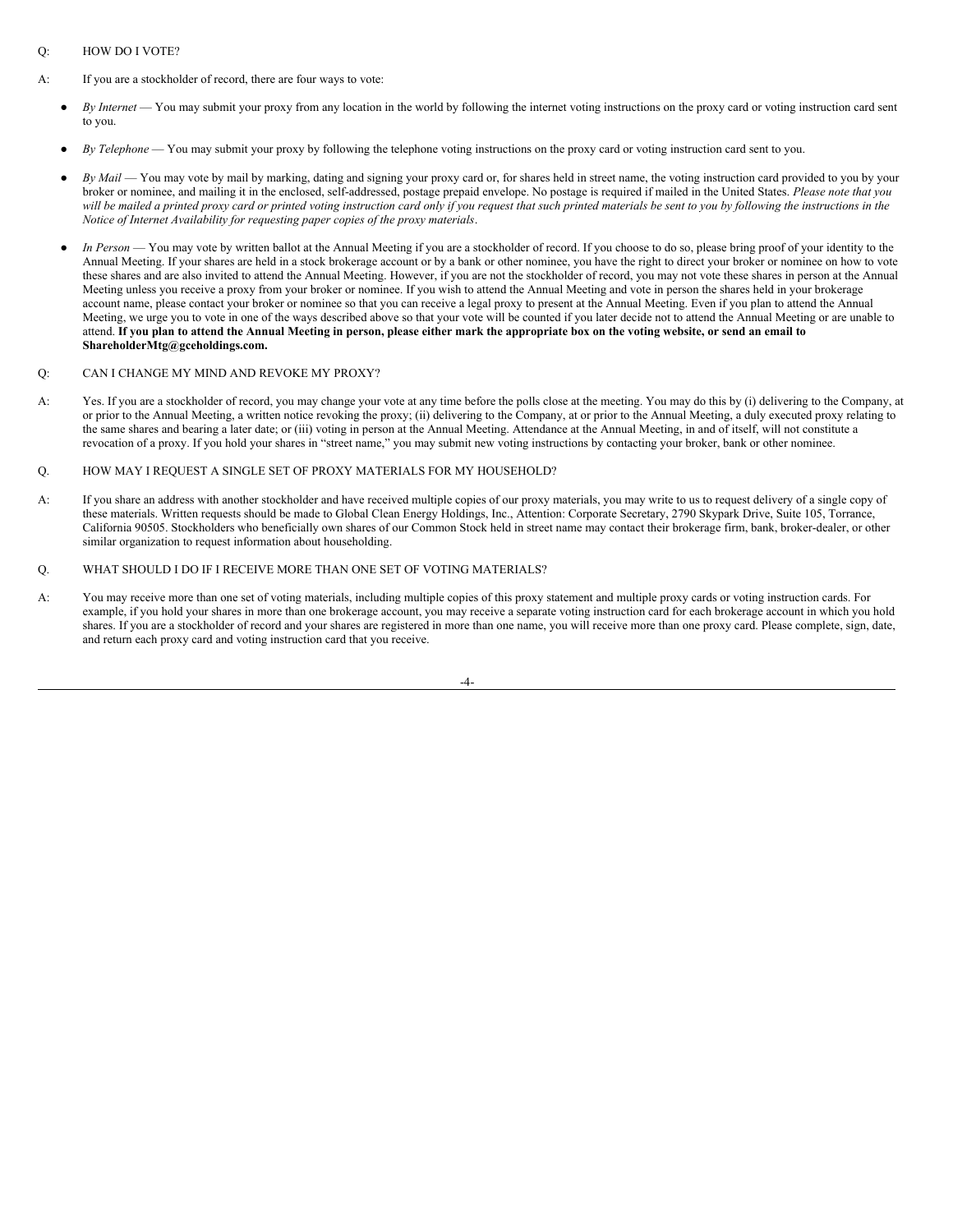Q: HOW DO I VOTE?

A: If you are a stockholder of record, there are four ways to vote:

- *By Internet* — You may submit your proxy from any location in the world by following the internet voting instructions on the proxy card or voting instruction card sent to you.
- *By Telephone* — You may submit your proxy by following the telephone voting instructions on the proxy card or voting instruction card sent to you.
- *By Mail* — You may vote by mail by marking, dating and signing your proxy card or, for shares held in street name, the voting instruction card provided to you by your broker or nominee, and mailing it in the enclosed, self-addressed, postage prepaid envelope. No postage is required if mailed in the United States. *Please note that you will be mailed a printed proxy card or printed voting instruction card only if you request that such printed materials be sent to you by following the instructions in the Notice of Internet Availability for requesting paper copies of the proxy materials*.
- *In Person* — You may vote by written ballot at the Annual Meeting if you are a stockholder of record. If you choose to do so, please bring proof of your identity to the Annual Meeting. If your shares are held in a stock brokerage account or by a bank or other nominee, you have the right to direct your broker or nominee on how to vote these shares and are also invited to attend the Annual Meeting. However, if you are not the stockholder of record, you may not vote these shares in person at the Annual Meeting unless you receive a proxy from your broker or nominee. If you wish to attend the Annual Meeting and vote in person the shares held in your brokerage account name, please contact your broker or nominee so that you can receive a legal proxy to present at the Annual Meeting. Even if you plan to attend the Annual Meeting, we urge you to vote in one of the ways described above so that your vote will be counted if you later decide not to attend the Annual Meeting or are unable to attend. **If you plan to attend the Annual Meeting in person, please either mark the appropriate box on the voting website, or send an email to ShareholderMtg@gceholdings.com.**

Q: CAN I CHANGE MY MIND AND REVOKE MY PROXY?

A: Yes. If you are a stockholder of record, you may change your vote at any time before the polls close at the meeting. You may do this by (i) delivering to the Company, at or prior to the Annual Meeting, a written notice revoking the proxy; (ii) delivering to the Company, at or prior to the Annual Meeting, a duly executed proxy relating to the same shares and bearing a later date; or (iii) voting in person at the Annual Meeting. Attendance at the Annual Meeting, in and of itself, will not constitute a revocation of a proxy. If you hold your shares in "street name," you may submit new voting instructions by contacting your broker, bank or other nominee.

Q. HOW MAY I REQUEST A SINGLE SET OF PROXY MATERIALS FOR MY HOUSEHOLD?

A: If you share an address with another stockholder and have received multiple copies of our proxy materials, you may write to us to request delivery of a single copy of these materials. Written requests should be made to Global Clean Energy Holdings, Inc., Attention: Corporate Secretary, 2790 Skypark Drive, Suite 105, Torrance, California 90505. Stockholders who beneficially own shares of our Common Stock held in street name may contact their brokerage firm, bank, broker-dealer, or other similar organization to request information about householding.

Q. WHAT SHOULD I DO IF I RECEIVE MORE THAN ONE SET OF VOTING MATERIALS?

A: You may receive more than one set of voting materials, including multiple copies of this proxy statement and multiple proxy cards or voting instruction cards. For example, if you hold your shares in more than one brokerage account, you may receive a separate voting instruction card for each brokerage account in which you hold shares. If you are a stockholder of record and your shares are registered in more than one name, you will receive more than one proxy card. Please complete, sign, date, and return each proxy card and voting instruction card that you receive.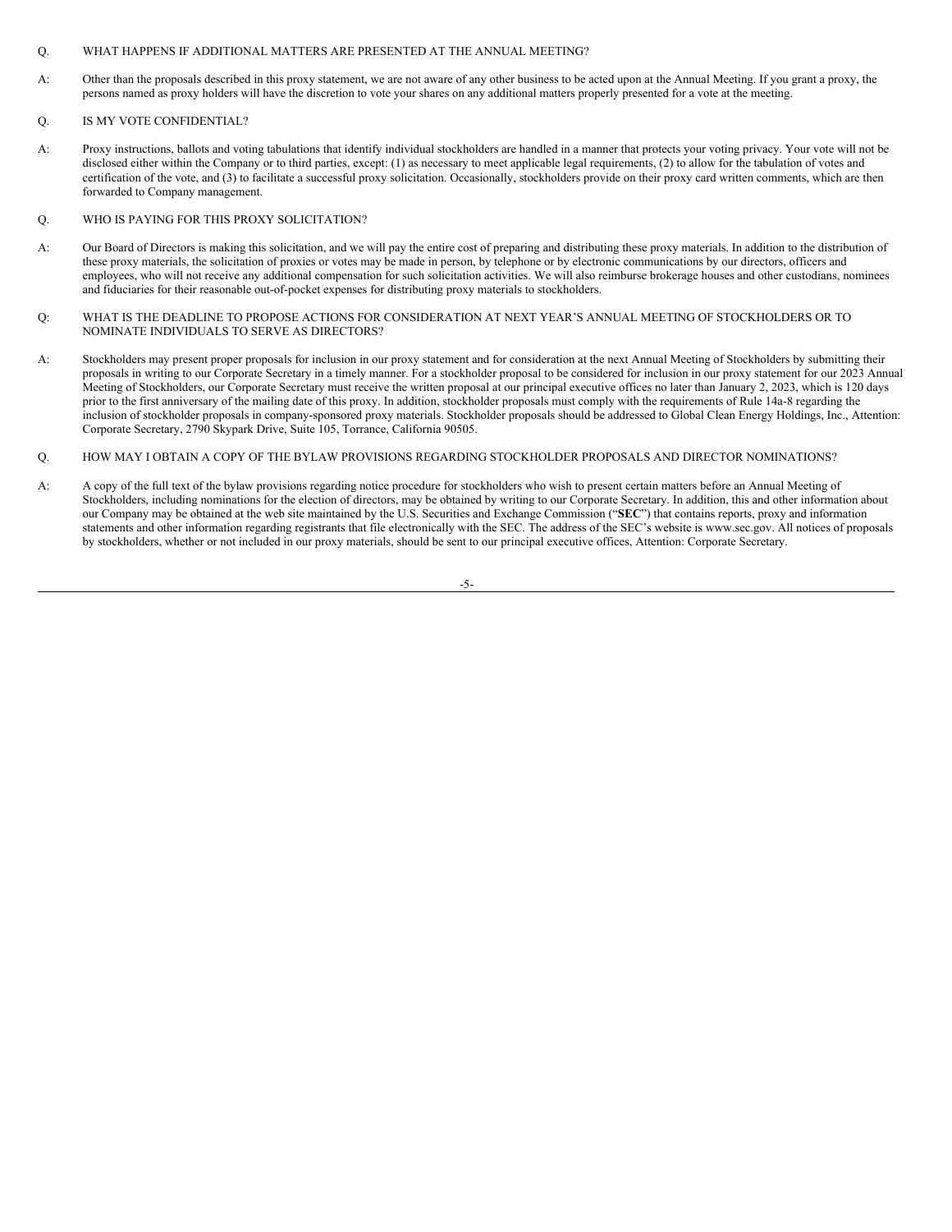Q. WHAT HAPPENS IF ADDITIONAL MATTERS ARE PRESENTED AT THE ANNUAL MEETING?

A: Other than the proposals described in this proxy statement, we are not aware of any other business to be acted upon at the Annual Meeting. If you grant a proxy, the persons named as proxy holders will have the discretion to vote your shares on any additional matters properly presented for a vote at the meeting.

Q. IS MY VOTE CONFIDENTIAL?

A: Proxy instructions, ballots and voting tabulations that identify individual stockholders are handled in a manner that protects your voting privacy. Your vote will not be disclosed either within the Company or to third parties, except: (1) as necessary to meet applicable legal requirements, (2) to allow for the tabulation of votes and certification of the vote, and (3) to facilitate a successful proxy solicitation. Occasionally, stockholders provide on their proxy card written comments, which are then forwarded to Company management.

Q. WHO IS PAYING FOR THIS PROXY SOLICITATION?

A: Our Board of Directors is making this solicitation, and we will pay the entire cost of preparing and distributing these proxy materials. In addition to the distribution of these proxy materials, the solicitation of proxies or votes may be made in person, by telephone or by electronic communications by our directors, officers and employees, who will not receive any additional compensation for such solicitation activities. We will also reimburse brokerage houses and other custodians, nominees and fiduciaries for their reasonable out-of-pocket expenses for distributing proxy materials to stockholders.

Q: WHAT IS THE DEADLINE TO PROPOSE ACTIONS FOR CONSIDERATION AT NEXT YEAR'S ANNUAL MEETING OF STOCKHOLDERS OR TO NOMINATE INDIVIDUALS TO SERVE AS DIRECTORS?

A: Stockholders may present proper proposals for inclusion in our proxy statement and for consideration at the next Annual Meeting of Stockholders by submitting their proposals in writing to our Corporate Secretary in a timely manner. For a stockholder proposal to be considered for inclusion in our proxy statement for our 2023 Annual Meeting of Stockholders, our Corporate Secretary must receive the written proposal at our principal executive offices no later than January 2, 2023, which is 120 days prior to the first anniversary of the mailing date of this proxy. In addition, stockholder proposals must comply with the requirements of Rule 14a-8 regarding the inclusion of stockholder proposals in company-sponsored proxy materials. Stockholder proposals should be addressed to Global Clean Energy Holdings, Inc., Attention: Corporate Secretary, 2790 Skypark Drive, Suite 105, Torrance, California 90505.

Q. HOW MAY I OBTAIN A COPY OF THE BYLAW PROVISIONS REGARDING STOCKHOLDER PROPOSALS AND DIRECTOR NOMINATIONS?

A: A copy of the full text of the bylaw provisions regarding notice procedure for stockholders who wish to present certain matters before an Annual Meeting of Stockholders, including nominations for the election of directors, may be obtained by writing to our Corporate Secretary. In addition, this and other information about our Company may be obtained at the web site maintained by the U.S. Securities and Exchange Commission ("**SEC**") that contains reports, proxy and information statements and other information regarding registrants that file electronically with the SEC. The address of the SEC's website is www.sec.gov. All notices of proposals by stockholders, whether or not included in our proxy materials, should be sent to our principal executive offices, Attention: Corporate Secretary.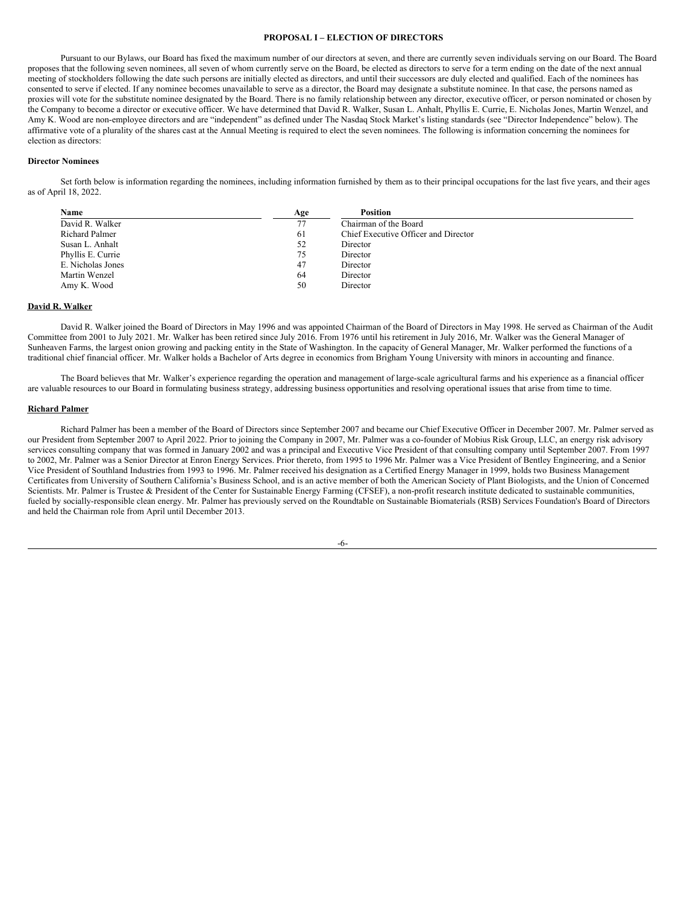# PROPOSAL I – ELECTION OF DIRECTORS

Pursuant to our Bylaws, our Board has fixed the maximum number of our directors at seven, and there are currently seven individuals serving on our Board. The Board proposes that the following seven nominees, all seven of whom currently serve on the Board, be elected as directors to serve for a term ending on the date of the next annual meeting of stockholders following the date such persons are initially elected as directors, and until their successors are duly elected and qualified. Each of the nominees has consented to serve if elected. If any nominee becomes unavailable to serve as a director, the Board may designate a substitute nominee. In that case, the persons named as proxies will vote for the substitute nominee designated by the Board. There is no family relationship between any director, executive officer, or person nominated or chosen by the Company to become a director or executive officer. We have determined that David R. Walker, Susan L. Anhalt, Phyllis E. Currie, E. Nicholas Jones, Martin Wenzel, and Amy K. Wood are non-employee directors and are "independent" as defined under The Nasdaq Stock Market's listing standards (see "Director Independence" below). The affirmative vote of a plurality of the shares cast at the Annual Meeting is required to elect the seven nominees. The following is information concerning the nominees for election as directors:

### Director Nominees

Set forth below is information regarding the nominees, including information furnished by them as to their principal occupations for the last five years, and their ages as of April 18, 2022.

| Name | Age | Position |
|---|---|---|
| David R. Walker | 77 | Chairman of the Board |
| Richard Palmer | 61 | Chief Executive Officer and Director |
| Susan L. Anhalt | 52 | Director |
| Phyllis E. Currie | 75 | Director |
| E. Nicholas Jones | 47 | Director |
| Martin Wenzel | 64 | Director |
| Amy K. Wood | 50 | Director |

### David R. Walker

David R. Walker joined the Board of Directors in May 1996 and was appointed Chairman of the Board of Directors in May 1998. He served as Chairman of the Audit Committee from 2001 to July 2021. Mr. Walker has been retired since July 2016. From 1976 until his retirement in July 2016, Mr. Walker was the General Manager of Sunheaven Farms, the largest onion growing and packing entity in the State of Washington. In the capacity of General Manager, Mr. Walker performed the functions of a traditional chief financial officer. Mr. Walker holds a Bachelor of Arts degree in economics from Brigham Young University with minors in accounting and finance.

The Board believes that Mr. Walker's experience regarding the operation and management of large-scale agricultural farms and his experience as a financial officer are valuable resources to our Board in formulating business strategy, addressing business opportunities and resolving operational issues that arise from time to time.

### Richard Palmer

Richard Palmer has been a member of the Board of Directors since September 2007 and became our Chief Executive Officer in December 2007. Mr. Palmer served as our President from September 2007 to April 2022. Prior to joining the Company in 2007, Mr. Palmer was a co-founder of Mobius Risk Group, LLC, an energy risk advisory services consulting company that was formed in January 2002 and was a principal and Executive Vice President of that consulting company until September 2007. From 1997 to 2002, Mr. Palmer was a Senior Director at Enron Energy Services. Prior thereto, from 1995 to 1996 Mr. Palmer was a Vice President of Bentley Engineering, and a Senior Vice President of Southland Industries from 1993 to 1996. Mr. Palmer received his designation as a Certified Energy Manager in 1999, holds two Business Management Certificates from University of Southern California's Business School, and is an active member of both the American Society of Plant Biologists, and the Union of Concerned Scientists. Mr. Palmer is Trustee & President of the Center for Sustainable Energy Farming (CFSEF), a non-profit research institute dedicated to sustainable communities, fueled by socially-responsible clean energy. Mr. Palmer has previously served on the Roundtable on Sustainable Biomaterials (RSB) Services Foundation's Board of Directors and held the Chairman role from April until December 2013.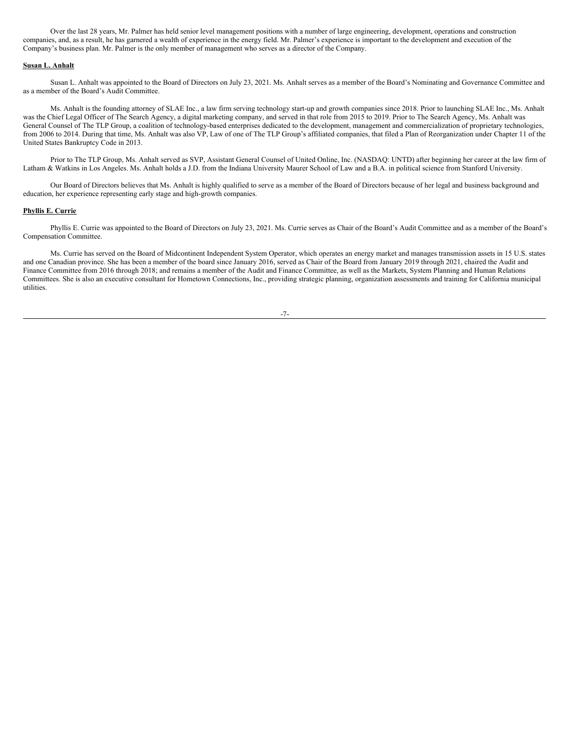Over the last 28 years, Mr. Palmer has held senior level management positions with a number of large engineering, development, operations and construction companies, and, as a result, he has garnered a wealth of experience in the energy field. Mr. Palmer's experience is important to the development and execution of the Company's business plan. Mr. Palmer is the only member of management who serves as a director of the Company.

**Susan L. Anhalt**

Susan L. Anhalt was appointed to the Board of Directors on July 23, 2021. Ms. Anhalt serves as a member of the Board's Nominating and Governance Committee and as a member of the Board's Audit Committee.

Ms. Anhalt is the founding attorney of SLAE Inc., a law firm serving technology start-up and growth companies since 2018. Prior to launching SLAE Inc., Ms. Anhalt was the Chief Legal Officer of The Search Agency, a digital marketing company, and served in that role from 2015 to 2019. Prior to The Search Agency, Ms. Anhalt was General Counsel of The TLP Group, a coalition of technology-based enterprises dedicated to the development, management and commercialization of proprietary technologies, from 2006 to 2014. During that time, Ms. Anhalt was also VP, Law of one of The TLP Group's affiliated companies, that filed a Plan of Reorganization under Chapter 11 of the United States Bankruptcy Code in 2013.

Prior to The TLP Group, Ms. Anhalt served as SVP, Assistant General Counsel of United Online, Inc. (NASDAQ: UNTD) after beginning her career at the law firm of Latham & Watkins in Los Angeles. Ms. Anhalt holds a J.D. from the Indiana University Maurer School of Law and a B.A. in political science from Stanford University.

Our Board of Directors believes that Ms. Anhalt is highly qualified to serve as a member of the Board of Directors because of her legal and business background and education, her experience representing early stage and high-growth companies.

**Phyllis E. Currie**

Phyllis E. Currie was appointed to the Board of Directors on July 23, 2021. Ms. Currie serves as Chair of the Board's Audit Committee and as a member of the Board's Compensation Committee.

Ms. Currie has served on the Board of Midcontinent Independent System Operator, which operates an energy market and manages transmission assets in 15 U.S. states and one Canadian province. She has been a member of the board since January 2016, served as Chair of the Board from January 2019 through 2021, chaired the Audit and Finance Committee from 2016 through 2018; and remains a member of the Audit and Finance Committee, as well as the Markets, System Planning and Human Relations Committees. She is also an executive consultant for Hometown Connections, Inc., providing strategic planning, organization assessments and training for California municipal utilities.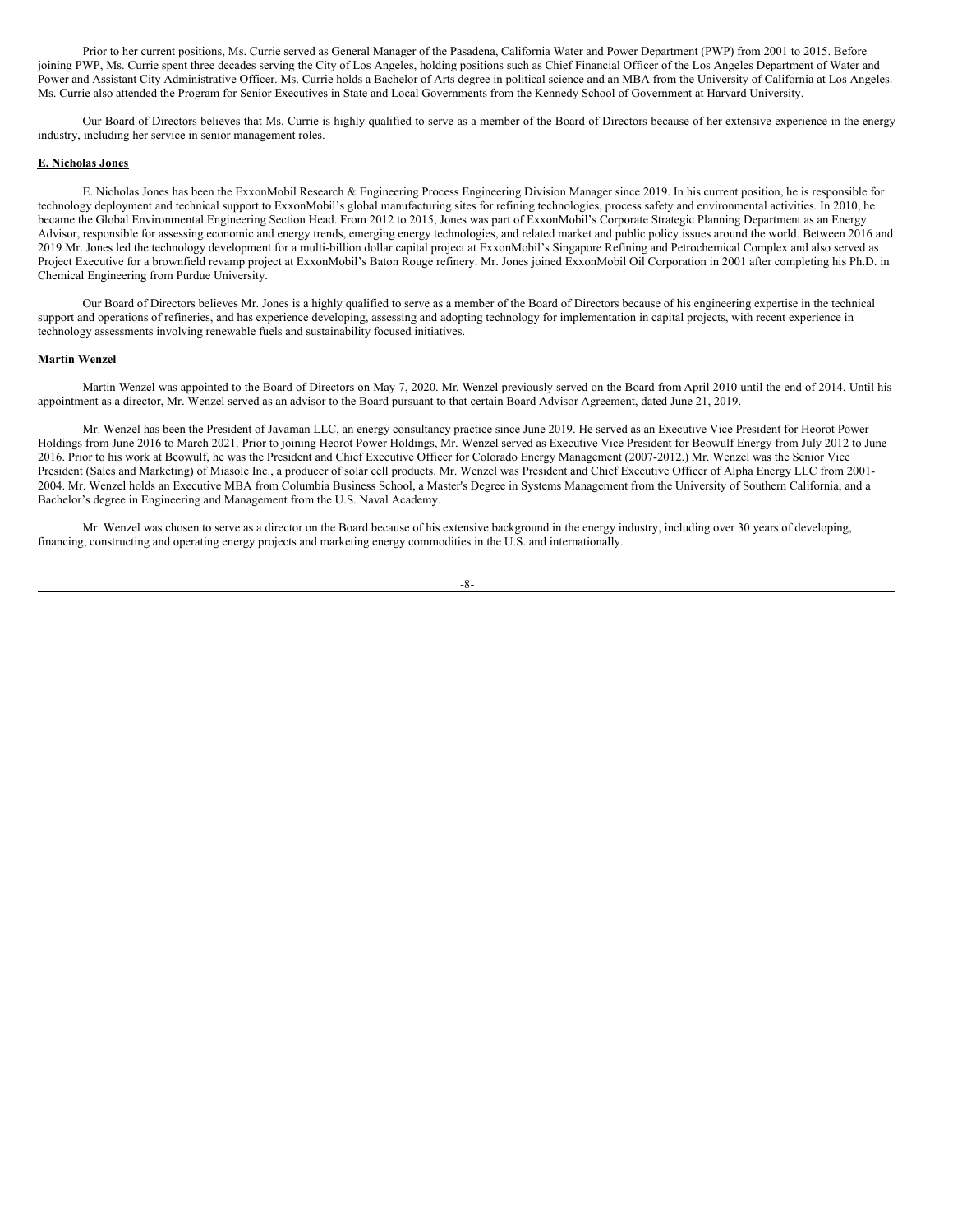Prior to her current positions, Ms. Currie served as General Manager of the Pasadena, California Water and Power Department (PWP) from 2001 to 2015. Before joining PWP, Ms. Currie spent three decades serving the City of Los Angeles, holding positions such as Chief Financial Officer of the Los Angeles Department of Water and Power and Assistant City Administrative Officer. Ms. Currie holds a Bachelor of Arts degree in political science and an MBA from the University of California at Los Angeles. Ms. Currie also attended the Program for Senior Executives in State and Local Governments from the Kennedy School of Government at Harvard University.

Our Board of Directors believes that Ms. Currie is highly qualified to serve as a member of the Board of Directors because of her extensive experience in the energy industry, including her service in senior management roles.

**E. Nicholas Jones**

E. Nicholas Jones has been the ExxonMobil Research & Engineering Process Engineering Division Manager since 2019. In his current position, he is responsible for technology deployment and technical support to ExxonMobil's global manufacturing sites for refining technologies, process safety and environmental activities. In 2010, he became the Global Environmental Engineering Section Head. From 2012 to 2015, Jones was part of ExxonMobil's Corporate Strategic Planning Department as an Energy Advisor, responsible for assessing economic and energy trends, emerging energy technologies, and related market and public policy issues around the world. Between 2016 and 2019 Mr. Jones led the technology development for a multi-billion dollar capital project at ExxonMobil's Singapore Refining and Petrochemical Complex and also served as Project Executive for a brownfield revamp project at ExxonMobil's Baton Rouge refinery. Mr. Jones joined ExxonMobil Oil Corporation in 2001 after completing his Ph.D. in Chemical Engineering from Purdue University.

Our Board of Directors believes Mr. Jones is a highly qualified to serve as a member of the Board of Directors because of his engineering expertise in the technical support and operations of refineries, and has experience developing, assessing and adopting technology for implementation in capital projects, with recent experience in technology assessments involving renewable fuels and sustainability focused initiatives.

**Martin Wenzel**

Martin Wenzel was appointed to the Board of Directors on May 7, 2020. Mr. Wenzel previously served on the Board from April 2010 until the end of 2014. Until his appointment as a director, Mr. Wenzel served as an advisor to the Board pursuant to that certain Board Advisor Agreement, dated June 21, 2019.

Mr. Wenzel has been the President of Javaman LLC, an energy consultancy practice since June 2019. He served as an Executive Vice President for Heorot Power Holdings from June 2016 to March 2021. Prior to joining Heorot Power Holdings, Mr. Wenzel served as Executive Vice President for Beowulf Energy from July 2012 to June 2016. Prior to his work at Beowulf, he was the President and Chief Executive Officer for Colorado Energy Management (2007-2012.) Mr. Wenzel was the Senior Vice President (Sales and Marketing) of Miasole Inc., a producer of solar cell products. Mr. Wenzel was President and Chief Executive Officer of Alpha Energy LLC from 2001-2004. Mr. Wenzel holds an Executive MBA from Columbia Business School, a Master's Degree in Systems Management from the University of Southern California, and a Bachelor's degree in Engineering and Management from the U.S. Naval Academy.

Mr. Wenzel was chosen to serve as a director on the Board because of his extensive background in the energy industry, including over 30 years of developing, financing, constructing and operating energy projects and marketing energy commodities in the U.S. and internationally.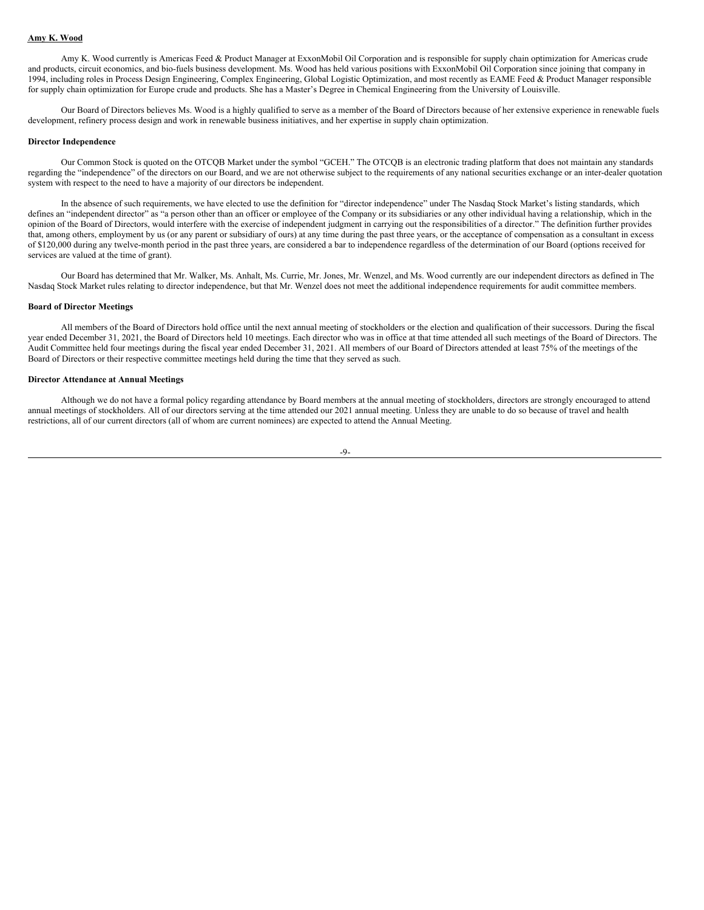**Amy K. Wood**

Amy K. Wood currently is Americas Feed & Product Manager at ExxonMobil Oil Corporation and is responsible for supply chain optimization for Americas crude and products, circuit economics, and bio-fuels business development. Ms. Wood has held various positions with ExxonMobil Oil Corporation since joining that company in 1994, including roles in Process Design Engineering, Complex Engineering, Global Logistic Optimization, and most recently as EAME Feed & Product Manager responsible for supply chain optimization for Europe crude and products. She has a Master's Degree in Chemical Engineering from the University of Louisville.

Our Board of Directors believes Ms. Wood is a highly qualified to serve as a member of the Board of Directors because of her extensive experience in renewable fuels development, refinery process design and work in renewable business initiatives, and her expertise in supply chain optimization.

**Director Independence**

Our Common Stock is quoted on the OTCQB Market under the symbol "GCEH." The OTCQB is an electronic trading platform that does not maintain any standards regarding the "independence" of the directors on our Board, and we are not otherwise subject to the requirements of any national securities exchange or an inter-dealer quotation system with respect to the need to have a majority of our directors be independent.

In the absence of such requirements, we have elected to use the definition for "director independence" under The Nasdaq Stock Market's listing standards, which defines an "independent director" as "a person other than an officer or employee of the Company or its subsidiaries or any other individual having a relationship, which in the opinion of the Board of Directors, would interfere with the exercise of independent judgment in carrying out the responsibilities of a director." The definition further provides that, among others, employment by us (or any parent or subsidiary of ours) at any time during the past three years, or the acceptance of compensation as a consultant in excess of $120,000 during any twelve-month period in the past three years, are considered a bar to independence regardless of the determination of our Board (options received for services are valued at the time of grant).

Our Board has determined that Mr. Walker, Ms. Anhalt, Ms. Currie, Mr. Jones, Mr. Wenzel, and Ms. Wood currently are our independent directors as defined in The Nasdaq Stock Market rules relating to director independence, but that Mr. Wenzel does not meet the additional independence requirements for audit committee members.

**Board of Director Meetings**

All members of the Board of Directors hold office until the next annual meeting of stockholders or the election and qualification of their successors. During the fiscal year ended December 31, 2021, the Board of Directors held 10 meetings. Each director who was in office at that time attended all such meetings of the Board of Directors. The Audit Committee held four meetings during the fiscal year ended December 31, 2021. All members of our Board of Directors attended at least 75% of the meetings of the Board of Directors or their respective committee meetings held during the time that they served as such.

**Director Attendance at Annual Meetings**

Although we do not have a formal policy regarding attendance by Board members at the annual meeting of stockholders, directors are strongly encouraged to attend annual meetings of stockholders. All of our directors serving at the time attended our 2021 annual meeting. Unless they are unable to do so because of travel and health restrictions, all of our current directors (all of whom are current nominees) are expected to attend the Annual Meeting.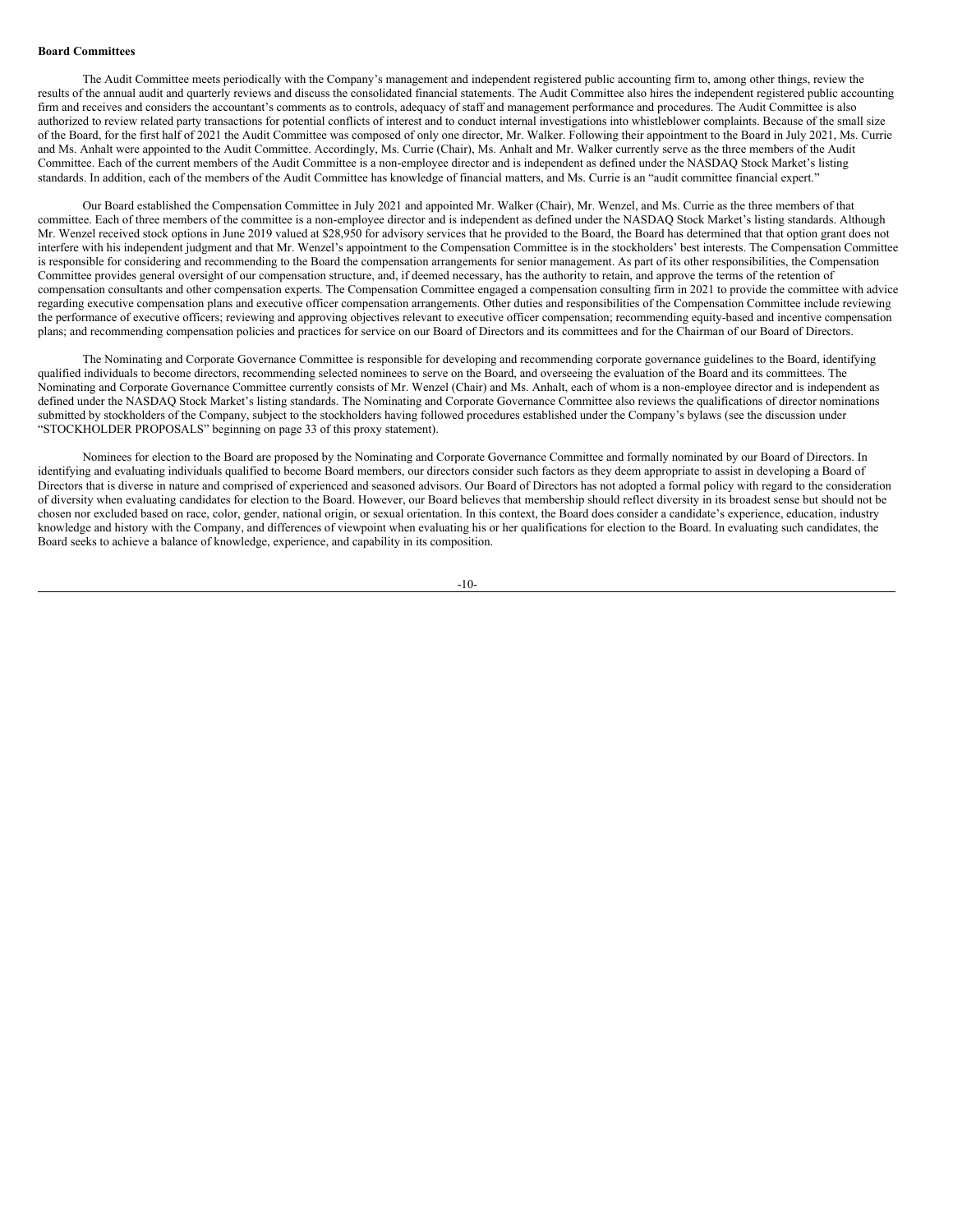**Board Committees**

The Audit Committee meets periodically with the Company's management and independent registered public accounting firm to, among other things, review the results of the annual audit and quarterly reviews and discuss the consolidated financial statements. The Audit Committee also hires the independent registered public accounting firm and receives and considers the accountant's comments as to controls, adequacy of staff and management performance and procedures. The Audit Committee is also authorized to review related party transactions for potential conflicts of interest and to conduct internal investigations into whistleblower complaints. Because of the small size of the Board, for the first half of 2021 the Audit Committee was composed of only one director, Mr. Walker. Following their appointment to the Board in July 2021, Ms. Currie and Ms. Anhalt were appointed to the Audit Committee. Accordingly, Ms. Currie (Chair), Ms. Anhalt and Mr. Walker currently serve as the three members of the Audit Committee. Each of the current members of the Audit Committee is a non-employee director and is independent as defined under the NASDAQ Stock Market's listing standards. In addition, each of the members of the Audit Committee has knowledge of financial matters, and Ms. Currie is an "audit committee financial expert."

Our Board established the Compensation Committee in July 2021 and appointed Mr. Walker (Chair), Mr. Wenzel, and Ms. Currie as the three members of that committee. Each of three members of the committee is a non-employee director and is independent as defined under the NASDAQ Stock Market's listing standards. Although Mr. Wenzel received stock options in June 2019 valued at $28,950 for advisory services that he provided to the Board, the Board has determined that that option grant does not interfere with his independent judgment and that Mr. Wenzel's appointment to the Compensation Committee is in the stockholders' best interests. The Compensation Committee is responsible for considering and recommending to the Board the compensation arrangements for senior management. As part of its other responsibilities, the Compensation Committee provides general oversight of our compensation structure, and, if deemed necessary, has the authority to retain, and approve the terms of the retention of compensation consultants and other compensation experts. The Compensation Committee engaged a compensation consulting firm in 2021 to provide the committee with advice regarding executive compensation plans and executive officer compensation arrangements. Other duties and responsibilities of the Compensation Committee include reviewing the performance of executive officers; reviewing and approving objectives relevant to executive officer compensation; recommending equity-based and incentive compensation plans; and recommending compensation policies and practices for service on our Board of Directors and its committees and for the Chairman of our Board of Directors.

The Nominating and Corporate Governance Committee is responsible for developing and recommending corporate governance guidelines to the Board, identifying qualified individuals to become directors, recommending selected nominees to serve on the Board, and overseeing the evaluation of the Board and its committees. The Nominating and Corporate Governance Committee currently consists of Mr. Wenzel (Chair) and Ms. Anhalt, each of whom is a non-employee director and is independent as defined under the NASDAQ Stock Market's listing standards. The Nominating and Corporate Governance Committee also reviews the qualifications of director nominations submitted by stockholders of the Company, subject to the stockholders having followed procedures established under the Company's bylaws (see the discussion under "STOCKHOLDER PROPOSALS" beginning on page 33 of this proxy statement).

Nominees for election to the Board are proposed by the Nominating and Corporate Governance Committee and formally nominated by our Board of Directors. In identifying and evaluating individuals qualified to become Board members, our directors consider such factors as they deem appropriate to assist in developing a Board of Directors that is diverse in nature and comprised of experienced and seasoned advisors. Our Board of Directors has not adopted a formal policy with regard to the consideration of diversity when evaluating candidates for election to the Board. However, our Board believes that membership should reflect diversity in its broadest sense but should not be chosen nor excluded based on race, color, gender, national origin, or sexual orientation. In this context, the Board does consider a candidate's experience, education, industry knowledge and history with the Company, and differences of viewpoint when evaluating his or her qualifications for election to the Board. In evaluating such candidates, the Board seeks to achieve a balance of knowledge, experience, and capability in its composition.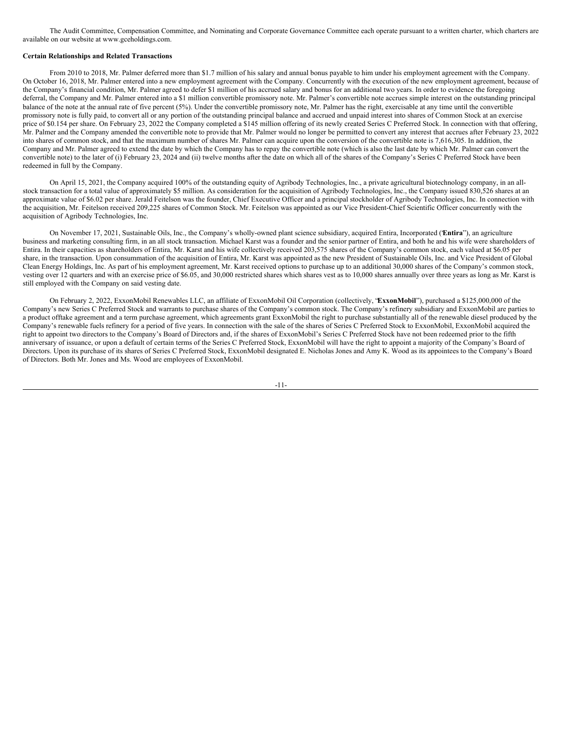The Audit Committee, Compensation Committee, and Nominating and Corporate Governance Committee each operate pursuant to a written charter, which charters are available on our website at www.gceholdings.com.

**Certain Relationships and Related Transactions**

From 2010 to 2018, Mr. Palmer deferred more than $1.7 million of his salary and annual bonus payable to him under his employment agreement with the Company. On October 16, 2018, Mr. Palmer entered into a new employment agreement with the Company. Concurrently with the execution of the new employment agreement, because of the Company's financial condition, Mr. Palmer agreed to defer $1 million of his accrued salary and bonus for an additional two years. In order to evidence the foregoing deferral, the Company and Mr. Palmer entered into a $1 million convertible promissory note. Mr. Palmer's convertible note accrues simple interest on the outstanding principal balance of the note at the annual rate of five percent (5%). Under the convertible promissory note, Mr. Palmer has the right, exercisable at any time until the convertible promissory note is fully paid, to convert all or any portion of the outstanding principal balance and accrued and unpaid interest into shares of Common Stock at an exercise price of $0.154 per share. On February 23, 2022 the Company completed a $145 million offering of its newly created Series C Preferred Stock. In connection with that offering, Mr. Palmer and the Company amended the convertible note to provide that Mr. Palmer would no longer be permitted to convert any interest that accrues after February 23, 2022 into shares of common stock, and that the maximum number of shares Mr. Palmer can acquire upon the conversion of the convertible note is 7,616,305. In addition, the Company and Mr. Palmer agreed to extend the date by which the Company has to repay the convertible note (which is also the last date by which Mr. Palmer can convert the convertible note) to the later of (i) February 23, 2024 and (ii) twelve months after the date on which all of the shares of the Company's Series C Preferred Stock have been redeemed in full by the Company.

On April 15, 2021, the Company acquired 100% of the outstanding equity of Agribody Technologies, Inc., a private agricultural biotechnology company, in an all-stock transaction for a total value of approximately $5 million. As consideration for the acquisition of Agribody Technologies, Inc., the Company issued 830,526 shares at an approximate value of $6.02 per share. Jerald Feitelson was the founder, Chief Executive Officer and a principal stockholder of Agribody Technologies, Inc. In connection with the acquisition, Mr. Feitelson received 209,225 shares of Common Stock. Mr. Feitelson was appointed as our Vice President-Chief Scientific Officer concurrently with the acquisition of Agribody Technologies, Inc.

On November 17, 2021, Sustainable Oils, Inc., the Company's wholly-owned plant science subsidiary, acquired Entira, Incorporated ("**Entira**"), an agriculture business and marketing consulting firm, in an all stock transaction. Michael Karst was a founder and the senior partner of Entira, and both he and his wife were shareholders of Entira. In their capacities as shareholders of Entira, Mr. Karst and his wife collectively received 203,575 shares of the Company's common stock, each valued at $6.05 per share, in the transaction. Upon consummation of the acquisition of Entira, Mr. Karst was appointed as the new President of Sustainable Oils, Inc. and Vice President of Global Clean Energy Holdings, Inc. As part of his employment agreement, Mr. Karst received options to purchase up to an additional 30,000 shares of the Company's common stock, vesting over 12 quarters and with an exercise price of $6.05, and 30,000 restricted shares which shares vest as to 10,000 shares annually over three years as long as Mr. Karst is still employed with the Company on said vesting date.

On February 2, 2022, ExxonMobil Renewables LLC, an affiliate of ExxonMobil Oil Corporation (collectively, "**ExxonMobil**"), purchased a $125,000,000 of the Company's new Series C Preferred Stock and warrants to purchase shares of the Company's common stock. The Company's refinery subsidiary and ExxonMobil are parties to a product offtake agreement and a term purchase agreement, which agreements grant ExxonMobil the right to purchase substantially all of the renewable diesel produced by the Company's renewable fuels refinery for a period of five years. In connection with the sale of the shares of Series C Preferred Stock to ExxonMobil, ExxonMobil acquired the right to appoint two directors to the Company's Board of Directors and, if the shares of ExxonMobil's Series C Preferred Stock have not been redeemed prior to the fifth anniversary of issuance, or upon a default of certain terms of the Series C Preferred Stock, ExxonMobil will have the right to appoint a majority of the Company's Board of Directors. Upon its purchase of its shares of Series C Preferred Stock, ExxonMobil designated E. Nicholas Jones and Amy K. Wood as its appointees to the Company's Board of Directors. Both Mr. Jones and Ms. Wood are employees of ExxonMobil.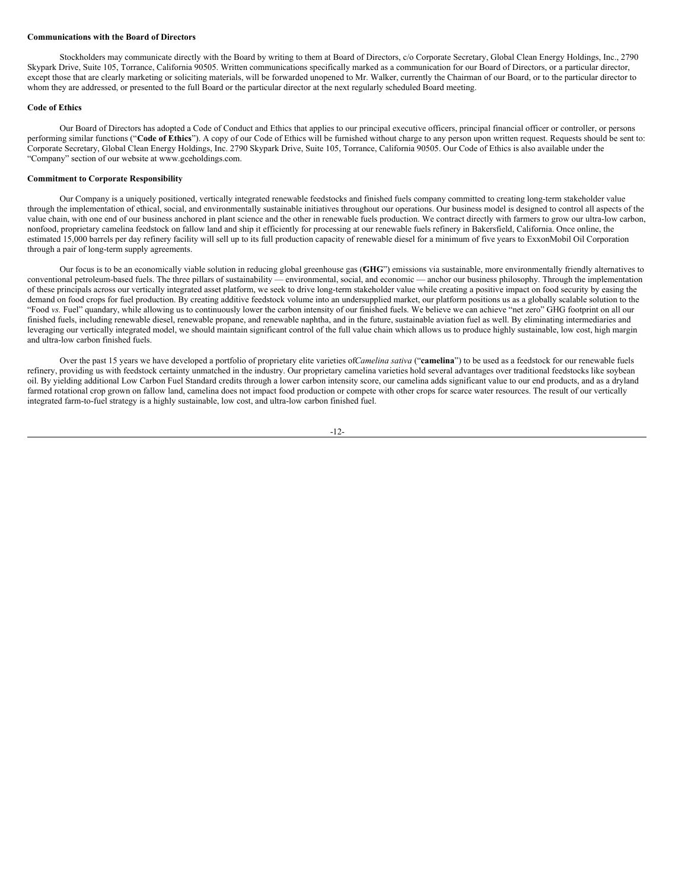**Communications with the Board of Directors**

Stockholders may communicate directly with the Board by writing to them at Board of Directors, c/o Corporate Secretary, Global Clean Energy Holdings, Inc., 2790 Skypark Drive, Suite 105, Torrance, California 90505. Written communications specifically marked as a communication for our Board of Directors, or a particular director, except those that are clearly marketing or soliciting materials, will be forwarded unopened to Mr. Walker, currently the Chairman of our Board, or to the particular director to whom they are addressed, or presented to the full Board or the particular director at the next regularly scheduled Board meeting.

**Code of Ethics**

Our Board of Directors has adopted a Code of Conduct and Ethics that applies to our principal executive officers, principal financial officer or controller, or persons performing similar functions ("**Code of Ethics**"). A copy of our Code of Ethics will be furnished without charge to any person upon written request. Requests should be sent to: Corporate Secretary, Global Clean Energy Holdings, Inc. 2790 Skypark Drive, Suite 105, Torrance, California 90505. Our Code of Ethics is also available under the "Company" section of our website at www.gceholdings.com.

**Commitment to Corporate Responsibility**

Our Company is a uniquely positioned, vertically integrated renewable feedstocks and finished fuels company committed to creating long-term stakeholder value through the implementation of ethical, social, and environmentally sustainable initiatives throughout our operations. Our business model is designed to control all aspects of the value chain, with one end of our business anchored in plant science and the other in renewable fuels production. We contract directly with farmers to grow our ultra-low carbon, nonfood, proprietary camelina feedstock on fallow land and ship it efficiently for processing at our renewable fuels refinery in Bakersfield, California. Once online, the estimated 15,000 barrels per day refinery facility will sell up to its full production capacity of renewable diesel for a minimum of five years to ExxonMobil Oil Corporation through a pair of long-term supply agreements.

Our focus is to be an economically viable solution in reducing global greenhouse gas ("**GHG**") emissions via sustainable, more environmentally friendly alternatives to conventional petroleum-based fuels. The three pillars of sustainability — environmental, social, and economic — anchor our business philosophy. Through the implementation of these principals across our vertically integrated asset platform, we seek to drive long-term stakeholder value while creating a positive impact on food security by easing the demand on food crops for fuel production. By creating additive feedstock volume into an undersupplied market, our platform positions us as a globally scalable solution to the "Food *vs.* Fuel" quandary, while allowing us to continuously lower the carbon intensity of our finished fuels. We believe we can achieve "net zero" GHG footprint on all our finished fuels, including renewable diesel, renewable propane, and renewable naphtha, and in the future, sustainable aviation fuel as well. By eliminating intermediaries and leveraging our vertically integrated model, we should maintain significant control of the full value chain which allows us to produce highly sustainable, low cost, high margin and ultra-low carbon finished fuels.

Over the past 15 years we have developed a portfolio of proprietary elite varieties of *Camelina sativa* ("**camelina**") to be used as a feedstock for our renewable fuels refinery, providing us with feedstock certainty unmatched in the industry. Our proprietary camelina varieties hold several advantages over traditional feedstocks like soybean oil. By yielding additional Low Carbon Fuel Standard credits through a lower carbon intensity score, our camelina adds significant value to our end products, and as a dryland farmed rotational crop grown on fallow land, camelina does not impact food production or compete with other crops for scarce water resources. The result of our vertically integrated farm-to-fuel strategy is a highly sustainable, low cost, and ultra-low carbon finished fuel.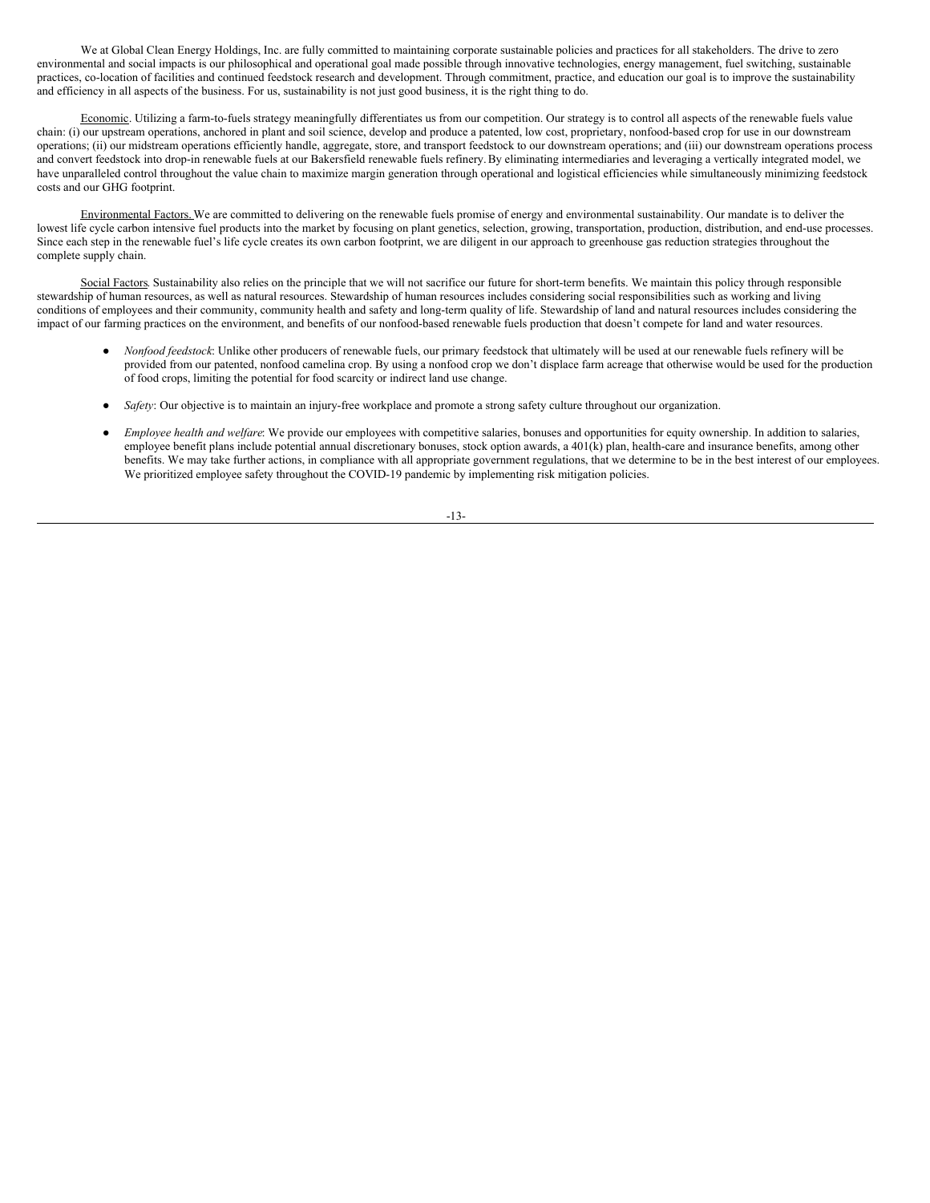We at Global Clean Energy Holdings, Inc. are fully committed to maintaining corporate sustainable policies and practices for all stakeholders. The drive to zero environmental and social impacts is our philosophical and operational goal made possible through innovative technologies, energy management, fuel switching, sustainable practices, co-location of facilities and continued feedstock research and development. Through commitment, practice, and education our goal is to improve the sustainability and efficiency in all aspects of the business. For us, sustainability is not just good business, it is the right thing to do.

Economic. Utilizing a farm-to-fuels strategy meaningfully differentiates us from our competition. Our strategy is to control all aspects of the renewable fuels value chain: (i) our upstream operations, anchored in plant and soil science, develop and produce a patented, low cost, proprietary, nonfood-based crop for use in our downstream operations; (ii) our midstream operations efficiently handle, aggregate, store, and transport feedstock to our downstream operations; and (iii) our downstream operations process and convert feedstock into drop-in renewable fuels at our Bakersfield renewable fuels refinery. By eliminating intermediaries and leveraging a vertically integrated model, we have unparalleled control throughout the value chain to maximize margin generation through operational and logistical efficiencies while simultaneously minimizing feedstock costs and our GHG footprint.

Environmental Factors. We are committed to delivering on the renewable fuels promise of energy and environmental sustainability. Our mandate is to deliver the lowest life cycle carbon intensive fuel products into the market by focusing on plant genetics, selection, growing, transportation, production, distribution, and end-use processes. Since each step in the renewable fuel's life cycle creates its own carbon footprint, we are diligent in our approach to greenhouse gas reduction strategies throughout the complete supply chain.

Social Factors. Sustainability also relies on the principle that we will not sacrifice our future for short-term benefits. We maintain this policy through responsible stewardship of human resources, as well as natural resources. Stewardship of human resources includes considering social responsibilities such as working and living conditions of employees and their community, community health and safety and long-term quality of life. Stewardship of land and natural resources includes considering the impact of our farming practices on the environment, and benefits of our nonfood-based renewable fuels production that doesn't compete for land and water resources.

- *Nonfood feedstock*: Unlike other producers of renewable fuels, our primary feedstock that ultimately will be used at our renewable fuels refinery will be provided from our patented, nonfood camelina crop. By using a nonfood crop we don't displace farm acreage that otherwise would be used for the production of food crops, limiting the potential for food scarcity or indirect land use change.

- *Safety*: Our objective is to maintain an injury-free workplace and promote a strong safety culture throughout our organization.

- *Employee health and welfare*: We provide our employees with competitive salaries, bonuses and opportunities for equity ownership. In addition to salaries, employee benefit plans include potential annual discretionary bonuses, stock option awards, a 401(k) plan, health-care and insurance benefits, among other benefits. We may take further actions, in compliance with all appropriate government regulations, that we determine to be in the best interest of our employees. We prioritized employee safety throughout the COVID-19 pandemic by implementing risk mitigation policies.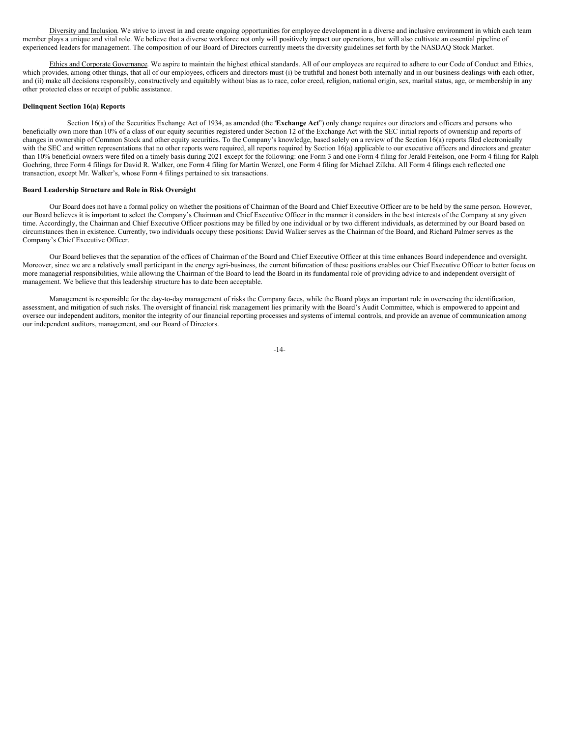Diversity and Inclusion. We strive to invest in and create ongoing opportunities for employee development in a diverse and inclusive environment in which each team member plays a unique and vital role. We believe that a diverse workforce not only will positively impact our operations, but will also cultivate an essential pipeline of experienced leaders for management. The composition of our Board of Directors currently meets the diversity guidelines set forth by the NASDAQ Stock Market.

Ethics and Corporate Governance. We aspire to maintain the highest ethical standards. All of our employees are required to adhere to our Code of Conduct and Ethics, which provides, among other things, that all of our employees, officers and directors must (i) be truthful and honest both internally and in our business dealings with each other, and (ii) make all decisions responsibly, constructively and equitably without bias as to race, color creed, religion, national origin, sex, marital status, age, or membership in any other protected class or receipt of public assistance.

**Delinquent Section 16(a) Reports**

Section 16(a) of the Securities Exchange Act of 1934, as amended (the '**Exchange Act**') only change requires our directors and officers and persons who beneficially own more than 10% of a class of our equity securities registered under Section 12 of the Exchange Act with the SEC initial reports of ownership and reports of changes in ownership of Common Stock and other equity securities. To the Company's knowledge, based solely on a review of the Section 16(a) reports filed electronically with the SEC and written representations that no other reports were required, all reports required by Section 16(a) applicable to our executive officers and directors and greater than 10% beneficial owners were filed on a timely basis during 2021 except for the following: one Form 3 and one Form 4 filing for Jerald Feitelson, one Form 4 filing for Ralph Goehring, three Form 4 filings for David R. Walker, one Form 4 filing for Martin Wenzel, one Form 4 filing for Michael Zilkha. All Form 4 filings each reflected one transaction, except Mr. Walker's, whose Form 4 filings pertained to six transactions.

**Board Leadership Structure and Role in Risk Oversight**

Our Board does not have a formal policy on whether the positions of Chairman of the Board and Chief Executive Officer are to be held by the same person. However, our Board believes it is important to select the Company's Chairman and Chief Executive Officer in the manner it considers in the best interests of the Company at any given time. Accordingly, the Chairman and Chief Executive Officer positions may be filled by one individual or by two different individuals, as determined by our Board based on circumstances then in existence. Currently, two individuals occupy these positions: David Walker serves as the Chairman of the Board, and Richard Palmer serves as the Company's Chief Executive Officer.

Our Board believes that the separation of the offices of Chairman of the Board and Chief Executive Officer at this time enhances Board independence and oversight. Moreover, since we are a relatively small participant in the energy agri-business, the current bifurcation of these positions enables our Chief Executive Officer to better focus on more managerial responsibilities, while allowing the Chairman of the Board to lead the Board in its fundamental role of providing advice to and independent oversight of management. We believe that this leadership structure has to date been acceptable.

Management is responsible for the day-to-day management of risks the Company faces, while the Board plays an important role in overseeing the identification, assessment, and mitigation of such risks. The oversight of financial risk management lies primarily with the Board's Audit Committee, which is empowered to appoint and oversee our independent auditors, monitor the integrity of our financial reporting processes and systems of internal controls, and provide an avenue of communication among our independent auditors, management, and our Board of Directors.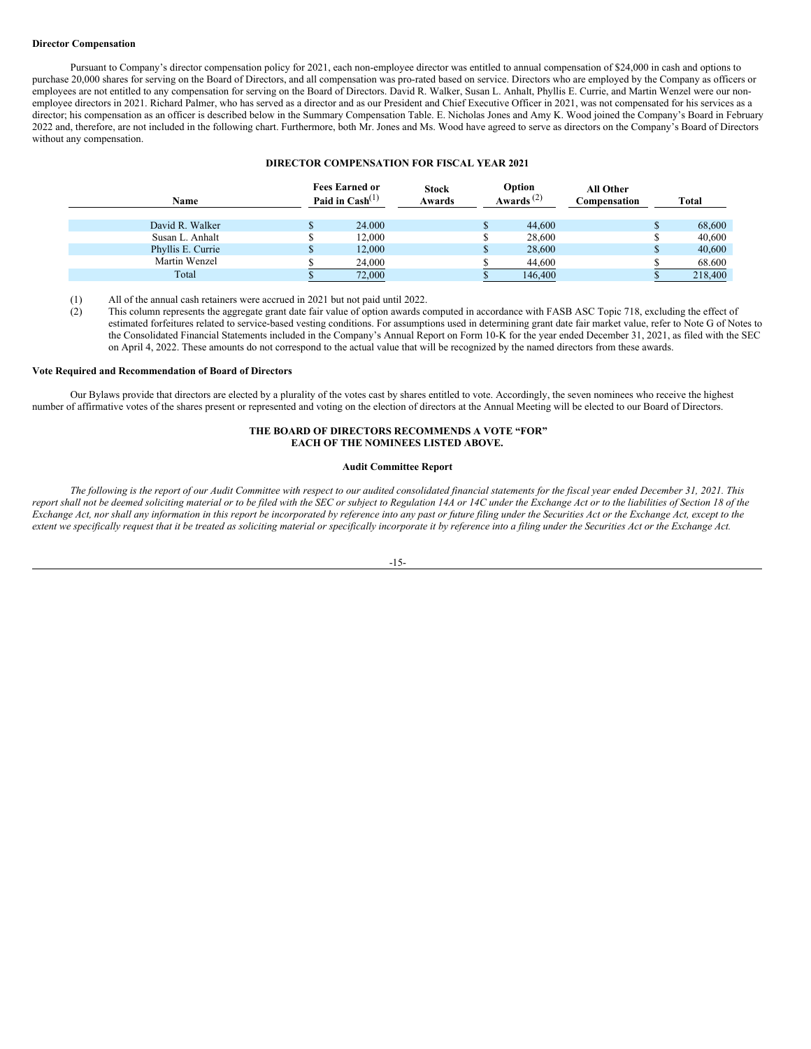**Director Compensation**

Pursuant to Company's director compensation policy for 2021, each non-employee director was entitled to annual compensation of $24,000 in cash and options to purchase 20,000 shares for serving on the Board of Directors, and all compensation was pro-rated based on service. Directors who are employed by the Company as officers or employees are not entitled to any compensation for serving on the Board of Directors. David R. Walker, Susan L. Anhalt, Phyllis E. Currie, and Martin Wenzel were our non-employee directors in 2021. Richard Palmer, who has served as a director and as our President and Chief Executive Officer in 2021, was not compensated for his services as a director; his compensation as an officer is described below in the Summary Compensation Table. E. Nicholas Jones and Amy K. Wood joined the Company's Board in February 2022 and, therefore, are not included in the following chart. Furthermore, both Mr. Jones and Ms. Wood have agreed to serve as directors on the Company's Board of Directors without any compensation.

**DIRECTOR COMPENSATION FOR FISCAL YEAR 2021**

| Name | Fees Earned or Paid in Cash[(1)] | Stock Awards | Option Awards[(2)] | All Other Compensation | Total |
|---|---|---|---|---|---|
| David R. Walker | $ 24.000 | | $ 44,600 | | $ 68,600 |
| Susan L. Anhalt | $ 12,000 | | $ 28,600 | | $ 40,600 |
| Phyllis E. Currie | $ 12,000 | | $ 28,600 | | $ 40,600 |
| Martin Wenzel | $ 24,000 | | $ 44,600 | | $ 68.600 |
| Total | $ 72,000 | | $ 146,400 | | $ 218,400 |

(1) All of the annual cash retainers were accrued in 2021 but not paid until 2022.

(2) This column represents the aggregate grant date fair value of option awards computed in accordance with FASB ASC Topic 718, excluding the effect of estimated forfeitures related to service-based vesting conditions. For assumptions used in determining grant date fair market value, refer to Note G of Notes to the Consolidated Financial Statements included in the Company's Annual Report on Form 10-K for the year ended December 31, 2021, as filed with the SEC on April 4, 2022. These amounts do not correspond to the actual value that will be recognized by the named directors from these awards.

**Vote Required and Recommendation of Board of Directors**

Our Bylaws provide that directors are elected by a plurality of the votes cast by shares entitled to vote. Accordingly, the seven nominees who receive the highest number of affirmative votes of the shares present or represented and voting on the election of directors at the Annual Meeting will be elected to our Board of Directors.

**THE BOARD OF DIRECTORS RECOMMENDS A VOTE "FOR" EACH OF THE NOMINEES LISTED ABOVE.**

**Audit Committee Report**

*The following is the report of our Audit Committee with respect to our audited consolidated financial statements for the fiscal year ended December 31, 2021. This report shall not be deemed soliciting material or to be filed with the SEC or subject to Regulation 14A or 14C under the Exchange Act or to the liabilities of Section 18 of the Exchange Act, nor shall any information in this report be incorporated by reference into any past or future filing under the Securities Act or the Exchange Act, except to the extent we specifically request that it be treated as soliciting material or specifically incorporate it by reference into a filing under the Securities Act or the Exchange Act.*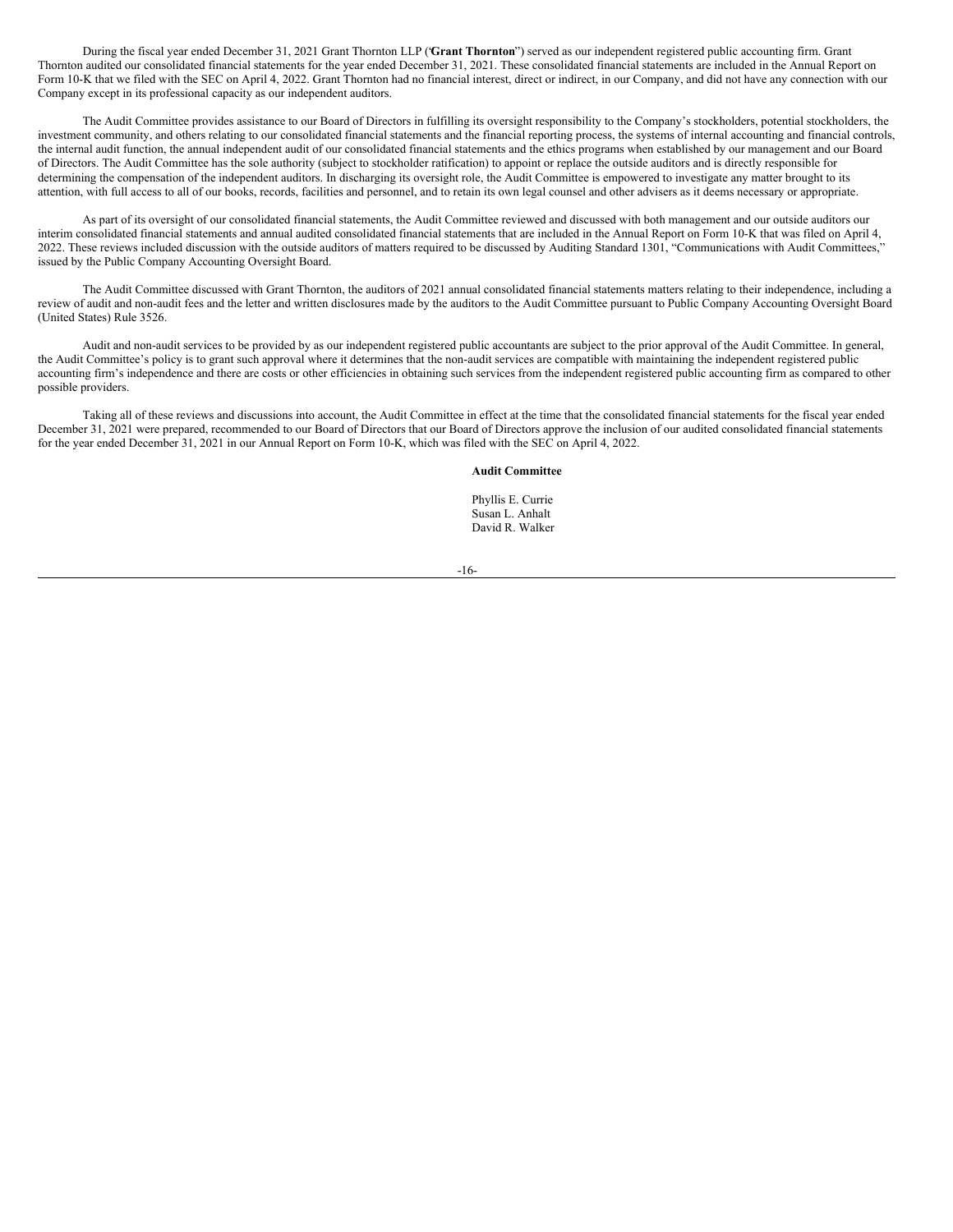During the fiscal year ended December 31, 2021 Grant Thornton LLP ("**Grant Thornton**") served as our independent registered public accounting firm. Grant Thornton audited our consolidated financial statements for the year ended December 31, 2021. These consolidated financial statements are included in the Annual Report on Form 10-K that we filed with the SEC on April 4, 2022. Grant Thornton had no financial interest, direct or indirect, in our Company, and did not have any connection with our Company except in its professional capacity as our independent auditors.

The Audit Committee provides assistance to our Board of Directors in fulfilling its oversight responsibility to the Company's stockholders, potential stockholders, the investment community, and others relating to our consolidated financial statements and the financial reporting process, the systems of internal accounting and financial controls, the internal audit function, the annual independent audit of our consolidated financial statements and the ethics programs when established by our management and our Board of Directors. The Audit Committee has the sole authority (subject to stockholder ratification) to appoint or replace the outside auditors and is directly responsible for determining the compensation of the independent auditors. In discharging its oversight role, the Audit Committee is empowered to investigate any matter brought to its attention, with full access to all of our books, records, facilities and personnel, and to retain its own legal counsel and other advisers as it deems necessary or appropriate.

As part of its oversight of our consolidated financial statements, the Audit Committee reviewed and discussed with both management and our outside auditors our interim consolidated financial statements and annual audited consolidated financial statements that are included in the Annual Report on Form 10-K that was filed on April 4, 2022. These reviews included discussion with the outside auditors of matters required to be discussed by Auditing Standard 1301, "Communications with Audit Committees," issued by the Public Company Accounting Oversight Board.

The Audit Committee discussed with Grant Thornton, the auditors of 2021 annual consolidated financial statements matters relating to their independence, including a review of audit and non-audit fees and the letter and written disclosures made by the auditors to the Audit Committee pursuant to Public Company Accounting Oversight Board (United States) Rule 3526.

Audit and non-audit services to be provided by as our independent registered public accountants are subject to the prior approval of the Audit Committee. In general, the Audit Committee's policy is to grant such approval where it determines that the non-audit services are compatible with maintaining the independent registered public accounting firm's independence and there are costs or other efficiencies in obtaining such services from the independent registered public accounting firm as compared to other possible providers.

Taking all of these reviews and discussions into account, the Audit Committee in effect at the time that the consolidated financial statements for the fiscal year ended December 31, 2021 were prepared, recommended to our Board of Directors that our Board of Directors approve the inclusion of our audited consolidated financial statements for the year ended December 31, 2021 in our Annual Report on Form 10-K, which was filed with the SEC on April 4, 2022.

**Audit Committee**

Phyllis E. Currie
Susan L. Anhalt
David R. Walker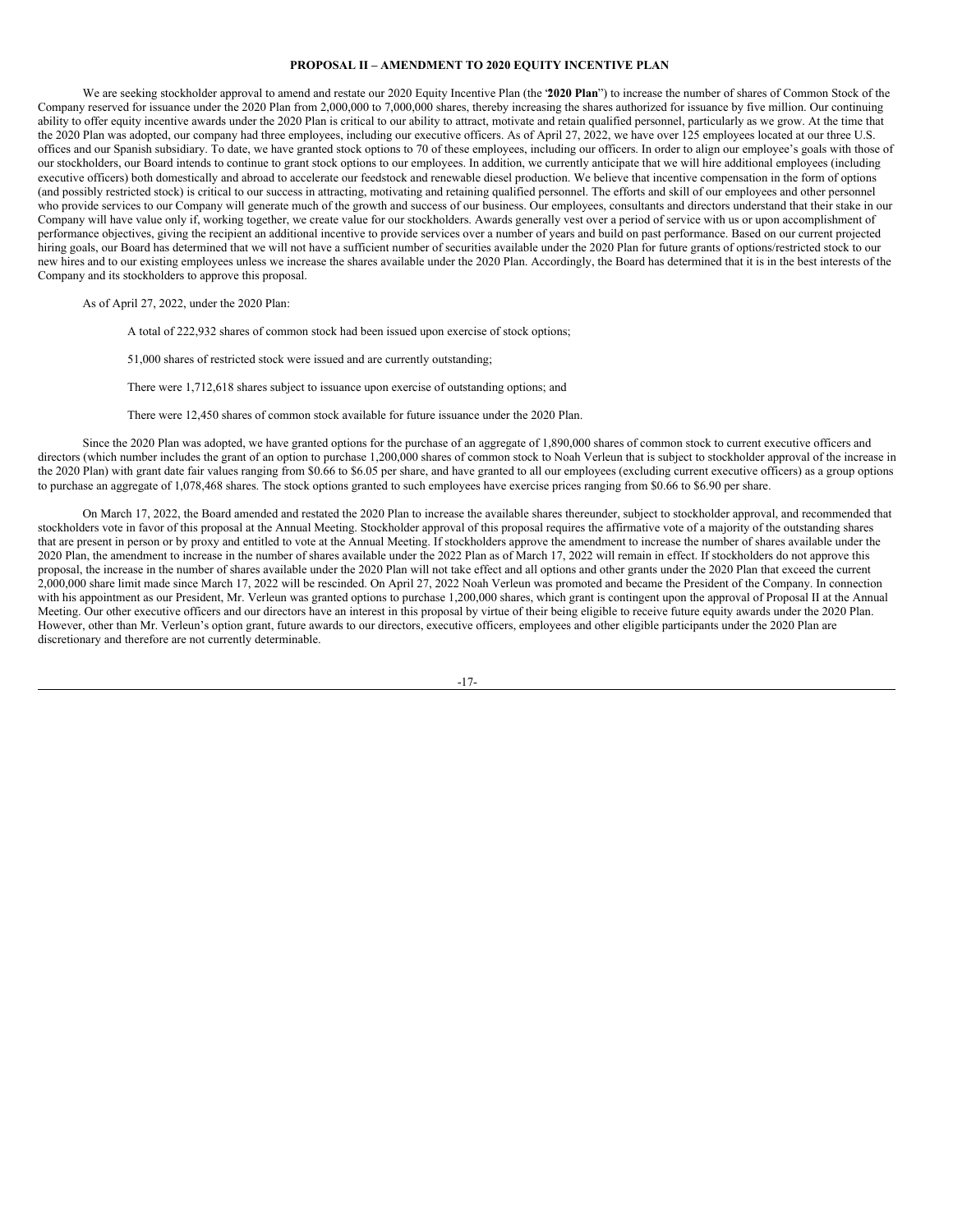## PROPOSAL II – AMENDMENT TO 2020 EQUITY INCENTIVE PLAN

We are seeking stockholder approval to amend and restate our 2020 Equity Incentive Plan (the '**2020 Plan**") to increase the number of shares of Common Stock of the Company reserved for issuance under the 2020 Plan from 2,000,000 to 7,000,000 shares, thereby increasing the shares authorized for issuance by five million. Our continuing ability to offer equity incentive awards under the 2020 Plan is critical to our ability to attract, motivate and retain qualified personnel, particularly as we grow. At the time that the 2020 Plan was adopted, our company had three employees, including our executive officers. As of April 27, 2022, we have over 125 employees located at our three U.S. offices and our Spanish subsidiary. To date, we have granted stock options to 70 of these employees, including our officers. In order to align our employee's goals with those of our stockholders, our Board intends to continue to grant stock options to our employees. In addition, we currently anticipate that we will hire additional employees (including executive officers) both domestically and abroad to accelerate our feedstock and renewable diesel production. We believe that incentive compensation in the form of options (and possibly restricted stock) is critical to our success in attracting, motivating and retaining qualified personnel. The efforts and skill of our employees and other personnel who provide services to our Company will generate much of the growth and success of our business. Our employees, consultants and directors understand that their stake in our Company will have value only if, working together, we create value for our stockholders. Awards generally vest over a period of service with us or upon accomplishment of performance objectives, giving the recipient an additional incentive to provide services over a number of years and build on past performance. Based on our current projected hiring goals, our Board has determined that we will not have a sufficient number of securities available under the 2020 Plan for future grants of options/restricted stock to our new hires and to our existing employees unless we increase the shares available under the 2020 Plan. Accordingly, the Board has determined that it is in the best interests of the Company and its stockholders to approve this proposal.

As of April 27, 2022, under the 2020 Plan:

- A total of 222,932 shares of common stock had been issued upon exercise of stock options;
- 51,000 shares of restricted stock were issued and are currently outstanding;
- There were 1,712,618 shares subject to issuance upon exercise of outstanding options; and
- There were 12,450 shares of common stock available for future issuance under the 2020 Plan.

Since the 2020 Plan was adopted, we have granted options for the purchase of an aggregate of 1,890,000 shares of common stock to current executive officers and directors (which number includes the grant of an option to purchase 1,200,000 shares of common stock to Noah Verleun that is subject to stockholder approval of the increase in the 2020 Plan) with grant date fair values ranging from $0.66 to $6.05 per share, and have granted to all our employees (excluding current executive officers) as a group options to purchase an aggregate of 1,078,468 shares. The stock options granted to such employees have exercise prices ranging from $0.66 to $6.90 per share.

On March 17, 2022, the Board amended and restated the 2020 Plan to increase the available shares thereunder, subject to stockholder approval, and recommended that stockholders vote in favor of this proposal at the Annual Meeting. Stockholder approval of this proposal requires the affirmative vote of a majority of the outstanding shares that are present in person or by proxy and entitled to vote at the Annual Meeting. If stockholders approve the amendment to increase the number of shares available under the 2020 Plan, the amendment to increase in the number of shares available under the 2022 Plan as of March 17, 2022 will remain in effect. If stockholders do not approve this proposal, the increase in the number of shares available under the 2020 Plan will not take effect and all options and other grants under the 2020 Plan that exceed the current 2,000,000 share limit made since March 17, 2022 will be rescinded. On April 27, 2022 Noah Verleun was promoted and became the President of the Company. In connection with his appointment as our President, Mr. Verleun was granted options to purchase 1,200,000 shares, which grant is contingent upon the approval of Proposal II at the Annual Meeting. Our other executive officers and our directors have an interest in this proposal by virtue of their being eligible to receive future equity awards under the 2020 Plan. However, other than Mr. Verleun's option grant, future awards to our directors, executive officers, employees and other eligible participants under the 2020 Plan are discretionary and therefore are not currently determinable.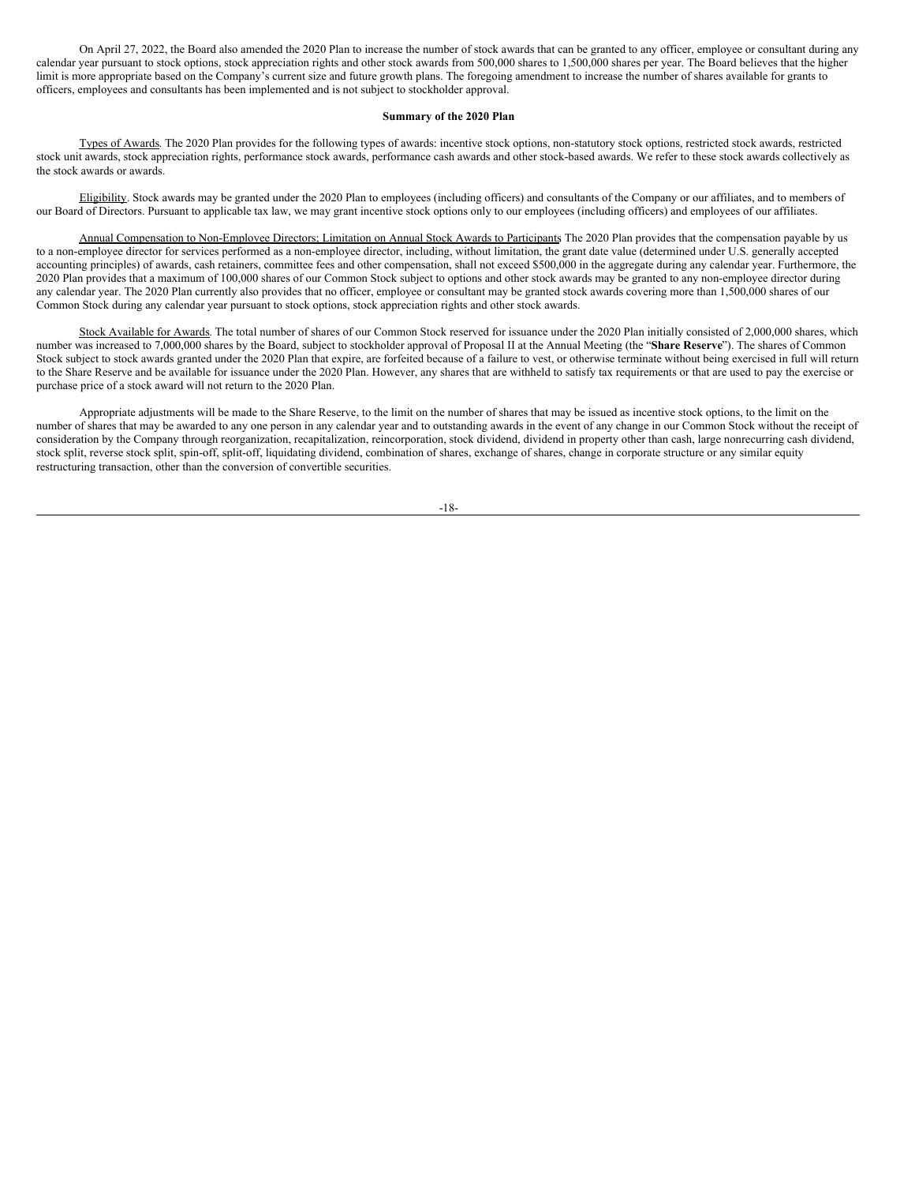On April 27, 2022, the Board also amended the 2020 Plan to increase the number of stock awards that can be granted to any officer, employee or consultant during any calendar year pursuant to stock options, stock appreciation rights and other stock awards from 500,000 shares to 1,500,000 shares per year. The Board believes that the higher limit is more appropriate based on the Company's current size and future growth plans. The foregoing amendment to increase the number of shares available for grants to officers, employees and consultants has been implemented and is not subject to stockholder approval.

**Summary of the 2020 Plan**

Types of Awards. The 2020 Plan provides for the following types of awards: incentive stock options, non-statutory stock options, restricted stock awards, restricted stock unit awards, stock appreciation rights, performance stock awards, performance cash awards and other stock-based awards. We refer to these stock awards collectively as the stock awards or awards.

Eligibility. Stock awards may be granted under the 2020 Plan to employees (including officers) and consultants of the Company or our affiliates, and to members of our Board of Directors. Pursuant to applicable tax law, we may grant incentive stock options only to our employees (including officers) and employees of our affiliates.

Annual Compensation to Non-Employee Directors; Limitation on Annual Stock Awards to Participants The 2020 Plan provides that the compensation payable by us to a non-employee director for services performed as a non-employee director, including, without limitation, the grant date value (determined under U.S. generally accepted accounting principles) of awards, cash retainers, committee fees and other compensation, shall not exceed $500,000 in the aggregate during any calendar year. Furthermore, the 2020 Plan provides that a maximum of 100,000 shares of our Common Stock subject to options and other stock awards may be granted to any non-employee director during any calendar year. The 2020 Plan currently also provides that no officer, employee or consultant may be granted stock awards covering more than 1,500,000 shares of our Common Stock during any calendar year pursuant to stock options, stock appreciation rights and other stock awards.

Stock Available for Awards. The total number of shares of our Common Stock reserved for issuance under the 2020 Plan initially consisted of 2,000,000 shares, which number was increased to 7,000,000 shares by the Board, subject to stockholder approval of Proposal II at the Annual Meeting (the "**Share Reserve**"). The shares of Common Stock subject to stock awards granted under the 2020 Plan that expire, are forfeited because of a failure to vest, or otherwise terminate without being exercised in full will return to the Share Reserve and be available for issuance under the 2020 Plan. However, any shares that are withheld to satisfy tax requirements or that are used to pay the exercise or purchase price of a stock award will not return to the 2020 Plan.

Appropriate adjustments will be made to the Share Reserve, to the limit on the number of shares that may be issued as incentive stock options, to the limit on the number of shares that may be awarded to any one person in any calendar year and to outstanding awards in the event of any change in our Common Stock without the receipt of consideration by the Company through reorganization, recapitalization, reincorporation, stock dividend, dividend in property other than cash, large nonrecurring cash dividend, stock split, reverse stock split, spin-off, split-off, liquidating dividend, combination of shares, exchange of shares, change in corporate structure or any similar equity restructuring transaction, other than the conversion of convertible securities.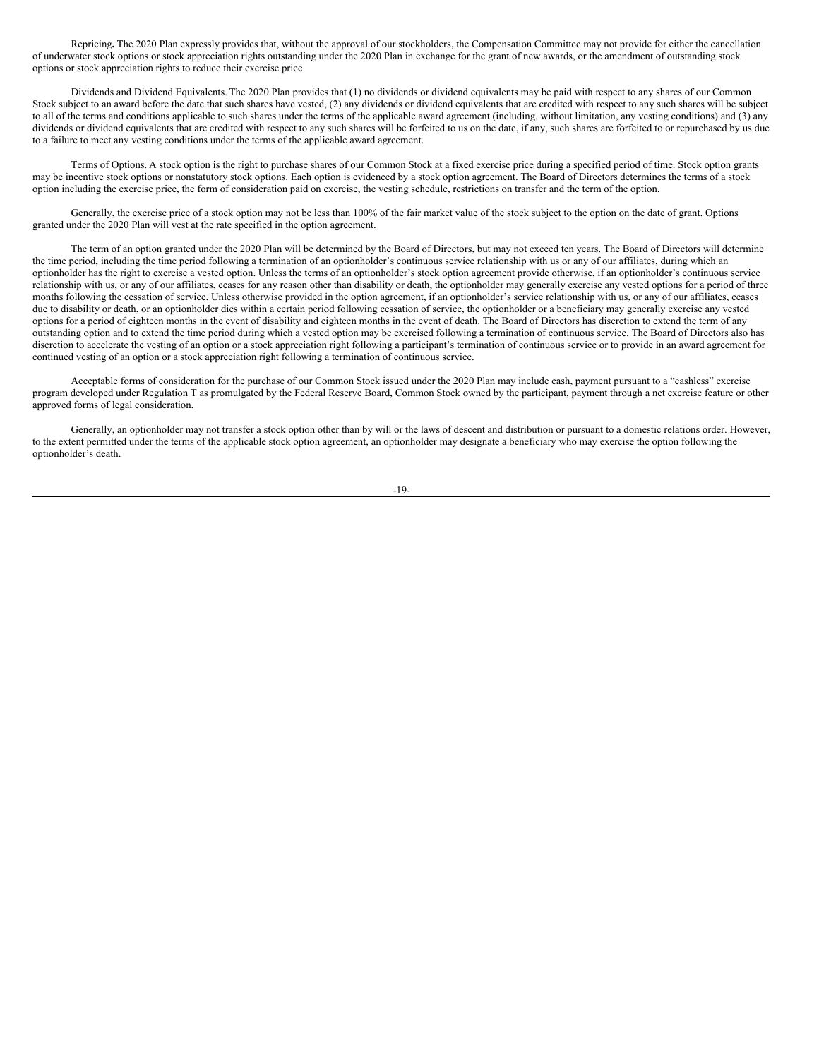Repricing**.** The 2020 Plan expressly provides that, without the approval of our stockholders, the Compensation Committee may not provide for either the cancellation of underwater stock options or stock appreciation rights outstanding under the 2020 Plan in exchange for the grant of new awards, or the amendment of outstanding stock options or stock appreciation rights to reduce their exercise price.

Dividends and Dividend Equivalents. The 2020 Plan provides that (1) no dividends or dividend equivalents may be paid with respect to any shares of our Common Stock subject to an award before the date that such shares have vested, (2) any dividends or dividend equivalents that are credited with respect to any such shares will be subject to all of the terms and conditions applicable to such shares under the terms of the applicable award agreement (including, without limitation, any vesting conditions) and (3) any dividends or dividend equivalents that are credited with respect to any such shares will be forfeited to us on the date, if any, such shares are forfeited to or repurchased by us due to a failure to meet any vesting conditions under the terms of the applicable award agreement.

Terms of Options. A stock option is the right to purchase shares of our Common Stock at a fixed exercise price during a specified period of time. Stock option grants may be incentive stock options or nonstatutory stock options. Each option is evidenced by a stock option agreement. The Board of Directors determines the terms of a stock option including the exercise price, the form of consideration paid on exercise, the vesting schedule, restrictions on transfer and the term of the option.

Generally, the exercise price of a stock option may not be less than 100% of the fair market value of the stock subject to the option on the date of grant. Options granted under the 2020 Plan will vest at the rate specified in the option agreement.

The term of an option granted under the 2020 Plan will be determined by the Board of Directors, but may not exceed ten years. The Board of Directors will determine the time period, including the time period following a termination of an optionholder's continuous service relationship with us or any of our affiliates, during which an optionholder has the right to exercise a vested option. Unless the terms of an optionholder's stock option agreement provide otherwise, if an optionholder's continuous service relationship with us, or any of our affiliates, ceases for any reason other than disability or death, the optionholder may generally exercise any vested options for a period of three months following the cessation of service. Unless otherwise provided in the option agreement, if an optionholder's service relationship with us, or any of our affiliates, ceases due to disability or death, or an optionholder dies within a certain period following cessation of service, the optionholder or a beneficiary may generally exercise any vested options for a period of eighteen months in the event of disability and eighteen months in the event of death. The Board of Directors has discretion to extend the term of any outstanding option and to extend the time period during which a vested option may be exercised following a termination of continuous service. The Board of Directors also has discretion to accelerate the vesting of an option or a stock appreciation right following a participant's termination of continuous service or to provide in an award agreement for continued vesting of an option or a stock appreciation right following a termination of continuous service.

Acceptable forms of consideration for the purchase of our Common Stock issued under the 2020 Plan may include cash, payment pursuant to a "cashless" exercise program developed under Regulation T as promulgated by the Federal Reserve Board, Common Stock owned by the participant, payment through a net exercise feature or other approved forms of legal consideration.

Generally, an optionholder may not transfer a stock option other than by will or the laws of descent and distribution or pursuant to a domestic relations order. However, to the extent permitted under the terms of the applicable stock option agreement, an optionholder may designate a beneficiary who may exercise the option following the optionholder's death.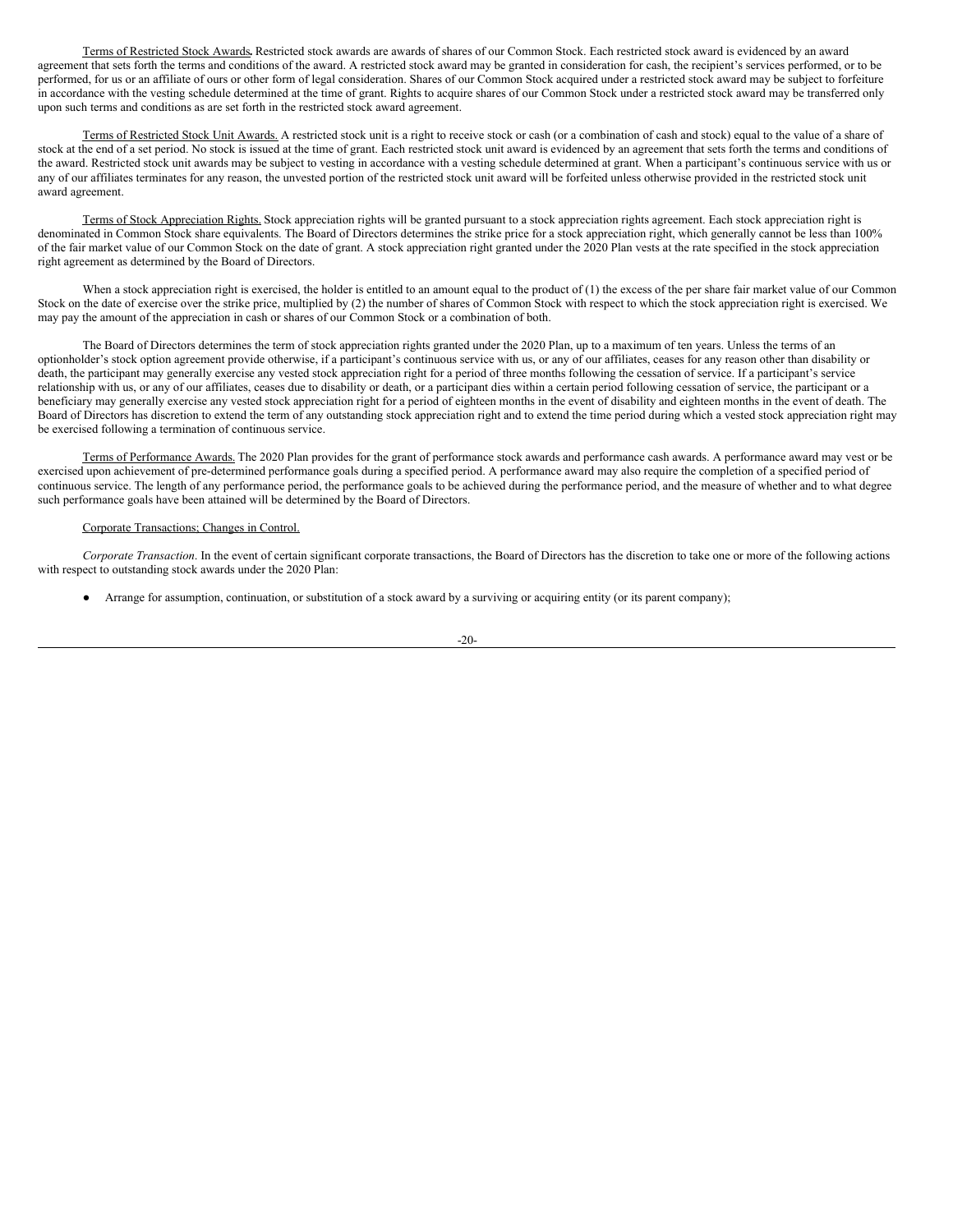<u>Terms of Restricted Stock Awards</u>**.** Restricted stock awards are awards of shares of our Common Stock. Each restricted stock award is evidenced by an award agreement that sets forth the terms and conditions of the award. A restricted stock award may be granted in consideration for cash, the recipient's services performed, or to be performed, for us or an affiliate of ours or other form of legal consideration. Shares of our Common Stock acquired under a restricted stock award may be subject to forfeiture in accordance with the vesting schedule determined at the time of grant. Rights to acquire shares of our Common Stock under a restricted stock award may be transferred only upon such terms and conditions as are set forth in the restricted stock award agreement.

<u>Terms of Restricted Stock Unit Awards.</u> A restricted stock unit is a right to receive stock or cash (or a combination of cash and stock) equal to the value of a share of stock at the end of a set period. No stock is issued at the time of grant. Each restricted stock unit award is evidenced by an agreement that sets forth the terms and conditions of the award. Restricted stock unit awards may be subject to vesting in accordance with a vesting schedule determined at grant. When a participant's continuous service with us or any of our affiliates terminates for any reason, the unvested portion of the restricted stock unit award will be forfeited unless otherwise provided in the restricted stock unit award agreement.

<u>Terms of Stock Appreciation Rights.</u> Stock appreciation rights will be granted pursuant to a stock appreciation rights agreement. Each stock appreciation right is denominated in Common Stock share equivalents. The Board of Directors determines the strike price for a stock appreciation right, which generally cannot be less than 100% of the fair market value of our Common Stock on the date of grant. A stock appreciation right granted under the 2020 Plan vests at the rate specified in the stock appreciation right agreement as determined by the Board of Directors.

When a stock appreciation right is exercised, the holder is entitled to an amount equal to the product of (1) the excess of the per share fair market value of our Common Stock on the date of exercise over the strike price, multiplied by (2) the number of shares of Common Stock with respect to which the stock appreciation right is exercised. We may pay the amount of the appreciation in cash or shares of our Common Stock or a combination of both.

The Board of Directors determines the term of stock appreciation rights granted under the 2020 Plan, up to a maximum of ten years. Unless the terms of an optionholder's stock option agreement provide otherwise, if a participant's continuous service with us, or any of our affiliates, ceases for any reason other than disability or death, the participant may generally exercise any vested stock appreciation right for a period of three months following the cessation of service. If a participant's service relationship with us, or any of our affiliates, ceases due to disability or death, or a participant dies within a certain period following cessation of service, the participant or a beneficiary may generally exercise any vested stock appreciation right for a period of eighteen months in the event of disability and eighteen months in the event of death. The Board of Directors has discretion to extend the term of any outstanding stock appreciation right and to extend the time period during which a vested stock appreciation right may be exercised following a termination of continuous service.

<u>Terms of Performance Awards.</u> The 2020 Plan provides for the grant of performance stock awards and performance cash awards. A performance award may vest or be exercised upon achievement of pre-determined performance goals during a specified period. A performance award may also require the completion of a specified period of continuous service. The length of any performance period, the performance goals to be achieved during the performance period, and the measure of whether and to what degree such performance goals have been attained will be determined by the Board of Directors.

<u>Corporate Transactions; Changes in Control.</u>

*Corporate Transaction*. In the event of certain significant corporate transactions, the Board of Directors has the discretion to take one or more of the following actions with respect to outstanding stock awards under the 2020 Plan:

- Arrange for assumption, continuation, or substitution of a stock award by a surviving or acquiring entity (or its parent company);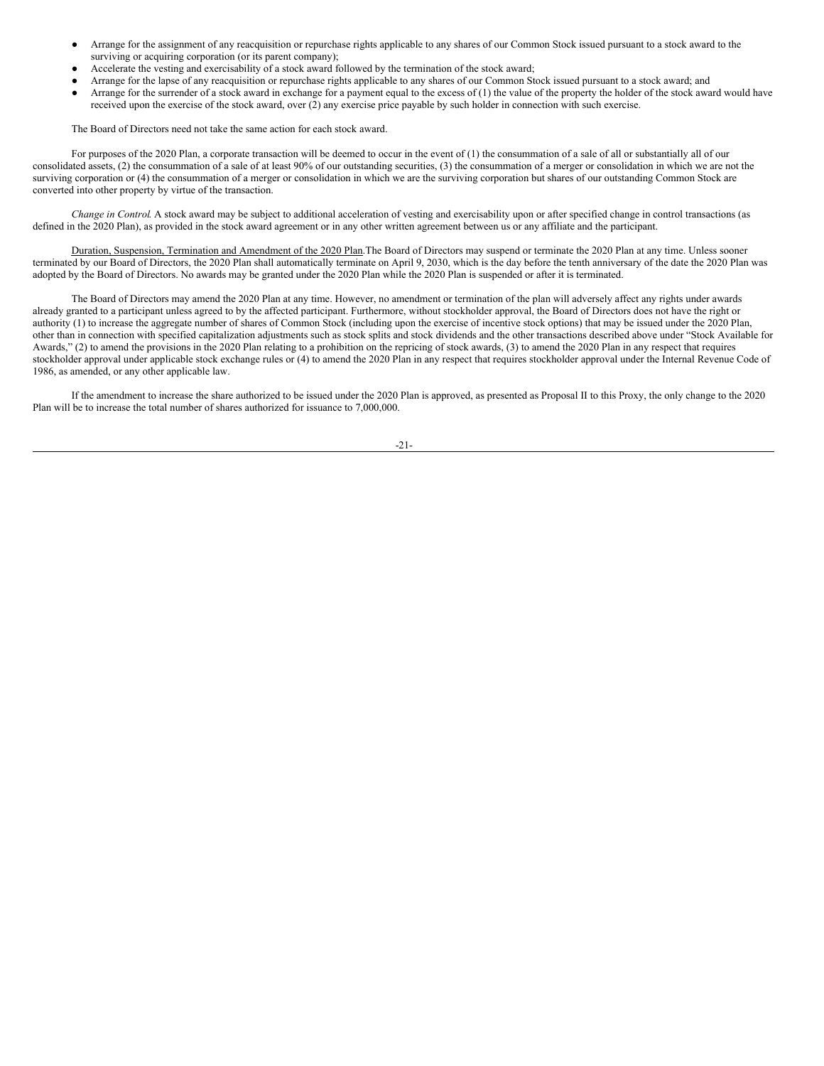- Arrange for the assignment of any reacquisition or repurchase rights applicable to any shares of our Common Stock issued pursuant to a stock award to the surviving or acquiring corporation (or its parent company);
- Accelerate the vesting and exercisability of a stock award followed by the termination of the stock award;
- Arrange for the lapse of any reacquisition or repurchase rights applicable to any shares of our Common Stock issued pursuant to a stock award; and
- Arrange for the surrender of a stock award in exchange for a payment equal to the excess of (1) the value of the property the holder of the stock award would have received upon the exercise of the stock award, over (2) any exercise price payable by such holder in connection with such exercise.

The Board of Directors need not take the same action for each stock award.

For purposes of the 2020 Plan, a corporate transaction will be deemed to occur in the event of (1) the consummation of a sale of all or substantially all of our consolidated assets, (2) the consummation of a sale of at least 90% of our outstanding securities, (3) the consummation of a merger or consolidation in which we are not the surviving corporation or (4) the consummation of a merger or consolidation in which we are the surviving corporation but shares of our outstanding Common Stock are converted into other property by virtue of the transaction.

*Change in Control*. A stock award may be subject to additional acceleration of vesting and exercisability upon or after specified change in control transactions (as defined in the 2020 Plan), as provided in the stock award agreement or in any other written agreement between us or any affiliate and the participant.

Duration, Suspension, Termination and Amendment of the 2020 Plan. The Board of Directors may suspend or terminate the 2020 Plan at any time. Unless sooner terminated by our Board of Directors, the 2020 Plan shall automatically terminate on April 9, 2030, which is the day before the tenth anniversary of the date the 2020 Plan was adopted by the Board of Directors. No awards may be granted under the 2020 Plan while the 2020 Plan is suspended or after it is terminated.

The Board of Directors may amend the 2020 Plan at any time. However, no amendment or termination of the plan will adversely affect any rights under awards already granted to a participant unless agreed to by the affected participant. Furthermore, without stockholder approval, the Board of Directors does not have the right or authority (1) to increase the aggregate number of shares of Common Stock (including upon the exercise of incentive stock options) that may be issued under the 2020 Plan, other than in connection with specified capitalization adjustments such as stock splits and stock dividends and the other transactions described above under "Stock Available for Awards," (2) to amend the provisions in the 2020 Plan relating to a prohibition on the repricing of stock awards, (3) to amend the 2020 Plan in any respect that requires stockholder approval under applicable stock exchange rules or (4) to amend the 2020 Plan in any respect that requires stockholder approval under the Internal Revenue Code of 1986, as amended, or any other applicable law.

If the amendment to increase the share authorized to be issued under the 2020 Plan is approved, as presented as Proposal II to this Proxy, the only change to the 2020 Plan will be to increase the total number of shares authorized for issuance to 7,000,000.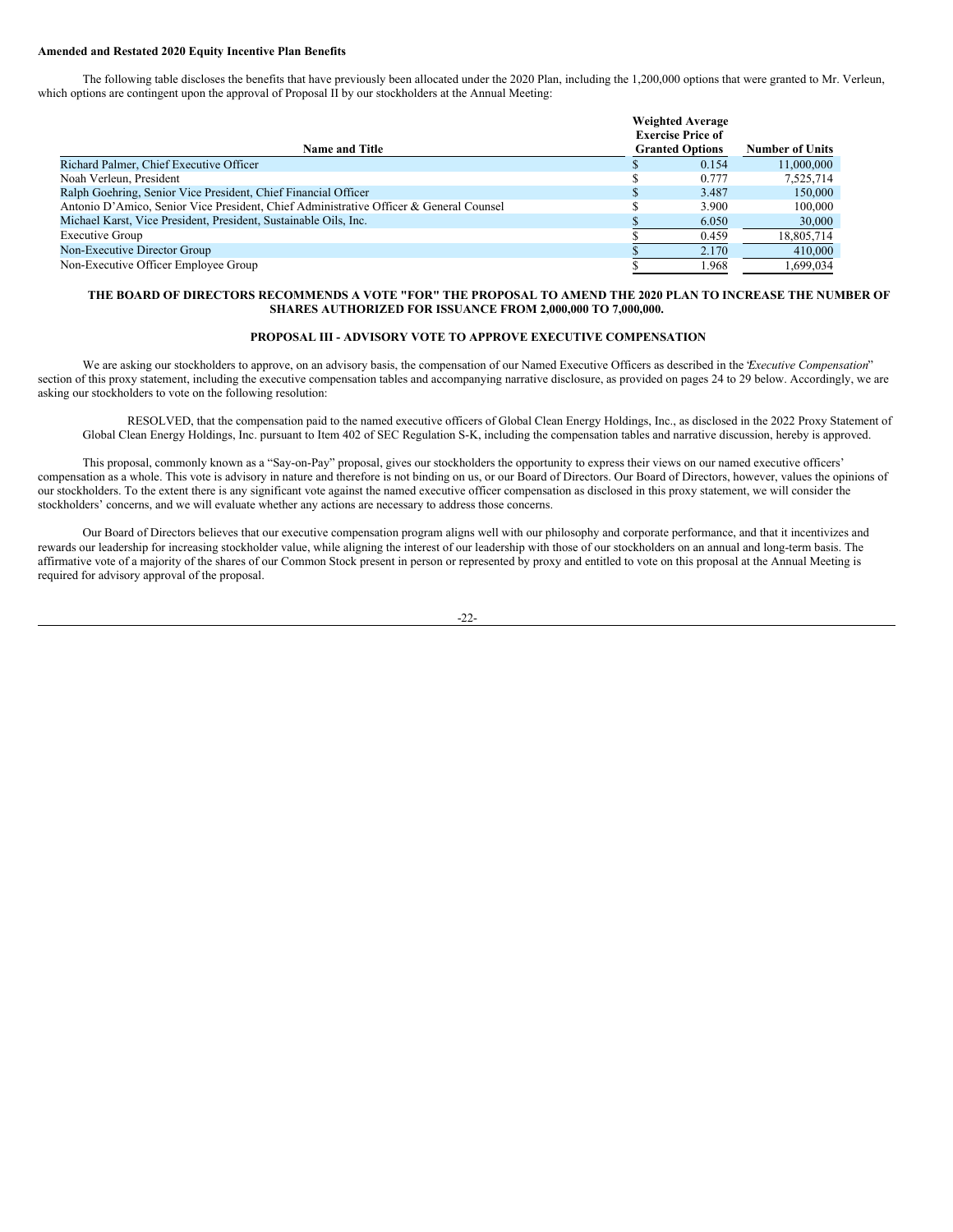**Amended and Restated 2020 Equity Incentive Plan Benefits**

The following table discloses the benefits that have previously been allocated under the 2020 Plan, including the 1,200,000 options that were granted to Mr. Verleun, which options are contingent upon the approval of Proposal II by our stockholders at the Annual Meeting:

| Name and Title | Weighted Average Exercise Price of Granted Options | Number of Units |
|---|---|---|
| Richard Palmer, Chief Executive Officer | $ 0.154 | 11,000,000 |
| Noah Verleun, President | $ 0.777 | 7,525,714 |
| Ralph Goehring, Senior Vice President, Chief Financial Officer | $ 3.487 | 150,000 |
| Antonio D'Amico, Senior Vice President, Chief Administrative Officer & General Counsel | $ 3.900 | 100,000 |
| Michael Karst, Vice President, President, Sustainable Oils, Inc. | $ 6.050 | 30,000 |
| Executive Group | $ 0.459 | 18,805,714 |
| Non-Executive Director Group | $ 2.170 | 410,000 |
| Non-Executive Officer Employee Group | $ 1.968 | 1,699,034 |

**THE BOARD OF DIRECTORS RECOMMENDS A VOTE "FOR" THE PROPOSAL TO AMEND THE 2020 PLAN TO INCREASE THE NUMBER OF SHARES AUTHORIZED FOR ISSUANCE FROM 2,000,000 TO 7,000,000.**

## PROPOSAL III - ADVISORY VOTE TO APPROVE EXECUTIVE COMPENSATION

We are asking our stockholders to approve, on an advisory basis, the compensation of our Named Executive Officers as described in the "*Executive Compensation*" section of this proxy statement, including the executive compensation tables and accompanying narrative disclosure, as provided on pages 24 to 29 below. Accordingly, we are asking our stockholders to vote on the following resolution:

RESOLVED, that the compensation paid to the named executive officers of Global Clean Energy Holdings, Inc., as disclosed in the 2022 Proxy Statement of Global Clean Energy Holdings, Inc. pursuant to Item 402 of SEC Regulation S-K, including the compensation tables and narrative discussion, hereby is approved.

This proposal, commonly known as a "Say-on-Pay" proposal, gives our stockholders the opportunity to express their views on our named executive officers' compensation as a whole. This vote is advisory in nature and therefore is not binding on us, or our Board of Directors. Our Board of Directors, however, values the opinions of our stockholders. To the extent there is any significant vote against the named executive officer compensation as disclosed in this proxy statement, we will consider the stockholders' concerns, and we will evaluate whether any actions are necessary to address those concerns.

Our Board of Directors believes that our executive compensation program aligns well with our philosophy and corporate performance, and that it incentivizes and rewards our leadership for increasing stockholder value, while aligning the interest of our leadership with those of our stockholders on an annual and long-term basis. The affirmative vote of a majority of the shares of our Common Stock present in person or represented by proxy and entitled to vote on this proposal at the Annual Meeting is required for advisory approval of the proposal.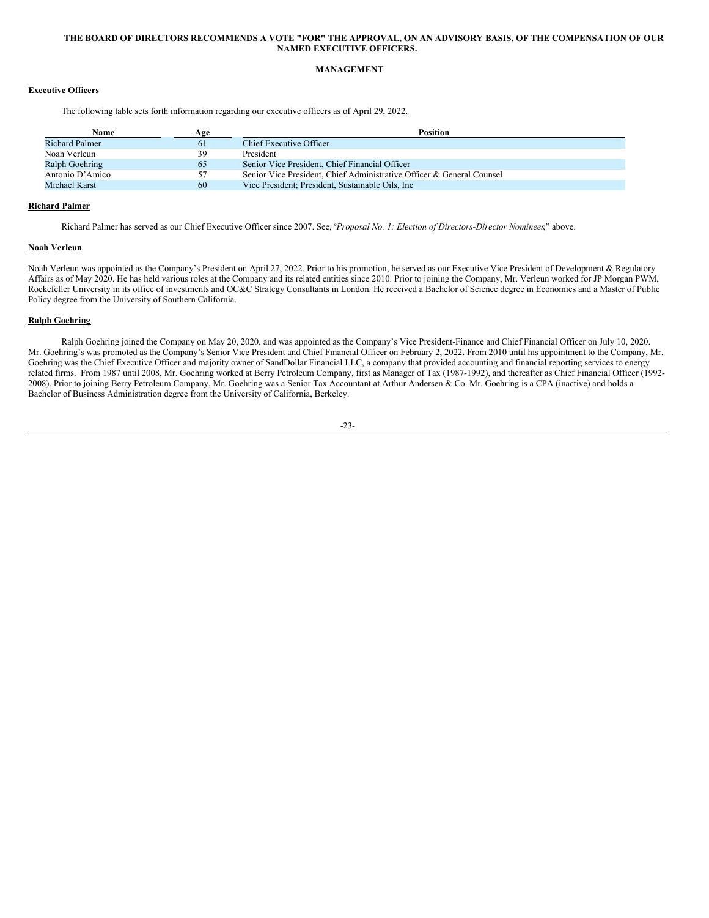**THE BOARD OF DIRECTORS RECOMMENDS A VOTE "FOR" THE APPROVAL, ON AN ADVISORY BASIS, OF THE COMPENSATION OF OUR NAMED EXECUTIVE OFFICERS.**

## MANAGEMENT

### Executive Officers

The following table sets forth information regarding our executive officers as of April 29, 2022.

| Name | Age | Position |
|---|---|---|
| Richard Palmer | 61 | Chief Executive Officer |
| Noah Verleun | 39 | President |
| Ralph Goehring | 65 | Senior Vice President, Chief Financial Officer |
| Antonio D'Amico | 57 | Senior Vice President, Chief Administrative Officer & General Counsel |
| Michael Karst | 60 | Vice President; President, Sustainable Oils, Inc |

**Richard Palmer**

Richard Palmer has served as our Chief Executive Officer since 2007. See, "*Proposal No. 1: Election of Directors-Director Nominees*," above.

**Noah Verleun**

Noah Verleun was appointed as the Company's President on April 27, 2022. Prior to his promotion, he served as our Executive Vice President of Development & Regulatory Affairs as of May 2020. He has held various roles at the Company and its related entities since 2010. Prior to joining the Company, Mr. Verleun worked for JP Morgan PWM, Rockefeller University in its office of investments and OC&C Strategy Consultants in London. He received a Bachelor of Science degree in Economics and a Master of Public Policy degree from the University of Southern California.

**Ralph Goehring**

Ralph Goehring joined the Company on May 20, 2020, and was appointed as the Company's Vice President-Finance and Chief Financial Officer on July 10, 2020. Mr. Goehring's was promoted as the Company's Senior Vice President and Chief Financial Officer on February 2, 2022. From 2010 until his appointment to the Company, Mr. Goehring was the Chief Executive Officer and majority owner of SandDollar Financial LLC, a company that provided accounting and financial reporting services to energy related firms. From 1987 until 2008, Mr. Goehring worked at Berry Petroleum Company, first as Manager of Tax (1987-1992), and thereafter as Chief Financial Officer (1992-2008). Prior to joining Berry Petroleum Company, Mr. Goehring was a Senior Tax Accountant at Arthur Andersen & Co. Mr. Goehring is a CPA (inactive) and holds a Bachelor of Business Administration degree from the University of California, Berkeley.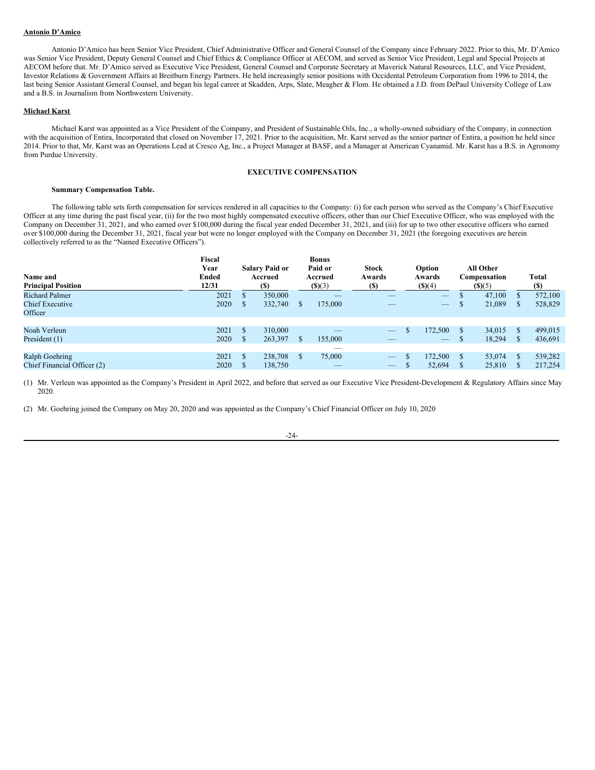**Antonio D'Amico**

Antonio D'Amico has been Senior Vice President, Chief Administrative Officer and General Counsel of the Company since February 2022. Prior to this, Mr. D'Amico was Senior Vice President, Deputy General Counsel and Chief Ethics & Compliance Officer at AECOM, and served as Senior Vice President, Legal and Special Projects at AECOM before that. Mr. D'Amico served as Executive Vice President, General Counsel and Corporate Secretary at Maverick Natural Resources, LLC, and Vice President, Investor Relations & Government Affairs at Breitburn Energy Partners. He held increasingly senior positions with Occidental Petroleum Corporation from 1996 to 2014, the last being Senior Assistant General Counsel, and began his legal career at Skadden, Arps, Slate, Meagher & Flom. He obtained a J.D. from DePaul University College of Law and a B.S. in Journalism from Northwestern University.

**Michael Karst**

Michael Karst was appointed as a Vice President of the Company, and President of Sustainable Oils, Inc., a wholly-owned subsidiary of the Company, in connection with the acquisition of Entira, Incorporated that closed on November 17, 2021. Prior to the acquisition, Mr. Karst served as the senior partner of Entira, a position he held since 2014. Prior to that, Mr. Karst was an Operations Lead at Cresco Ag, Inc., a Project Manager at BASF, and a Manager at American Cyanamid. Mr. Karst has a B.S. in Agronomy from Purdue University.

## EXECUTIVE COMPENSATION

**Summary Compensation Table.**

The following table sets forth compensation for services rendered in all capacities to the Company: (i) for each person who served as the Company's Chief Executive Officer at any time during the past fiscal year, (ii) for the two most highly compensated executive officers, other than our Chief Executive Officer, who was employed with the Company on December 31, 2021, and who earned over $100,000 during the fiscal year ended December 31, 2021, and (iii) for up to two other executive officers who earned over $100,000 during the December 31, 2021, fiscal year but were no longer employed with the Company on December 31, 2021 (the foregoing executives are herein collectively referred to as the "Named Executive Officers").

| Name and Principal Position | Fiscal Year Ended 12/31 | Salary Paid or Accrued ($) | Bonus Paid or Accrued ($)(3) | Stock Awards ($) | Option Awards ($)(4) | All Other Compensation ($)(5) | Total ($) |
|---|---|---|---|---|---|---|---|
| Richard Palmer | 2021 | $ 350,000 | — | — | — | $ 47,100 | $ 572,100 |
| Chief Executive Officer | 2020 | $ 332,740 | $ 175,000 | — | — | $ 21,089 | $ 528,829 |
| Noah Verleun | 2021 | $ 310,000 | — | — | $ 172,500 | $ 34,015 | $ 499,015 |
| President (1) | 2020 | $ 263,397 | $ 155,000 | — | — | $ 18,294 | $ 436,691 |
| | | | — | | | | |
| Ralph Goehring | 2021 | $ 238,708 | $ 75,000 | — | $ 172,500 | $ 53,074 | $ 539,282 |
| Chief Financial Officer (2) | 2020 | $ 138,750 | — | — | $ 52,694 | $ 25,810 | $ 217,254 |

(1) Mr. Verleun was appointed as the Company's President in April 2022, and before that served as our Executive Vice President-Development & Regulatory Affairs since May 2020.

(2) Mr. Goehring joined the Company on May 20, 2020 and was appointed as the Company's Chief Financial Officer on July 10, 2020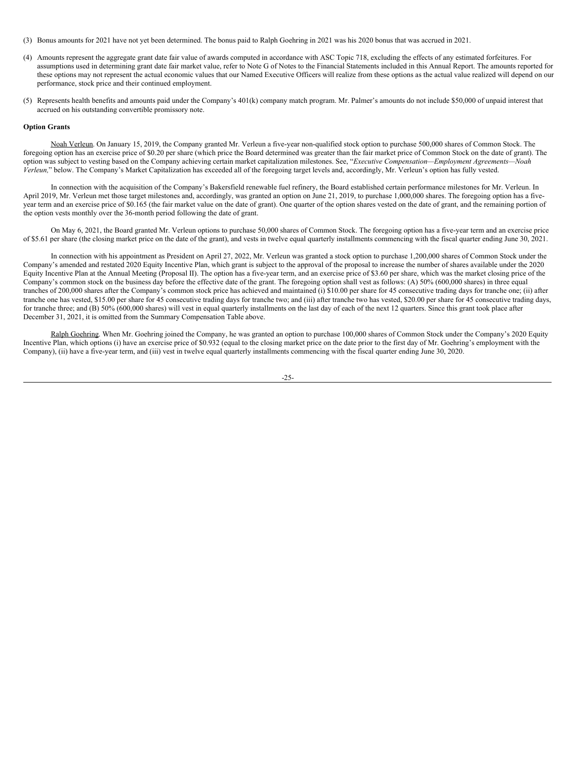(3) Bonus amounts for 2021 have not yet been determined. The bonus paid to Ralph Goehring in 2021 was his 2020 bonus that was accrued in 2021.

(4) Amounts represent the aggregate grant date fair value of awards computed in accordance with ASC Topic 718, excluding the effects of any estimated forfeitures. For assumptions used in determining grant date fair market value, refer to Note G of Notes to the Financial Statements included in this Annual Report. The amounts reported for these options may not represent the actual economic values that our Named Executive Officers will realize from these options as the actual value realized will depend on our performance, stock price and their continued employment.

(5) Represents health benefits and amounts paid under the Company's 401(k) company match program. Mr. Palmer's amounts do not include $50,000 of unpaid interest that accrued on his outstanding convertible promissory note.

**Option Grants**

Noah Verleun. On January 15, 2019, the Company granted Mr. Verleun a five-year non-qualified stock option to purchase 500,000 shares of Common Stock. The foregoing option has an exercise price of $0.20 per share (which price the Board determined was greater than the fair market price of Common Stock on the date of grant). The option was subject to vesting based on the Company achieving certain market capitalization milestones. See, "*Executive Compensation—Employment Agreements—Noah Verleun,*" below. The Company's Market Capitalization has exceeded all of the foregoing target levels and, accordingly, Mr. Verleun's option has fully vested.

In connection with the acquisition of the Company's Bakersfield renewable fuel refinery, the Board established certain performance milestones for Mr. Verleun. In April 2019, Mr. Verleun met those target milestones and, accordingly, was granted an option on June 21, 2019, to purchase 1,000,000 shares. The foregoing option has a five-year term and an exercise price of $0.165 (the fair market value on the date of grant). One quarter of the option shares vested on the date of grant, and the remaining portion of the option vests monthly over the 36-month period following the date of grant.

On May 6, 2021, the Board granted Mr. Verleun options to purchase 50,000 shares of Common Stock. The foregoing option has a five-year term and an exercise price of $5.61 per share (the closing market price on the date of the grant), and vests in twelve equal quarterly installments commencing with the fiscal quarter ending June 30, 2021.

In connection with his appointment as President on April 27, 2022, Mr. Verleun was granted a stock option to purchase 1,200,000 shares of Common Stock under the Company's amended and restated 2020 Equity Incentive Plan, which grant is subject to the approval of the proposal to increase the number of shares available under the 2020 Equity Incentive Plan at the Annual Meeting (Proposal II). The option has a five-year term, and an exercise price of $3.60 per share, which was the market closing price of the Company's common stock on the business day before the effective date of the grant. The foregoing option shall vest as follows: (A) 50% (600,000 shares) in three equal tranches of 200,000 shares after the Company's common stock price has achieved and maintained (i) $10.00 per share for 45 consecutive trading days for tranche one; (ii) after tranche one has vested, $15.00 per share for 45 consecutive trading days for tranche two; and (iii) after tranche two has vested, $20.00 per share for 45 consecutive trading days, for tranche three; and (B) 50% (600,000 shares) will vest in equal quarterly installments on the last day of each of the next 12 quarters. Since this grant took place after December 31, 2021, it is omitted from the Summary Compensation Table above.

Ralph Goehring. When Mr. Goehring joined the Company, he was granted an option to purchase 100,000 shares of Common Stock under the Company's 2020 Equity Incentive Plan, which options (i) have an exercise price of $0.932 (equal to the closing market price on the date prior to the first day of Mr. Goehring's employment with the Company), (ii) have a five-year term, and (iii) vest in twelve equal quarterly installments commencing with the fiscal quarter ending June 30, 2020.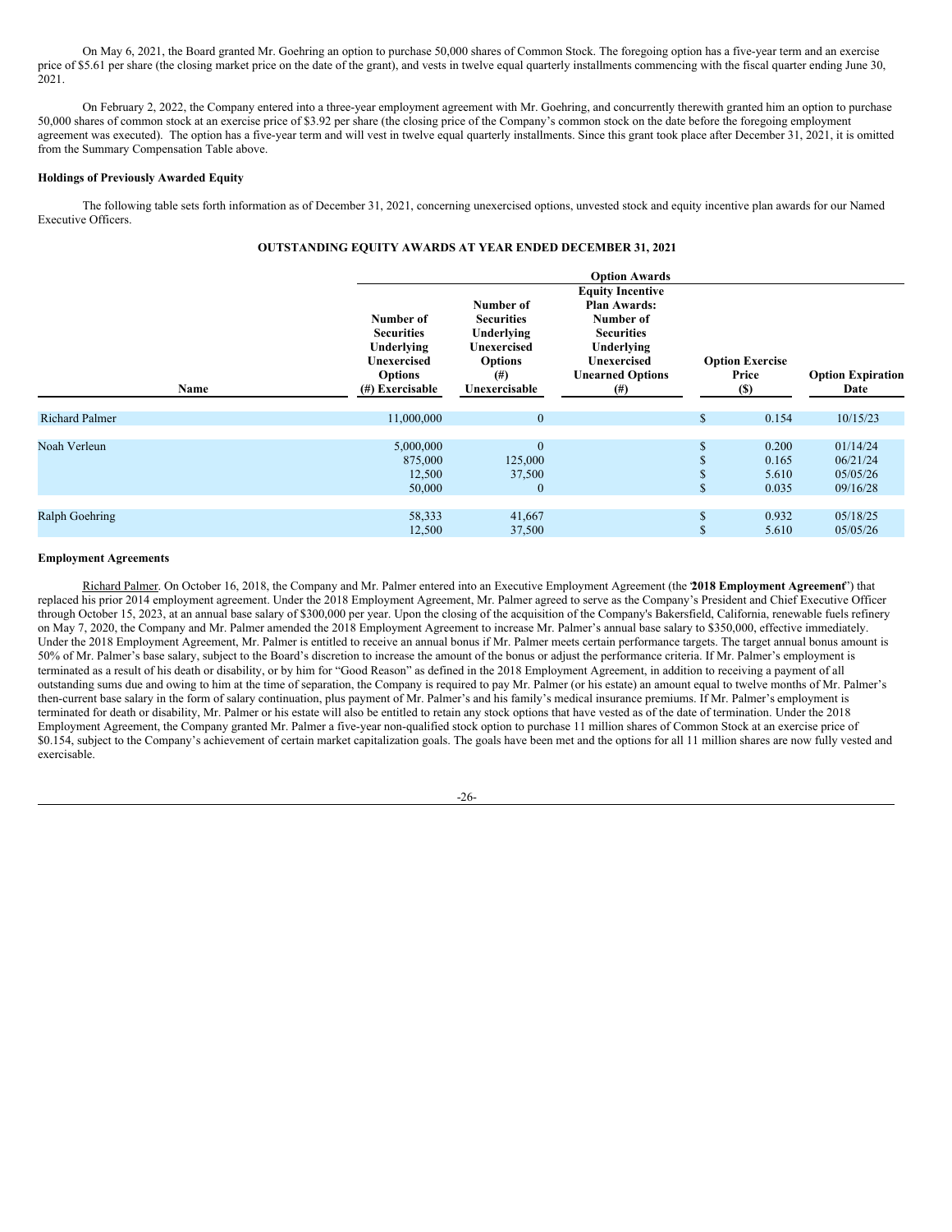On May 6, 2021, the Board granted Mr. Goehring an option to purchase 50,000 shares of Common Stock. The foregoing option has a five-year term and an exercise price of $5.61 per share (the closing market price on the date of the grant), and vests in twelve equal quarterly installments commencing with the fiscal quarter ending June 30, 2021.

On February 2, 2022, the Company entered into a three-year employment agreement with Mr. Goehring, and concurrently therewith granted him an option to purchase 50,000 shares of common stock at an exercise price of $3.92 per share (the closing price of the Company's common stock on the date before the foregoing employment agreement was executed). The option has a five-year term and will vest in twelve equal quarterly installments. Since this grant took place after December 31, 2021, it is omitted from the Summary Compensation Table above.

**Holdings of Previously Awarded Equity**

The following table sets forth information as of December 31, 2021, concerning unexercised options, unvested stock and equity incentive plan awards for our Named Executive Officers.

**OUTSTANDING EQUITY AWARDS AT YEAR ENDED DECEMBER 31, 2021**

| | Option Awards | | | | |
|---|---|---|---|---|---|
| Name | Number of Securities Underlying Unexercised Options (#) Exercisable | Number of Securities Underlying Unexercised Options (#) Unexercisable | Equity Incentive Plan Awards: Number of Securities Underlying Unexercised Unearned Options (#) | Option Exercise Price ($) | Option Expiration Date |
| Richard Palmer | 11,000,000 | 0 | | $ 0.154 | 10/15/23 |
| Noah Verleun | 5,000,000 | 0 | | $ 0.200 | 01/14/24 |
| | 875,000 | 125,000 | | $ 0.165 | 06/21/24 |
| | 12,500 | 37,500 | | $ 5.610 | 05/05/26 |
| | 50,000 | 0 | | $ 0.035 | 09/16/28 |
| Ralph Goehring | 58,333 | 41,667 | | $ 0.932 | 05/18/25 |
| | 12,500 | 37,500 | | $ 5.610 | 05/05/26 |

**Employment Agreements**

Richard Palmer. On October 16, 2018, the Company and Mr. Palmer entered into an Executive Employment Agreement (the "**2018 Employment Agreement**") that replaced his prior 2014 employment agreement. Under the 2018 Employment Agreement, Mr. Palmer agreed to serve as the Company's President and Chief Executive Officer through October 15, 2023, at an annual base salary of $300,000 per year. Upon the closing of the acquisition of the Company's Bakersfield, California, renewable fuels refinery on May 7, 2020, the Company and Mr. Palmer amended the 2018 Employment Agreement to increase Mr. Palmer's annual base salary to $350,000, effective immediately. Under the 2018 Employment Agreement, Mr. Palmer is entitled to receive an annual bonus if Mr. Palmer meets certain performance targets. The target annual bonus amount is 50% of Mr. Palmer's base salary, subject to the Board's discretion to increase the amount of the bonus or adjust the performance criteria. If Mr. Palmer's employment is terminated as a result of his death or disability, or by him for "Good Reason" as defined in the 2018 Employment Agreement, in addition to receiving a payment of all outstanding sums due and owing to him at the time of separation, the Company is required to pay Mr. Palmer (or his estate) an amount equal to twelve months of Mr. Palmer's then-current base salary in the form of salary continuation, plus payment of Mr. Palmer's and his family's medical insurance premiums. If Mr. Palmer's employment is terminated for death or disability, Mr. Palmer or his estate will also be entitled to retain any stock options that have vested as of the date of termination. Under the 2018 Employment Agreement, the Company granted Mr. Palmer a five-year non-qualified stock option to purchase 11 million shares of Common Stock at an exercise price of $0.154, subject to the Company's achievement of certain market capitalization goals. The goals have been met and the options for all 11 million shares are now fully vested and exercisable.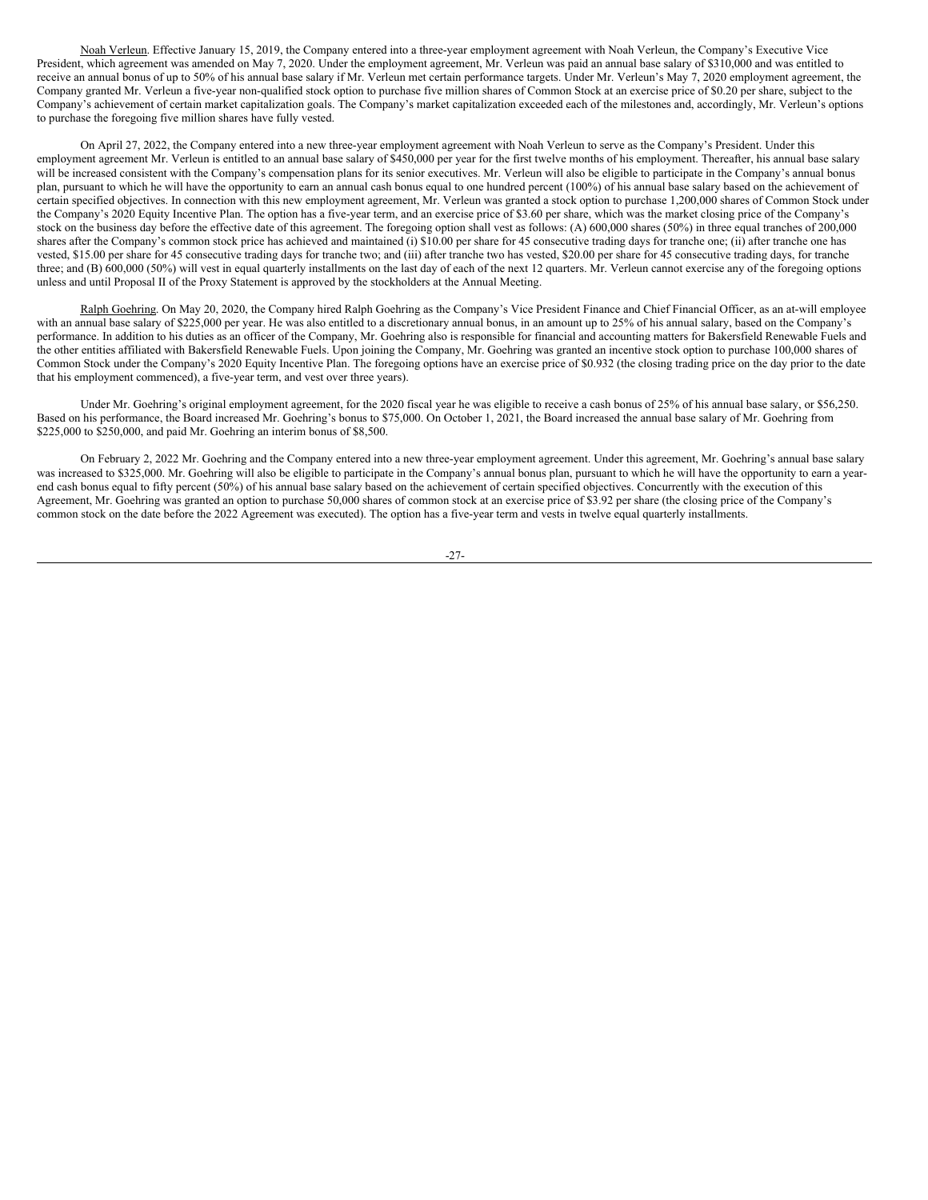Noah Verleun. Effective January 15, 2019, the Company entered into a three-year employment agreement with Noah Verleun, the Company's Executive Vice President, which agreement was amended on May 7, 2020. Under the employment agreement, Mr. Verleun was paid an annual base salary of $310,000 and was entitled to receive an annual bonus of up to 50% of his annual base salary if Mr. Verleun met certain performance targets. Under Mr. Verleun's May 7, 2020 employment agreement, the Company granted Mr. Verleun a five-year non-qualified stock option to purchase five million shares of Common Stock at an exercise price of $0.20 per share, subject to the Company's achievement of certain market capitalization goals. The Company's market capitalization exceeded each of the milestones and, accordingly, Mr. Verleun's options to purchase the foregoing five million shares have fully vested.

On April 27, 2022, the Company entered into a new three-year employment agreement with Noah Verleun to serve as the Company's President. Under this employment agreement Mr. Verleun is entitled to an annual base salary of $450,000 per year for the first twelve months of his employment. Thereafter, his annual base salary will be increased consistent with the Company's compensation plans for its senior executives. Mr. Verleun will also be eligible to participate in the Company's annual bonus plan, pursuant to which he will have the opportunity to earn an annual cash bonus equal to one hundred percent (100%) of his annual base salary based on the achievement of certain specified objectives. In connection with this new employment agreement, Mr. Verleun was granted a stock option to purchase 1,200,000 shares of Common Stock under the Company's 2020 Equity Incentive Plan. The option has a five-year term, and an exercise price of $3.60 per share, which was the market closing price of the Company's stock on the business day before the effective date of this agreement. The foregoing option shall vest as follows: (A) 600,000 shares (50%) in three equal tranches of 200,000 shares after the Company's common stock price has achieved and maintained (i) $10.00 per share for 45 consecutive trading days for tranche one; (ii) after tranche one has vested, $15.00 per share for 45 consecutive trading days for tranche two; and (iii) after tranche two has vested, $20.00 per share for 45 consecutive trading days, for tranche three; and (B) 600,000 (50%) will vest in equal quarterly installments on the last day of each of the next 12 quarters. Mr. Verleun cannot exercise any of the foregoing options unless and until Proposal II of the Proxy Statement is approved by the stockholders at the Annual Meeting.

Ralph Goehring. On May 20, 2020, the Company hired Ralph Goehring as the Company's Vice President Finance and Chief Financial Officer, as an at-will employee with an annual base salary of $225,000 per year. He was also entitled to a discretionary annual bonus, in an amount up to 25% of his annual salary, based on the Company's performance. In addition to his duties as an officer of the Company, Mr. Goehring also is responsible for financial and accounting matters for Bakersfield Renewable Fuels and the other entities affiliated with Bakersfield Renewable Fuels. Upon joining the Company, Mr. Goehring was granted an incentive stock option to purchase 100,000 shares of Common Stock under the Company's 2020 Equity Incentive Plan. The foregoing options have an exercise price of $0.932 (the closing trading price on the day prior to the date that his employment commenced), a five-year term, and vest over three years).

Under Mr. Goehring's original employment agreement, for the 2020 fiscal year he was eligible to receive a cash bonus of 25% of his annual base salary, or $56,250. Based on his performance, the Board increased Mr. Goehring's bonus to $75,000. On October 1, 2021, the Board increased the annual base salary of Mr. Goehring from $225,000 to $250,000, and paid Mr. Goehring an interim bonus of $8,500.

On February 2, 2022 Mr. Goehring and the Company entered into a new three-year employment agreement. Under this agreement, Mr. Goehring's annual base salary was increased to $325,000. Mr. Goehring will also be eligible to participate in the Company's annual bonus plan, pursuant to which he will have the opportunity to earn a year-end cash bonus equal to fifty percent (50%) of his annual base salary based on the achievement of certain specified objectives. Concurrently with the execution of this Agreement, Mr. Goehring was granted an option to purchase 50,000 shares of common stock at an exercise price of $3.92 per share (the closing price of the Company's common stock on the date before the 2022 Agreement was executed). The option has a five-year term and vests in twelve equal quarterly installments.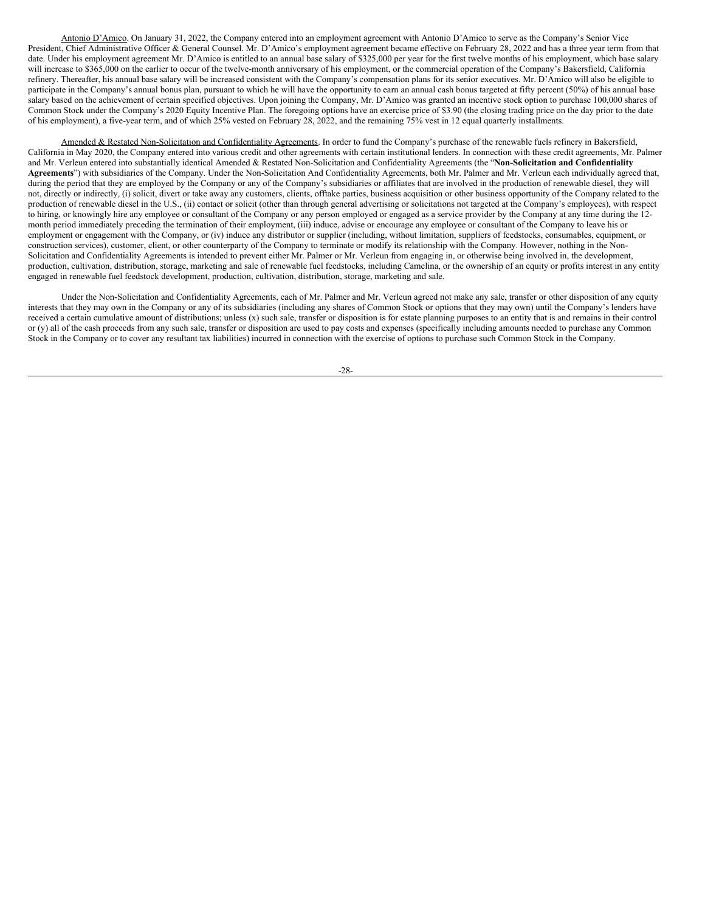Antonio D'Amico. On January 31, 2022, the Company entered into an employment agreement with Antonio D'Amico to serve as the Company's Senior Vice President, Chief Administrative Officer & General Counsel. Mr. D'Amico's employment agreement became effective on February 28, 2022 and has a three year term from that date. Under his employment agreement Mr. D'Amico is entitled to an annual base salary of $325,000 per year for the first twelve months of his employment, which base salary will increase to $365,000 on the earlier to occur of the twelve-month anniversary of his employment, or the commercial operation of the Company's Bakersfield, California refinery. Thereafter, his annual base salary will be increased consistent with the Company's compensation plans for its senior executives. Mr. D'Amico will also be eligible to participate in the Company's annual bonus plan, pursuant to which he will have the opportunity to earn an annual cash bonus targeted at fifty percent (50%) of his annual base salary based on the achievement of certain specified objectives. Upon joining the Company, Mr. D'Amico was granted an incentive stock option to purchase 100,000 shares of Common Stock under the Company's 2020 Equity Incentive Plan. The foregoing options have an exercise price of $3.90 (the closing trading price on the day prior to the date of his employment), a five-year term, and of which 25% vested on February 28, 2022, and the remaining 75% vest in 12 equal quarterly installments.

Amended & Restated Non-Solicitation and Confidentiality Agreements. In order to fund the Company's purchase of the renewable fuels refinery in Bakersfield, California in May 2020, the Company entered into various credit and other agreements with certain institutional lenders. In connection with these credit agreements, Mr. Palmer and Mr. Verleun entered into substantially identical Amended & Restated Non-Solicitation and Confidentiality Agreements (the "**Non-Solicitation and Confidentiality Agreements**") with subsidiaries of the Company. Under the Non-Solicitation And Confidentiality Agreements, both Mr. Palmer and Mr. Verleun each individually agreed that, during the period that they are employed by the Company or any of the Company's subsidiaries or affiliates that are involved in the production of renewable diesel, they will not, directly or indirectly, (i) solicit, divert or take away any customers, clients, offtake parties, business acquisition or other business opportunity of the Company related to the production of renewable diesel in the U.S., (ii) contact or solicit (other than through general advertising or solicitations not targeted at the Company's employees), with respect to hiring, or knowingly hire any employee or consultant of the Company or any person employed or engaged as a service provider by the Company at any time during the 12-month period immediately preceding the termination of their employment, (iii) induce, advise or encourage any employee or consultant of the Company to leave his or employment or engagement with the Company, or (iv) induce any distributor or supplier (including, without limitation, suppliers of feedstocks, consumables, equipment, or construction services), customer, client, or other counterparty of the Company to terminate or modify its relationship with the Company. However, nothing in the Non-Solicitation and Confidentiality Agreements is intended to prevent either Mr. Palmer or Mr. Verleun from engaging in, or otherwise being involved in, the development, production, cultivation, distribution, storage, marketing and sale of renewable fuel feedstocks, including Camelina, or the ownership of an equity or profits interest in any entity engaged in renewable fuel feedstock development, production, cultivation, distribution, storage, marketing and sale.

Under the Non-Solicitation and Confidentiality Agreements, each of Mr. Palmer and Mr. Verleun agreed not make any sale, transfer or other disposition of any equity interests that they may own in the Company or any of its subsidiaries (including any shares of Common Stock or options that they may own) until the Company's lenders have received a certain cumulative amount of distributions; unless (x) such sale, transfer or disposition is for estate planning purposes to an entity that is and remains in their control or (y) all of the cash proceeds from any such sale, transfer or disposition are used to pay costs and expenses (specifically including amounts needed to purchase any Common Stock in the Company or to cover any resultant tax liabilities) incurred in connection with the exercise of options to purchase such Common Stock in the Company.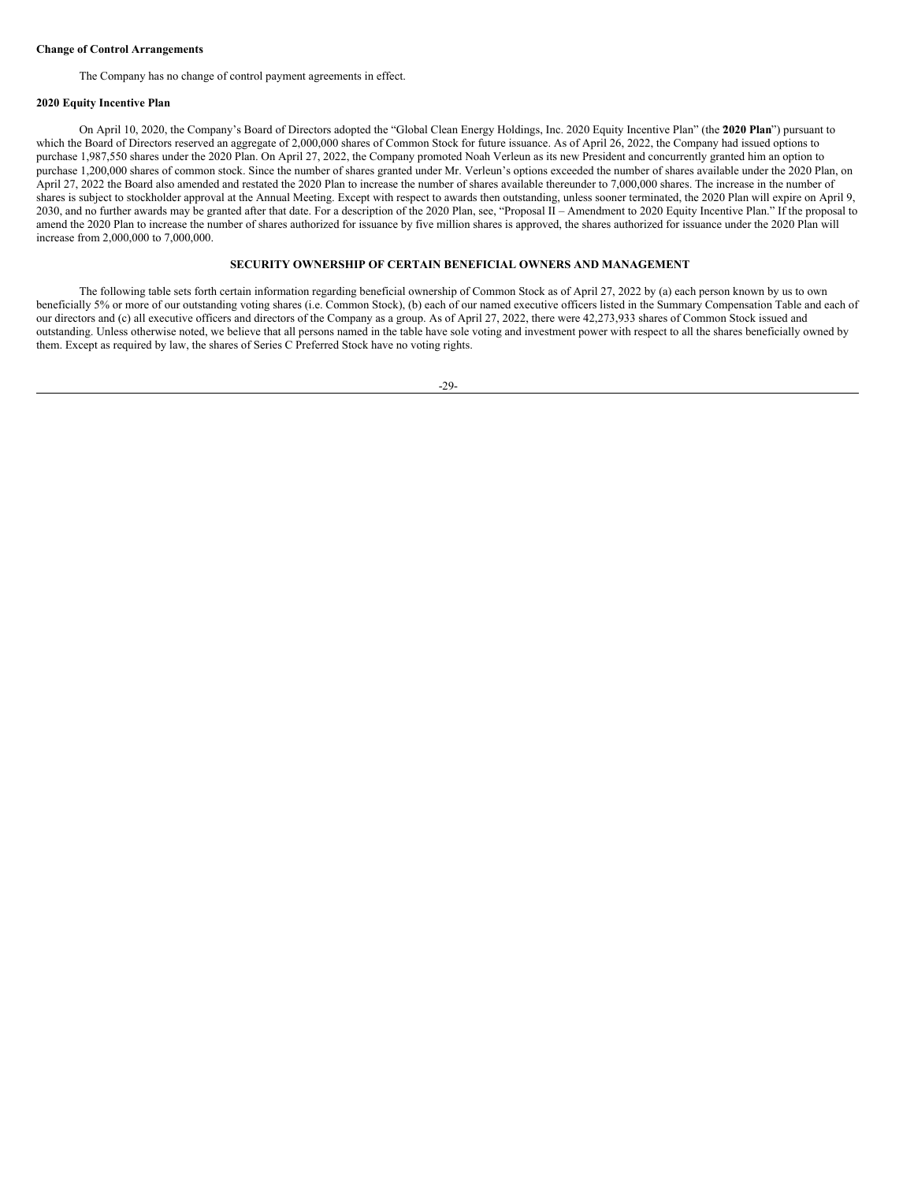**Change of Control Arrangements**

The Company has no change of control payment agreements in effect.

**2020 Equity Incentive Plan**

On April 10, 2020, the Company's Board of Directors adopted the "Global Clean Energy Holdings, Inc. 2020 Equity Incentive Plan" (the **2020 Plan**") pursuant to which the Board of Directors reserved an aggregate of 2,000,000 shares of Common Stock for future issuance. As of April 26, 2022, the Company had issued options to purchase 1,987,550 shares under the 2020 Plan. On April 27, 2022, the Company promoted Noah Verleun as its new President and concurrently granted him an option to purchase 1,200,000 shares of common stock. Since the number of shares granted under Mr. Verleun's options exceeded the number of shares available under the 2020 Plan, on April 27, 2022 the Board also amended and restated the 2020 Plan to increase the number of shares available thereunder to 7,000,000 shares. The increase in the number of shares is subject to stockholder approval at the Annual Meeting. Except with respect to awards then outstanding, unless sooner terminated, the 2020 Plan will expire on April 9, 2030, and no further awards may be granted after that date. For a description of the 2020 Plan, see, "Proposal II – Amendment to 2020 Equity Incentive Plan." If the proposal to amend the 2020 Plan to increase the number of shares authorized for issuance by five million shares is approved, the shares authorized for issuance under the 2020 Plan will increase from 2,000,000 to 7,000,000.

## SECURITY OWNERSHIP OF CERTAIN BENEFICIAL OWNERS AND MANAGEMENT

The following table sets forth certain information regarding beneficial ownership of Common Stock as of April 27, 2022 by (a) each person known by us to own beneficially 5% or more of our outstanding voting shares (i.e. Common Stock), (b) each of our named executive officers listed in the Summary Compensation Table and each of our directors and (c) all executive officers and directors of the Company as a group. As of April 27, 2022, there were 42,273,933 shares of Common Stock issued and outstanding. Unless otherwise noted, we believe that all persons named in the table have sole voting and investment power with respect to all the shares beneficially owned by them. Except as required by law, the shares of Series C Preferred Stock have no voting rights.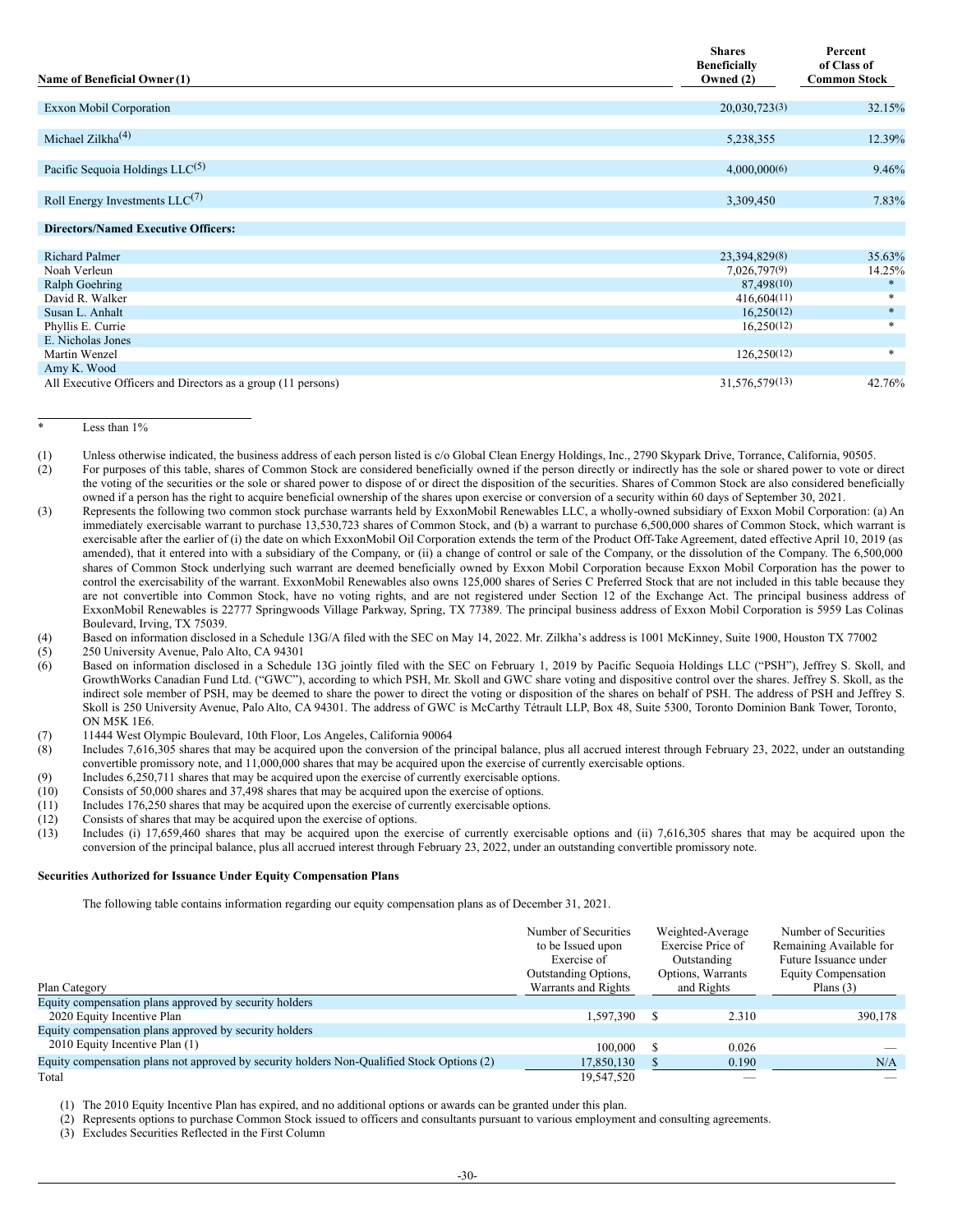| Name of Beneficial Owner (1) | Shares Beneficially Owned (2) | Percent of Class of Common Stock |
|---|---|---|
| Exxon Mobil Corporation | 20,030,723(3) | 32.15% |
| Michael Zilkha(4) | 5,238,355 | 12.39% |
| Pacific Sequoia Holdings LLC(5) | 4,000,000(6) | 9.46% |
| Roll Energy Investments LLC(7) | 3,309,450 | 7.83% |
| **Directors/Named Executive Officers:** | | |
| Richard Palmer | 23,394,829(8) | 35.63% |
| Noah Verleun | 7,026,797(9) | 14.25% |
| Ralph Goehring | 87,498(10) | * |
| David R. Walker | 416,604(11) | * |
| Susan L. Anhalt | 16,250(12) | * |
| Phyllis E. Currie | 16,250(12) | * |
| E. Nicholas Jones | | |
| Martin Wenzel | 126,250(12) | * |
| Amy K. Wood | | |
| All Executive Officers and Directors as a group (11 persons) | 31,576,579(13) | 42.76% |

\* Less than 1%

(1) Unless otherwise indicated, the business address of each person listed is c/o Global Clean Energy Holdings, Inc., 2790 Skypark Drive, Torrance, California, 90505.

(2) For purposes of this table, shares of Common Stock are considered beneficially owned if the person directly or indirectly has the sole or shared power to vote or direct the voting of the securities or the sole or shared power to dispose of or direct the disposition of the securities. Shares of Common Stock are also considered beneficially owned if a person has the right to acquire beneficial ownership of the shares upon exercise or conversion of a security within 60 days of September 30, 2021.

(3) Represents the following two common stock purchase warrants held by ExxonMobil Renewables LLC, a wholly-owned subsidiary of Exxon Mobil Corporation: (a) An immediately exercisable warrant to purchase 13,530,723 shares of Common Stock, and (b) a warrant to purchase 6,500,000 shares of Common Stock, which warrant is exercisable after the earlier of (i) the date on which ExxonMobil Oil Corporation extends the term of the Product Off-Take Agreement, dated effective April 10, 2019 (as amended), that it entered into with a subsidiary of the Company, or (ii) a change of control or sale of the Company, or the dissolution of the Company. The 6,500,000 shares of Common Stock underlying such warrant are deemed beneficially owned by Exxon Mobil Corporation because Exxon Mobil Corporation has the power to control the exercisability of the warrant. ExxonMobil Renewables also owns 125,000 shares of Series C Preferred Stock that are not included in this table because they are not convertible into Common Stock, have no voting rights, and are not registered under Section 12 of the Exchange Act. The principal business address of ExxonMobil Renewables is 22777 Springwoods Village Parkway, Spring, TX 77389. The principal business address of Exxon Mobil Corporation is 5959 Las Colinas Boulevard, Irving, TX 75039.

(4) Based on information disclosed in a Schedule 13G/A filed with the SEC on May 14, 2022. Mr. Zilkha's address is 1001 McKinney, Suite 1900, Houston TX 77002

(5) 250 University Avenue, Palo Alto, CA 94301

(6) Based on information disclosed in a Schedule 13G jointly filed with the SEC on February 1, 2019 by Pacific Sequoia Holdings LLC ("PSH"), Jeffrey S. Skoll, and GrowthWorks Canadian Fund Ltd. ("GWC"), according to which PSH, Mr. Skoll and GWC share voting and dispositive control over the shares. Jeffrey S. Skoll, as the indirect sole member of PSH, may be deemed to share the power to direct the voting or disposition of the shares on behalf of PSH. The address of PSH and Jeffrey S. Skoll is 250 University Avenue, Palo Alto, CA 94301. The address of GWC is McCarthy Tétrault LLP, Box 48, Suite 5300, Toronto Dominion Bank Tower, Toronto, ON M5K 1E6.

(7) 11444 West Olympic Boulevard, 10th Floor, Los Angeles, California 90064

(8) Includes 7,616,305 shares that may be acquired upon the conversion of the principal balance, plus all accrued interest through February 23, 2022, under an outstanding convertible promissory note, and 11,000,000 shares that may be acquired upon the exercise of currently exercisable options.

(9) Includes 6,250,711 shares that may be acquired upon the exercise of currently exercisable options.

(10) Consists of 50,000 shares and 37,498 shares that may be acquired upon the exercise of options.

(11) Includes 176,250 shares that may be acquired upon the exercise of currently exercisable options.

(12) Consists of shares that may be acquired upon the exercise of options.

(13) Includes (i) 17,659,460 shares that may be acquired upon the exercise of currently exercisable options and (ii) 7,616,305 shares that may be acquired upon the conversion of the principal balance, plus all accrued interest through February 23, 2022, under an outstanding convertible promissory note.

**Securities Authorized for Issuance Under Equity Compensation Plans**

The following table contains information regarding our equity compensation plans as of December 31, 2021.

| Plan Category | Number of Securities to be Issued upon Exercise of Outstanding Options, Warrants and Rights | Weighted-Average Exercise Price of Outstanding Options, Warrants and Rights | Number of Securities Remaining Available for Future Issuance under Equity Compensation Plans (3) |
|---|---|---|---|
| Equity compensation plans approved by security holders | | | |
| 2020 Equity Incentive Plan | 1,597,390 | $ 2.310 | 390,178 |
| Equity compensation plans approved by security holders | | | |
| 2010 Equity Incentive Plan (1) | 100,000 | $ 0.026 | — |
| Equity compensation plans not approved by security holders Non-Qualified Stock Options (2) | 17,850,130 | $ 0.190 | N/A |
| Total | 19,547,520 | — | — |

(1) The 2010 Equity Incentive Plan has expired, and no additional options or awards can be granted under this plan.

(2) Represents options to purchase Common Stock issued to officers and consultants pursuant to various employment and consulting agreements.

(3) Excludes Securities Reflected in the First Column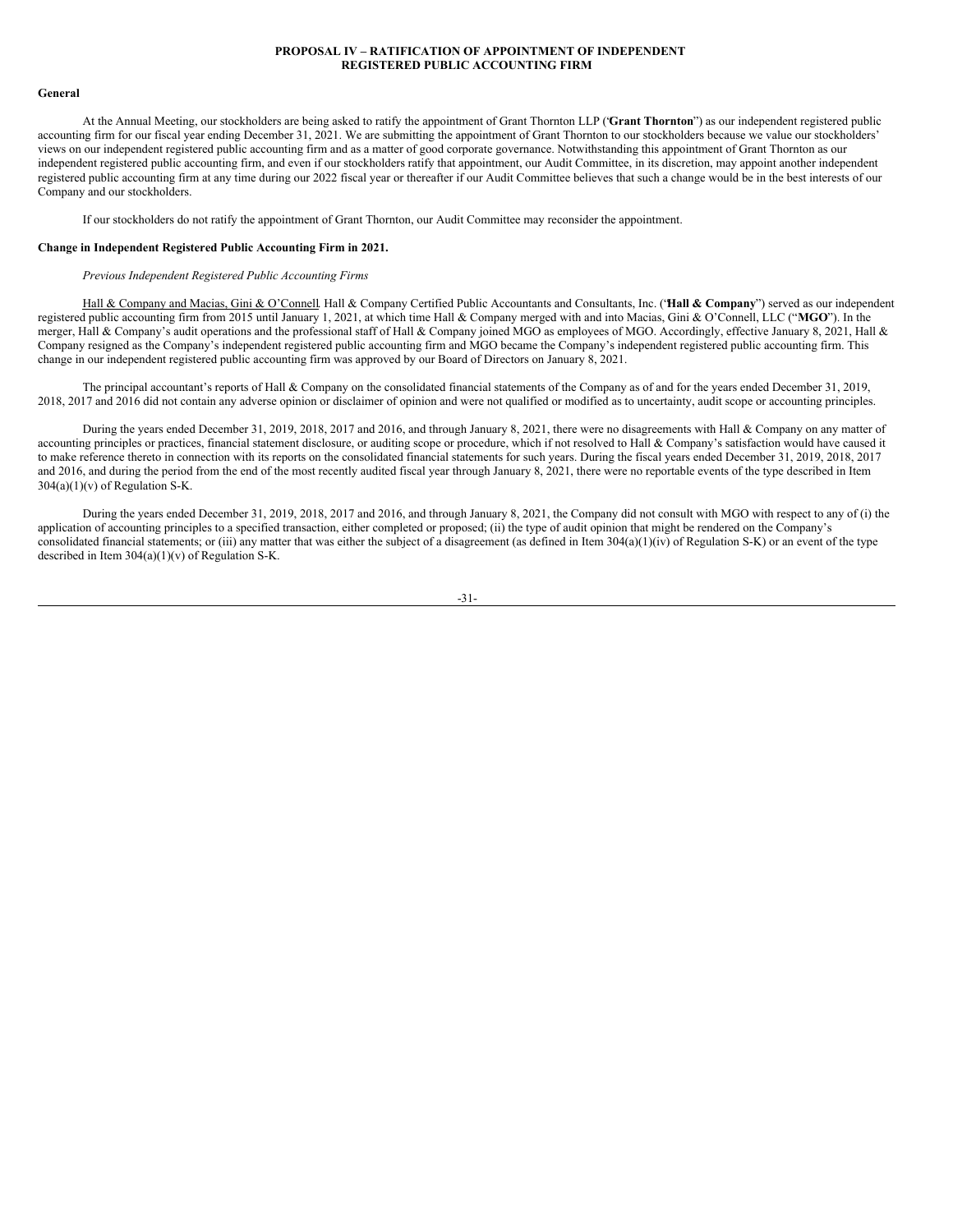# PROPOSAL IV – RATIFICATION OF APPOINTMENT OF INDEPENDENT REGISTERED PUBLIC ACCOUNTING FIRM

**General**

At the Annual Meeting, our stockholders are being asked to ratify the appointment of Grant Thornton LLP ("**Grant Thornton**") as our independent registered public accounting firm for our fiscal year ending December 31, 2021. We are submitting the appointment of Grant Thornton to our stockholders because we value our stockholders' views on our independent registered public accounting firm and as a matter of good corporate governance. Notwithstanding this appointment of Grant Thornton as our independent registered public accounting firm, and even if our stockholders ratify that appointment, our Audit Committee, in its discretion, may appoint another independent registered public accounting firm at any time during our 2022 fiscal year or thereafter if our Audit Committee believes that such a change would be in the best interests of our Company and our stockholders.

If our stockholders do not ratify the appointment of Grant Thornton, our Audit Committee may reconsider the appointment.

**Change in Independent Registered Public Accounting Firm in 2021.**

*Previous Independent Registered Public Accounting Firms*

Hall & Company and Macias, Gini & O'Connell. Hall & Company Certified Public Accountants and Consultants, Inc. ("**Hall & Company**") served as our independent registered public accounting firm from 2015 until January 1, 2021, at which time Hall & Company merged with and into Macias, Gini & O'Connell, LLC ("**MGO**"). In the merger, Hall & Company's audit operations and the professional staff of Hall & Company joined MGO as employees of MGO. Accordingly, effective January 8, 2021, Hall & Company resigned as the Company's independent registered public accounting firm and MGO became the Company's independent registered public accounting firm. This change in our independent registered public accounting firm was approved by our Board of Directors on January 8, 2021.

The principal accountant's reports of Hall & Company on the consolidated financial statements of the Company as of and for the years ended December 31, 2019, 2018, 2017 and 2016 did not contain any adverse opinion or disclaimer of opinion and were not qualified or modified as to uncertainty, audit scope or accounting principles.

During the years ended December 31, 2019, 2018, 2017 and 2016, and through January 8, 2021, there were no disagreements with Hall & Company on any matter of accounting principles or practices, financial statement disclosure, or auditing scope or procedure, which if not resolved to Hall & Company's satisfaction would have caused it to make reference thereto in connection with its reports on the consolidated financial statements for such years. During the fiscal years ended December 31, 2019, 2018, 2017 and 2016, and during the period from the end of the most recently audited fiscal year through January 8, 2021, there were no reportable events of the type described in Item 304(a)(1)(v) of Regulation S-K.

During the years ended December 31, 2019, 2018, 2017 and 2016, and through January 8, 2021, the Company did not consult with MGO with respect to any of (i) the application of accounting principles to a specified transaction, either completed or proposed; (ii) the type of audit opinion that might be rendered on the Company's consolidated financial statements; or (iii) any matter that was either the subject of a disagreement (as defined in Item 304(a)(1)(iv) of Regulation S-K) or an event of the type described in Item 304(a)(1)(v) of Regulation S-K.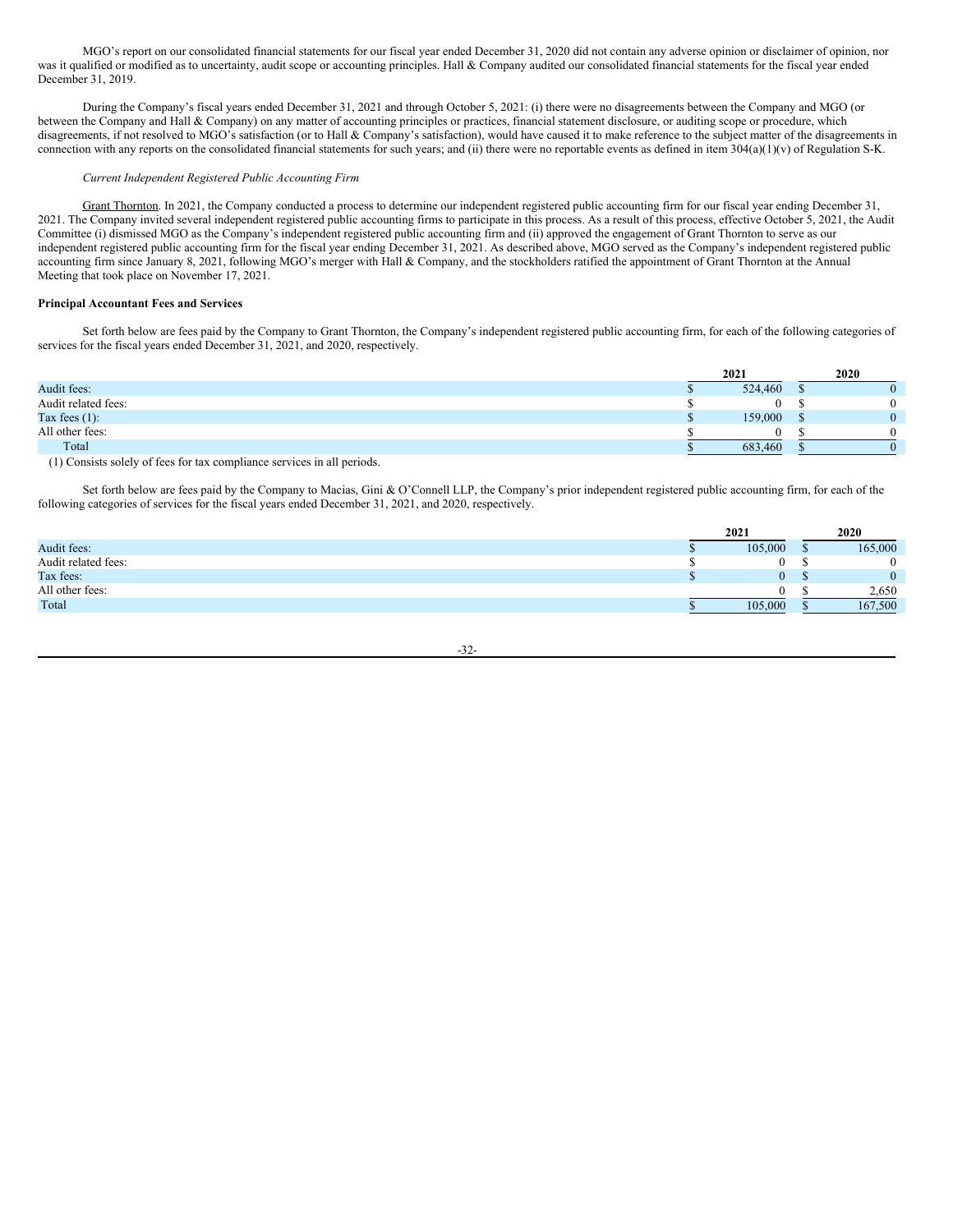MGO's report on our consolidated financial statements for our fiscal year ended December 31, 2020 did not contain any adverse opinion or disclaimer of opinion, nor was it qualified or modified as to uncertainty, audit scope or accounting principles. Hall & Company audited our consolidated financial statements for the fiscal year ended December 31, 2019.

During the Company's fiscal years ended December 31, 2021 and through October 5, 2021: (i) there were no disagreements between the Company and MGO (or between the Company and Hall & Company) on any matter of accounting principles or practices, financial statement disclosure, or auditing scope or procedure, which disagreements, if not resolved to MGO's satisfaction (or to Hall & Company's satisfaction), would have caused it to make reference to the subject matter of the disagreements in connection with any reports on the consolidated financial statements for such years; and (ii) there were no reportable events as defined in item 304(a)(1)(v) of Regulation S-K.

*Current Independent Registered Public Accounting Firm*

Grant Thornton. In 2021, the Company conducted a process to determine our independent registered public accounting firm for our fiscal year ending December 31, 2021. The Company invited several independent registered public accounting firms to participate in this process. As a result of this process, effective October 5, 2021, the Audit Committee (i) dismissed MGO as the Company's independent registered public accounting firm and (ii) approved the engagement of Grant Thornton to serve as our independent registered public accounting firm for the fiscal year ending December 31, 2021. As described above, MGO served as the Company's independent registered public accounting firm since January 8, 2021, following MGO's merger with Hall & Company, and the stockholders ratified the appointment of Grant Thornton at the Annual Meeting that took place on November 17, 2021.

**Principal Accountant Fees and Services**

Set forth below are fees paid by the Company to Grant Thornton, the Company's independent registered public accounting firm, for each of the following categories of services for the fiscal years ended December 31, 2021, and 2020, respectively.

| | 2021 | 2020 |
|---|---|---|
| Audit fees: | $ 524,460 | $ 0 |
| Audit related fees: | $ 0 | $ 0 |
| Tax fees (1): | $ 159,000 | $ 0 |
| All other fees: | $ 0 | $ 0 |
| Total | $ 683,460 | $ 0 |

(1) Consists solely of fees for tax compliance services in all periods.

Set forth below are fees paid by the Company to Macias, Gini & O'Connell LLP, the Company's prior independent registered public accounting firm, for each of the following categories of services for the fiscal years ended December 31, 2021, and 2020, respectively.

| | 2021 | 2020 |
|---|---|---|
| Audit fees: | $ 105,000 | $ 165,000 |
| Audit related fees: | $ 0 | $ 0 |
| Tax fees: | $ 0 | $ 0 |
| All other fees: | 0 | $ 2,650 |
| Total | $ 105,000 | $ 167,500 |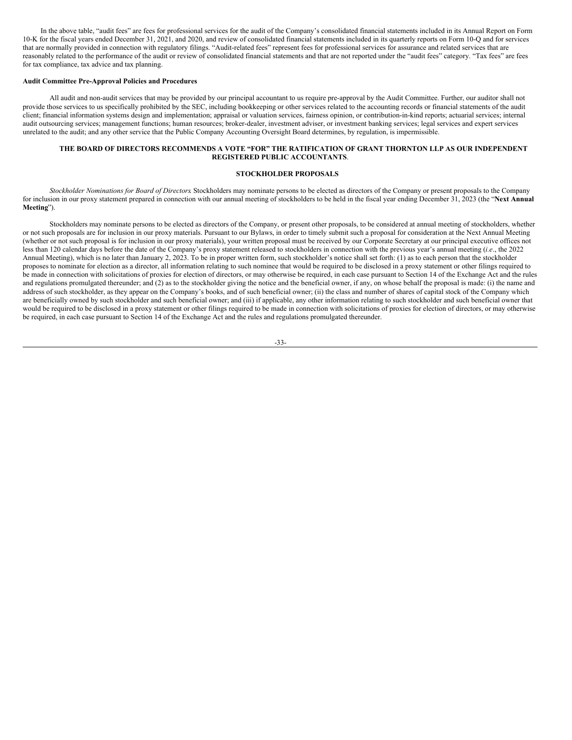In the above table, "audit fees" are fees for professional services for the audit of the Company's consolidated financial statements included in its Annual Report on Form 10-K for the fiscal years ended December 31, 2021, and 2020, and review of consolidated financial statements included in its quarterly reports on Form 10-Q and for services that are normally provided in connection with regulatory filings. "Audit-related fees" represent fees for professional services for assurance and related services that are reasonably related to the performance of the audit or review of consolidated financial statements and that are not reported under the "audit fees" category. "Tax fees" are fees for tax compliance, tax advice and tax planning.

**Audit Committee Pre-Approval Policies and Procedures**

All audit and non-audit services that may be provided by our principal accountant to us require pre-approval by the Audit Committee. Further, our auditor shall not provide those services to us specifically prohibited by the SEC, including bookkeeping or other services related to the accounting records or financial statements of the audit client; financial information systems design and implementation; appraisal or valuation services, fairness opinion, or contribution-in-kind reports; actuarial services; internal audit outsourcing services; management functions; human resources; broker-dealer, investment adviser, or investment banking services; legal services and expert services unrelated to the audit; and any other service that the Public Company Accounting Oversight Board determines, by regulation, is impermissible.

**THE BOARD OF DIRECTORS RECOMMENDS A VOTE "FOR" THE RATIFICATION OF GRANT THORNTON LLP AS OUR INDEPENDENT REGISTERED PUBLIC ACCOUNTANTS**.

**STOCKHOLDER PROPOSALS**

*Stockholder Nominations for Board of Directors*. Stockholders may nominate persons to be elected as directors of the Company or present proposals to the Company for inclusion in our proxy statement prepared in connection with our annual meeting of stockholders to be held in the fiscal year ending December 31, 2023 (the "**Next Annual Meeting**").

Stockholders may nominate persons to be elected as directors of the Company, or present other proposals, to be considered at annual meeting of stockholders, whether or not such proposals are for inclusion in our proxy materials. Pursuant to our Bylaws, in order to timely submit such a proposal for consideration at the Next Annual Meeting (whether or not such proposal is for inclusion in our proxy materials), your written proposal must be received by our Corporate Secretary at our principal executive offices not less than 120 calendar days before the date of the Company's proxy statement released to stockholders in connection with the previous year's annual meeting (*i.e*., the 2022 Annual Meeting), which is no later than January 2, 2023. To be in proper written form, such stockholder's notice shall set forth: (1) as to each person that the stockholder proposes to nominate for election as a director, all information relating to such nominee that would be required to be disclosed in a proxy statement or other filings required to be made in connection with solicitations of proxies for election of directors, or may otherwise be required, in each case pursuant to Section 14 of the Exchange Act and the rules and regulations promulgated thereunder; and (2) as to the stockholder giving the notice and the beneficial owner, if any, on whose behalf the proposal is made: (i) the name and address of such stockholder, as they appear on the Company's books, and of such beneficial owner; (ii) the class and number of shares of capital stock of the Company which are beneficially owned by such stockholder and such beneficial owner; and (iii) if applicable, any other information relating to such stockholder and such beneficial owner that would be required to be disclosed in a proxy statement or other filings required to be made in connection with solicitations of proxies for election of directors, or may otherwise be required, in each case pursuant to Section 14 of the Exchange Act and the rules and regulations promulgated thereunder.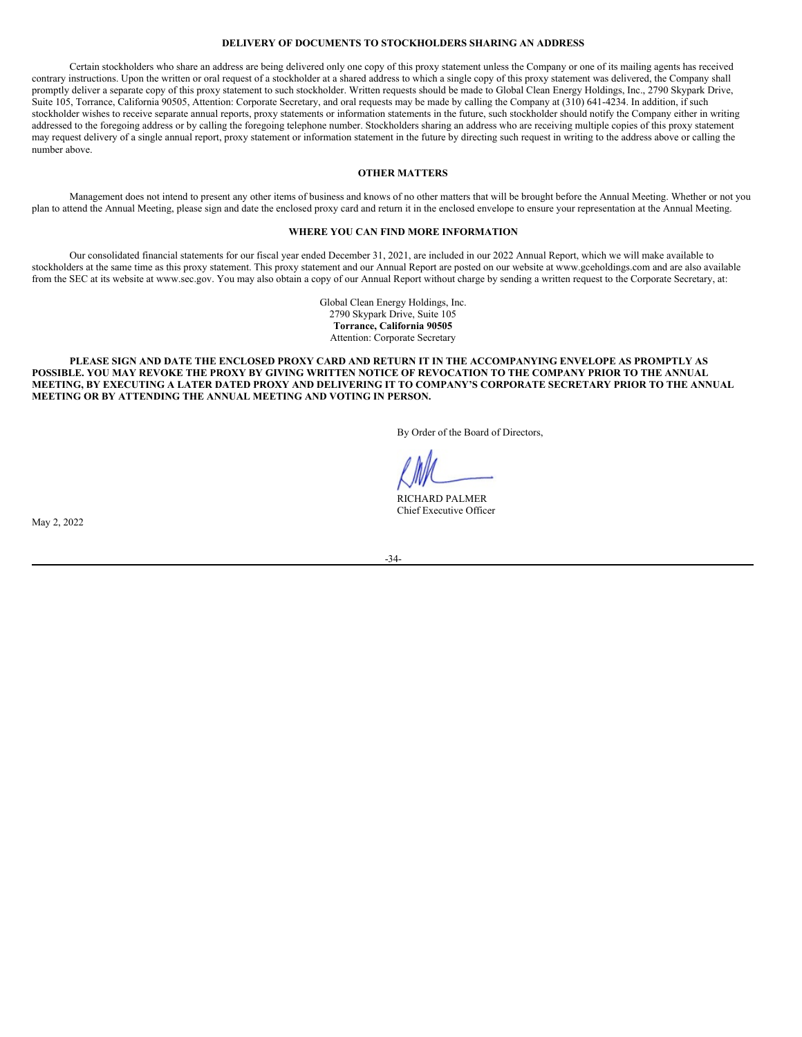## DELIVERY OF DOCUMENTS TO STOCKHOLDERS SHARING AN ADDRESS

Certain stockholders who share an address are being delivered only one copy of this proxy statement unless the Company or one of its mailing agents has received contrary instructions. Upon the written or oral request of a stockholder at a shared address to which a single copy of this proxy statement was delivered, the Company shall promptly deliver a separate copy of this proxy statement to such stockholder. Written requests should be made to Global Clean Energy Holdings, Inc., 2790 Skypark Drive, Suite 105, Torrance, California 90505, Attention: Corporate Secretary, and oral requests may be made by calling the Company at (310) 641-4234. In addition, if such stockholder wishes to receive separate annual reports, proxy statements or information statements in the future, such stockholder should notify the Company either in writing addressed to the foregoing address or by calling the foregoing telephone number. Stockholders sharing an address who are receiving multiple copies of this proxy statement may request delivery of a single annual report, proxy statement or information statement in the future by directing such request in writing to the address above or calling the number above.

## OTHER MATTERS

Management does not intend to present any other items of business and knows of no other matters that will be brought before the Annual Meeting. Whether or not you plan to attend the Annual Meeting, please sign and date the enclosed proxy card and return it in the enclosed envelope to ensure your representation at the Annual Meeting.

## WHERE YOU CAN FIND MORE INFORMATION

Our consolidated financial statements for our fiscal year ended December 31, 2021, are included in our 2022 Annual Report, which we will make available to stockholders at the same time as this proxy statement. This proxy statement and our Annual Report are posted on our website at www.gceholdings.com and are also available from the SEC at its website at www.sec.gov. You may also obtain a copy of our Annual Report without charge by sending a written request to the Corporate Secretary, at:

Global Clean Energy Holdings, Inc.
2790 Skypark Drive, Suite 105
**Torrance, California 90505**
Attention: Corporate Secretary

**PLEASE SIGN AND DATE THE ENCLOSED PROXY CARD AND RETURN IT IN THE ACCOMPANYING ENVELOPE AS PROMPTLY AS POSSIBLE. YOU MAY REVOKE THE PROXY BY GIVING WRITTEN NOTICE OF REVOCATION TO THE COMPANY PRIOR TO THE ANNUAL MEETING, BY EXECUTING A LATER DATED PROXY AND DELIVERING IT TO COMPANY'S CORPORATE SECRETARY PRIOR TO THE ANNUAL MEETING OR BY ATTENDING THE ANNUAL MEETING AND VOTING IN PERSON.**

By Order of the Board of Directors,

RICHARD PALMER
Chief Executive Officer

May 2, 2022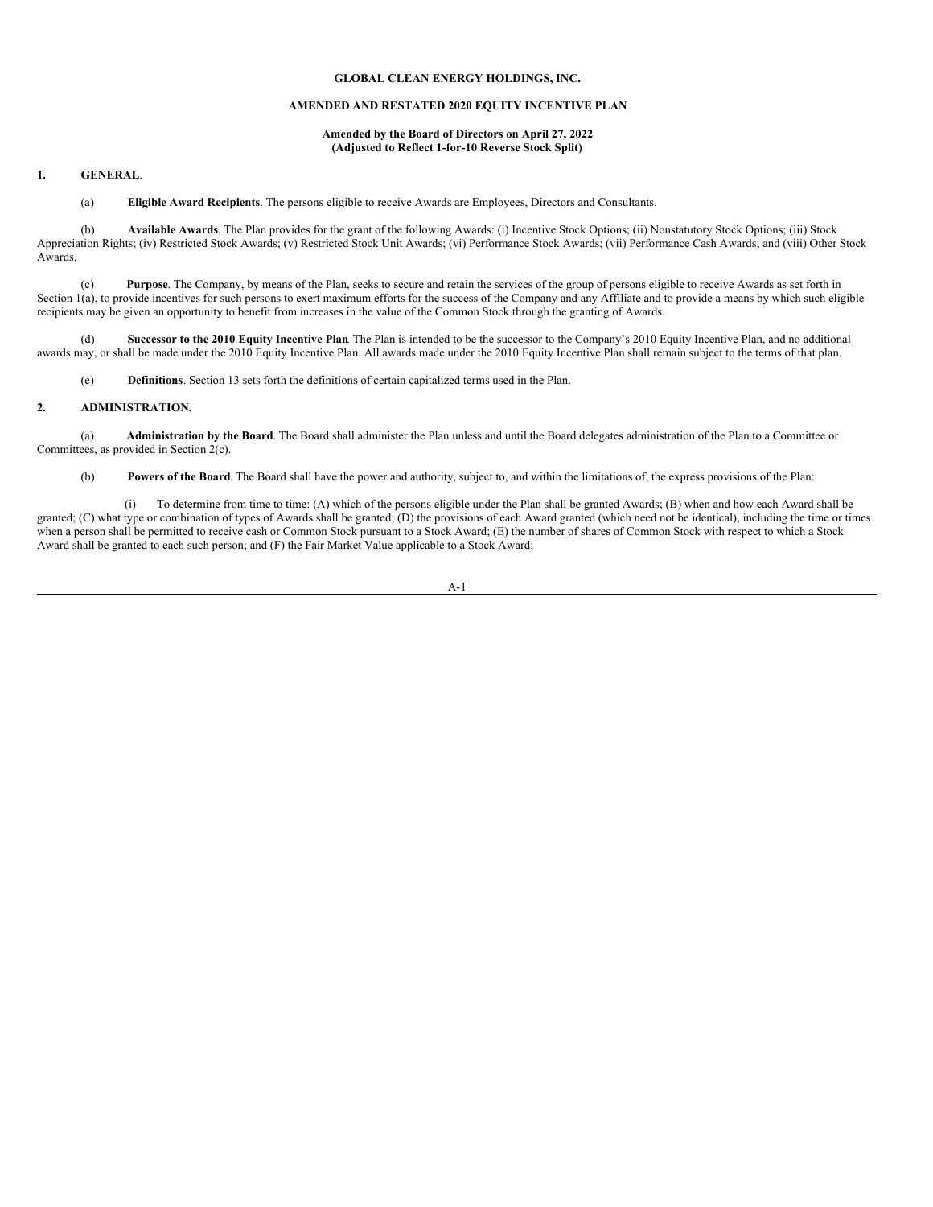**GLOBAL CLEAN ENERGY HOLDINGS, INC.**

**AMENDED AND RESTATED 2020 EQUITY INCENTIVE PLAN**

**Amended by the Board of Directors on April 27, 2022**
**(Adjusted to Reflect 1-for-10 Reverse Stock Split)**

## 1. GENERAL.

(a) **Eligible Award Recipients**. The persons eligible to receive Awards are Employees, Directors and Consultants.

(b) **Available Awards**. The Plan provides for the grant of the following Awards: (i) Incentive Stock Options; (ii) Nonstatutory Stock Options; (iii) Stock Appreciation Rights; (iv) Restricted Stock Awards; (v) Restricted Stock Unit Awards; (vi) Performance Stock Awards; (vii) Performance Cash Awards; and (viii) Other Stock Awards.

(c) **Purpose**. The Company, by means of the Plan, seeks to secure and retain the services of the group of persons eligible to receive Awards as set forth in Section 1(a), to provide incentives for such persons to exert maximum efforts for the success of the Company and any Affiliate and to provide a means by which such eligible recipients may be given an opportunity to benefit from increases in the value of the Common Stock through the granting of Awards.

(d) **Successor to the 2010 Equity Incentive Plan**. The Plan is intended to be the successor to the Company's 2010 Equity Incentive Plan, and no additional awards may, or shall be made under the 2010 Equity Incentive Plan. All awards made under the 2010 Equity Incentive Plan shall remain subject to the terms of that plan.

(e) **Definitions**. Section 13 sets forth the definitions of certain capitalized terms used in the Plan.

## 2. ADMINISTRATION.

(a) **Administration by the Board**. The Board shall administer the Plan unless and until the Board delegates administration of the Plan to a Committee or Committees, as provided in Section 2(c).

(b) **Powers of the Board**. The Board shall have the power and authority, subject to, and within the limitations of, the express provisions of the Plan:

(i) To determine from time to time: (A) which of the persons eligible under the Plan shall be granted Awards; (B) when and how each Award shall be granted; (C) what type or combination of types of Awards shall be granted; (D) the provisions of each Award granted (which need not be identical), including the time or times when a person shall be permitted to receive cash or Common Stock pursuant to a Stock Award; (E) the number of shares of Common Stock with respect to which a Stock Award shall be granted to each such person; and (F) the Fair Market Value applicable to a Stock Award;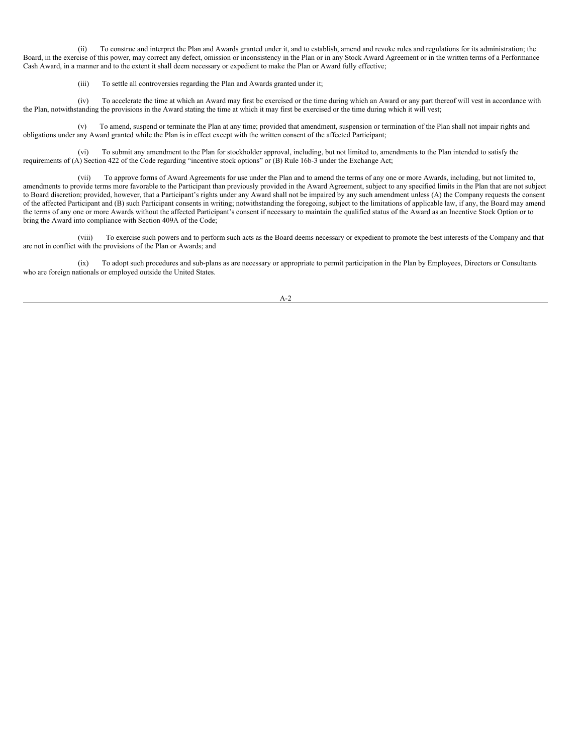(ii) To construe and interpret the Plan and Awards granted under it, and to establish, amend and revoke rules and regulations for its administration; the Board, in the exercise of this power, may correct any defect, omission or inconsistency in the Plan or in any Stock Award Agreement or in the written terms of a Performance Cash Award, in a manner and to the extent it shall deem necessary or expedient to make the Plan or Award fully effective;

(iii) To settle all controversies regarding the Plan and Awards granted under it;

(iv) To accelerate the time at which an Award may first be exercised or the time during which an Award or any part thereof will vest in accordance with the Plan, notwithstanding the provisions in the Award stating the time at which it may first be exercised or the time during which it will vest;

(v) To amend, suspend or terminate the Plan at any time; provided that amendment, suspension or termination of the Plan shall not impair rights and obligations under any Award granted while the Plan is in effect except with the written consent of the affected Participant;

(vi) To submit any amendment to the Plan for stockholder approval, including, but not limited to, amendments to the Plan intended to satisfy the requirements of (A) Section 422 of the Code regarding "incentive stock options" or (B) Rule 16b-3 under the Exchange Act;

(vii) To approve forms of Award Agreements for use under the Plan and to amend the terms of any one or more Awards, including, but not limited to, amendments to provide terms more favorable to the Participant than previously provided in the Award Agreement, subject to any specified limits in the Plan that are not subject to Board discretion; provided, however, that a Participant's rights under any Award shall not be impaired by any such amendment unless (A) the Company requests the consent of the affected Participant and (B) such Participant consents in writing; notwithstanding the foregoing, subject to the limitations of applicable law, if any, the Board may amend the terms of any one or more Awards without the affected Participant's consent if necessary to maintain the qualified status of the Award as an Incentive Stock Option or to bring the Award into compliance with Section 409A of the Code;

(viii) To exercise such powers and to perform such acts as the Board deems necessary or expedient to promote the best interests of the Company and that are not in conflict with the provisions of the Plan or Awards; and

(ix) To adopt such procedures and sub-plans as are necessary or appropriate to permit participation in the Plan by Employees, Directors or Consultants who are foreign nationals or employed outside the United States.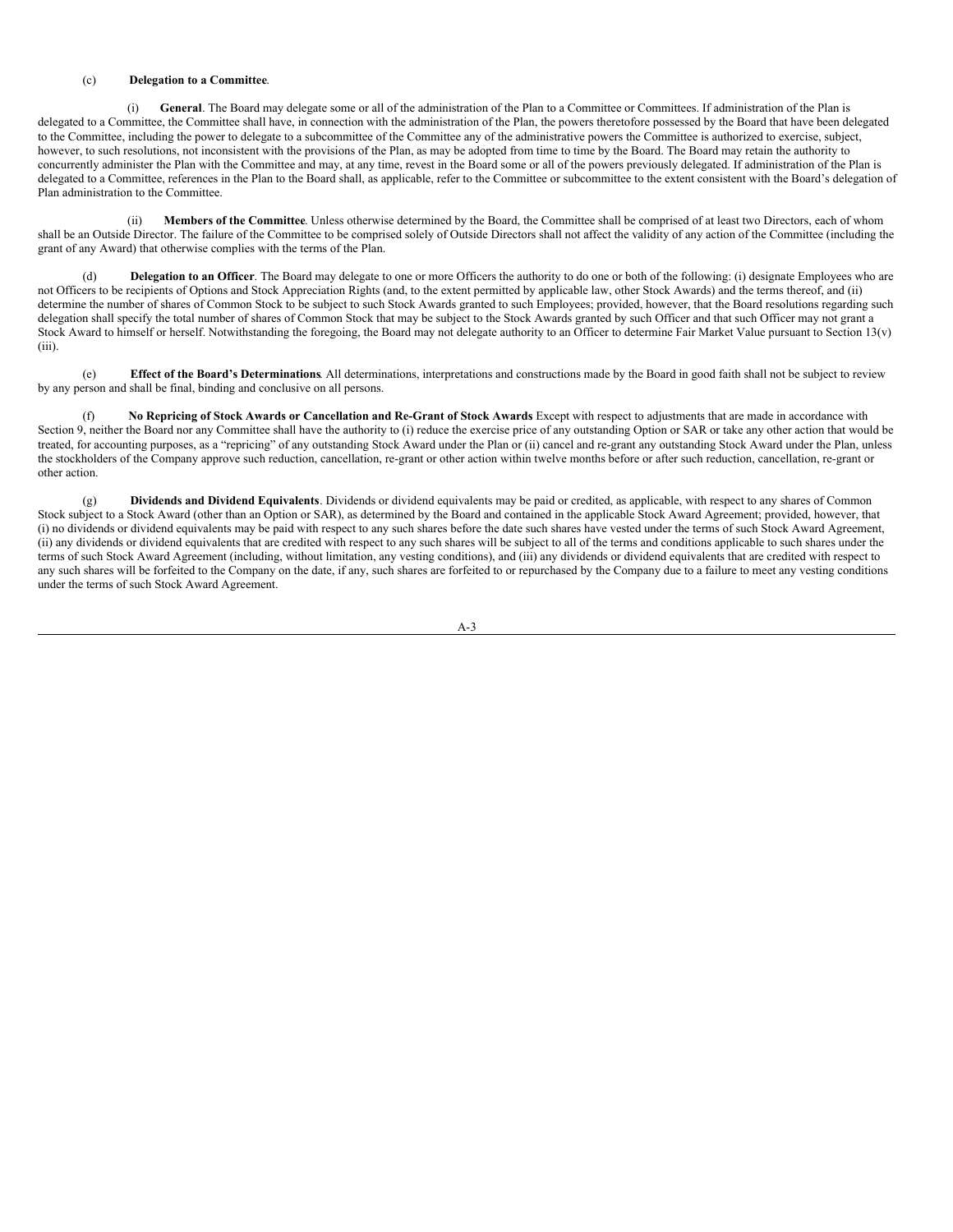(c) **Delegation to a Committee**.

(i) **General**. The Board may delegate some or all of the administration of the Plan to a Committee or Committees. If administration of the Plan is delegated to a Committee, the Committee shall have, in connection with the administration of the Plan, the powers theretofore possessed by the Board that have been delegated to the Committee, including the power to delegate to a subcommittee of the Committee any of the administrative powers the Committee is authorized to exercise, subject, however, to such resolutions, not inconsistent with the provisions of the Plan, as may be adopted from time to time by the Board. The Board may retain the authority to concurrently administer the Plan with the Committee and may, at any time, revest in the Board some or all of the powers previously delegated. If administration of the Plan is delegated to a Committee, references in the Plan to the Board shall, as applicable, refer to the Committee or subcommittee to the extent consistent with the Board's delegation of Plan administration to the Committee.

(ii) **Members of the Committee**. Unless otherwise determined by the Board, the Committee shall be comprised of at least two Directors, each of whom shall be an Outside Director. The failure of the Committee to be comprised solely of Outside Directors shall not affect the validity of any action of the Committee (including the grant of any Award) that otherwise complies with the terms of the Plan.

(d) **Delegation to an Officer**. The Board may delegate to one or more Officers the authority to do one or both of the following: (i) designate Employees who are not Officers to be recipients of Options and Stock Appreciation Rights (and, to the extent permitted by applicable law, other Stock Awards) and the terms thereof, and (ii) determine the number of shares of Common Stock to be subject to such Stock Awards granted to such Employees; provided, however, that the Board resolutions regarding such delegation shall specify the total number of shares of Common Stock that may be subject to the Stock Awards granted by such Officer and that such Officer may not grant a Stock Award to himself or herself. Notwithstanding the foregoing, the Board may not delegate authority to an Officer to determine Fair Market Value pursuant to Section 13(v)(iii).

(e) **Effect of the Board's Determinations**. All determinations, interpretations and constructions made by the Board in good faith shall not be subject to review by any person and shall be final, binding and conclusive on all persons.

(f) **No Repricing of Stock Awards or Cancellation and Re-Grant of Stock Awards** Except with respect to adjustments that are made in accordance with Section 9, neither the Board nor any Committee shall have the authority to (i) reduce the exercise price of any outstanding Option or SAR or take any other action that would be treated, for accounting purposes, as a "repricing" of any outstanding Stock Award under the Plan or (ii) cancel and re-grant any outstanding Stock Award under the Plan, unless the stockholders of the Company approve such reduction, cancellation, re-grant or other action within twelve months before or after such reduction, cancellation, re-grant or other action.

(g) **Dividends and Dividend Equivalents**. Dividends or dividend equivalents may be paid or credited, as applicable, with respect to any shares of Common Stock subject to a Stock Award (other than an Option or SAR), as determined by the Board and contained in the applicable Stock Award Agreement; provided, however, that (i) no dividends or dividend equivalents may be paid with respect to any such shares before the date such shares have vested under the terms of such Stock Award Agreement, (ii) any dividends or dividend equivalents that are credited with respect to any such shares will be subject to all of the terms and conditions applicable to such shares under the terms of such Stock Award Agreement (including, without limitation, any vesting conditions), and (iii) any dividends or dividend equivalents that are credited with respect to any such shares will be forfeited to the Company on the date, if any, such shares are forfeited to or repurchased by the Company due to a failure to meet any vesting conditions under the terms of such Stock Award Agreement.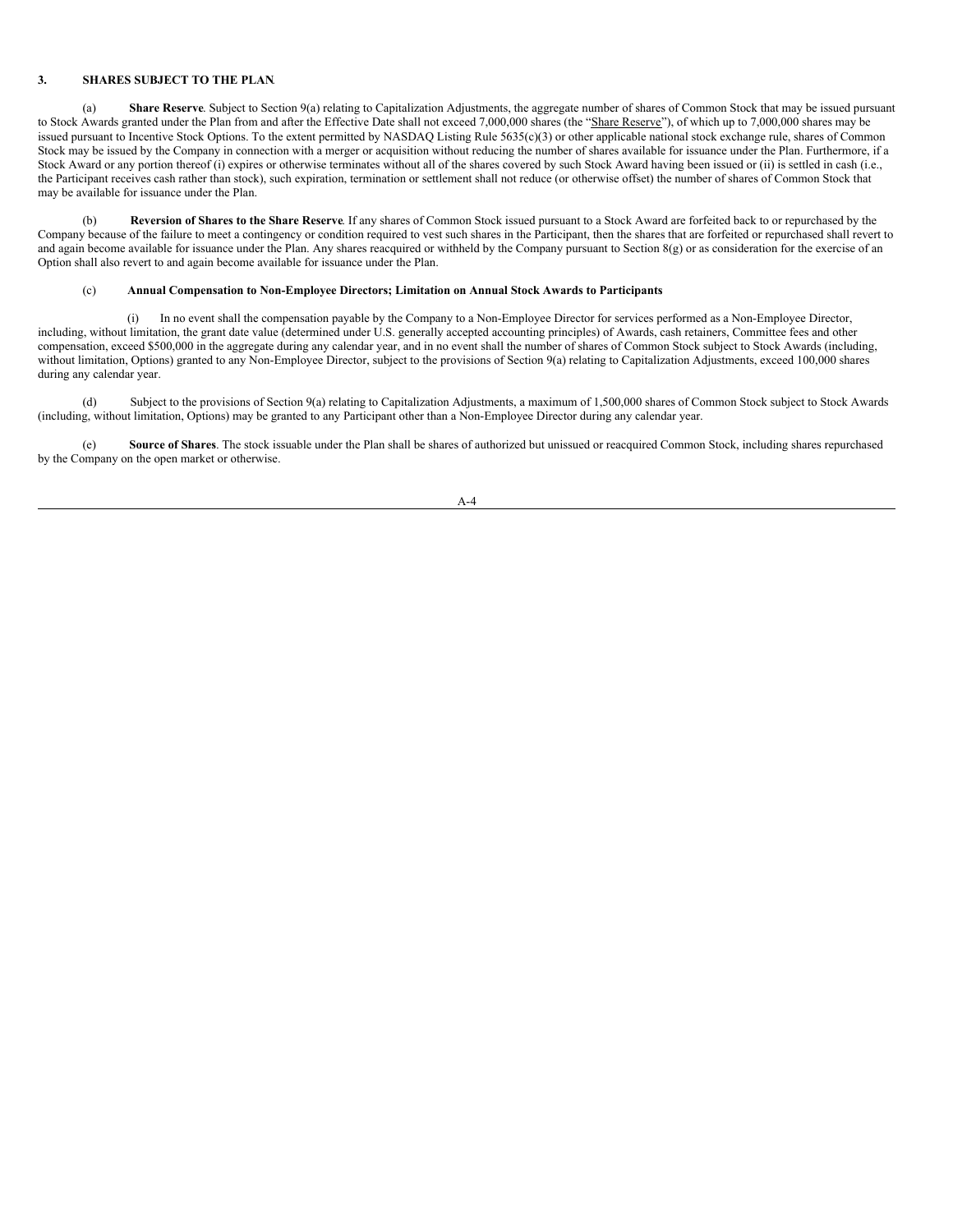## 3. SHARES SUBJECT TO THE PLAN.

(a) **Share Reserve**. Subject to Section 9(a) relating to Capitalization Adjustments, the aggregate number of shares of Common Stock that may be issued pursuant to Stock Awards granted under the Plan from and after the Effective Date shall not exceed 7,000,000 shares (the "Share Reserve"), of which up to 7,000,000 shares may be issued pursuant to Incentive Stock Options. To the extent permitted by NASDAQ Listing Rule 5635(c)(3) or other applicable national stock exchange rule, shares of Common Stock may be issued by the Company in connection with a merger or acquisition without reducing the number of shares available for issuance under the Plan. Furthermore, if a Stock Award or any portion thereof (i) expires or otherwise terminates without all of the shares covered by such Stock Award having been issued or (ii) is settled in cash (i.e., the Participant receives cash rather than stock), such expiration, termination or settlement shall not reduce (or otherwise offset) the number of shares of Common Stock that may be available for issuance under the Plan.

(b) **Reversion of Shares to the Share Reserve**. If any shares of Common Stock issued pursuant to a Stock Award are forfeited back to or repurchased by the Company because of the failure to meet a contingency or condition required to vest such shares in the Participant, then the shares that are forfeited or repurchased shall revert to and again become available for issuance under the Plan. Any shares reacquired or withheld by the Company pursuant to Section 8(g) or as consideration for the exercise of an Option shall also revert to and again become available for issuance under the Plan.

(c) **Annual Compensation to Non-Employee Directors; Limitation on Annual Stock Awards to Participants**

(i) In no event shall the compensation payable by the Company to a Non-Employee Director for services performed as a Non-Employee Director, including, without limitation, the grant date value (determined under U.S. generally accepted accounting principles) of Awards, cash retainers, Committee fees and other compensation, exceed $500,000 in the aggregate during any calendar year, and in no event shall the number of shares of Common Stock subject to Stock Awards (including, without limitation, Options) granted to any Non-Employee Director, subject to the provisions of Section 9(a) relating to Capitalization Adjustments, exceed 100,000 shares during any calendar year.

(d) Subject to the provisions of Section 9(a) relating to Capitalization Adjustments, a maximum of 1,500,000 shares of Common Stock subject to Stock Awards (including, without limitation, Options) may be granted to any Participant other than a Non-Employee Director during any calendar year.

(e) **Source of Shares**. The stock issuable under the Plan shall be shares of authorized but unissued or reacquired Common Stock, including shares repurchased by the Company on the open market or otherwise.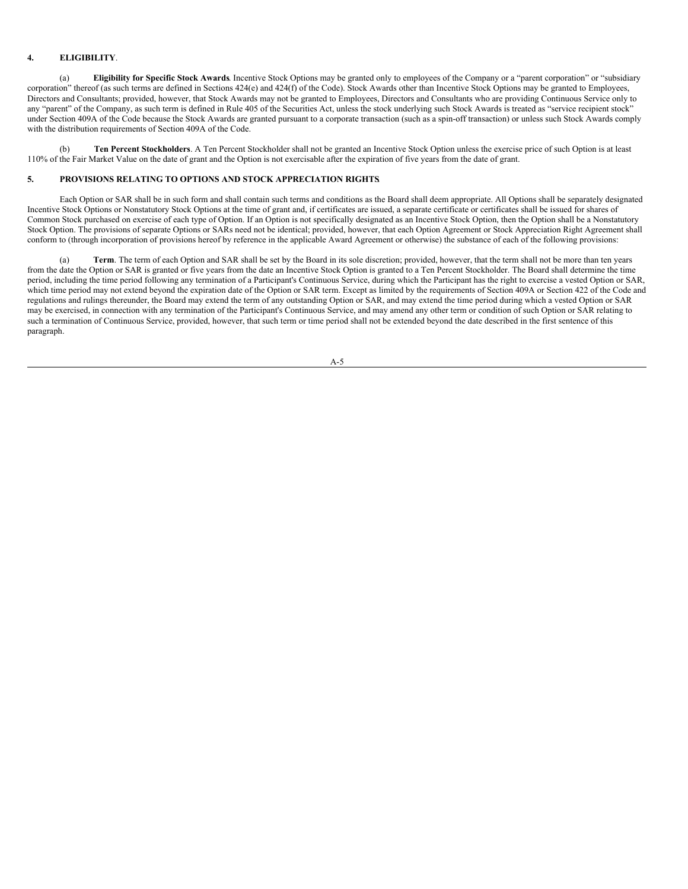## 4. ELIGIBILITY.

(a) **Eligibility for Specific Stock Awards**. Incentive Stock Options may be granted only to employees of the Company or a "parent corporation" or "subsidiary corporation" thereof (as such terms are defined in Sections 424(e) and 424(f) of the Code). Stock Awards other than Incentive Stock Options may be granted to Employees, Directors and Consultants; provided, however, that Stock Awards may not be granted to Employees, Directors and Consultants who are providing Continuous Service only to any "parent" of the Company, as such term is defined in Rule 405 of the Securities Act, unless the stock underlying such Stock Awards is treated as "service recipient stock" under Section 409A of the Code because the Stock Awards are granted pursuant to a corporate transaction (such as a spin-off transaction) or unless such Stock Awards comply with the distribution requirements of Section 409A of the Code.

(b) **Ten Percent Stockholders**. A Ten Percent Stockholder shall not be granted an Incentive Stock Option unless the exercise price of such Option is at least 110% of the Fair Market Value on the date of grant and the Option is not exercisable after the expiration of five years from the date of grant.

## 5. PROVISIONS RELATING TO OPTIONS AND STOCK APPRECIATION RIGHTS.

Each Option or SAR shall be in such form and shall contain such terms and conditions as the Board shall deem appropriate. All Options shall be separately designated Incentive Stock Options or Nonstatutory Stock Options at the time of grant and, if certificates are issued, a separate certificate or certificates shall be issued for shares of Common Stock purchased on exercise of each type of Option. If an Option is not specifically designated as an Incentive Stock Option, then the Option shall be a Nonstatutory Stock Option. The provisions of separate Options or SARs need not be identical; provided, however, that each Option Agreement or Stock Appreciation Right Agreement shall conform to (through incorporation of provisions hereof by reference in the applicable Award Agreement or otherwise) the substance of each of the following provisions:

(a) **Term**. The term of each Option and SAR shall be set by the Board in its sole discretion; provided, however, that the term shall not be more than ten years from the date the Option or SAR is granted or five years from the date an Incentive Stock Option is granted to a Ten Percent Stockholder. The Board shall determine the time period, including the time period following any termination of a Participant's Continuous Service, during which the Participant has the right to exercise a vested Option or SAR, which time period may not extend beyond the expiration date of the Option or SAR term. Except as limited by the requirements of Section 409A or Section 422 of the Code and regulations and rulings thereunder, the Board may extend the term of any outstanding Option or SAR, and may extend the time period during which a vested Option or SAR may be exercised, in connection with any termination of the Participant's Continuous Service, and may amend any other term or condition of such Option or SAR relating to such a termination of Continuous Service, provided, however, that such term or time period shall not be extended beyond the date described in the first sentence of this paragraph.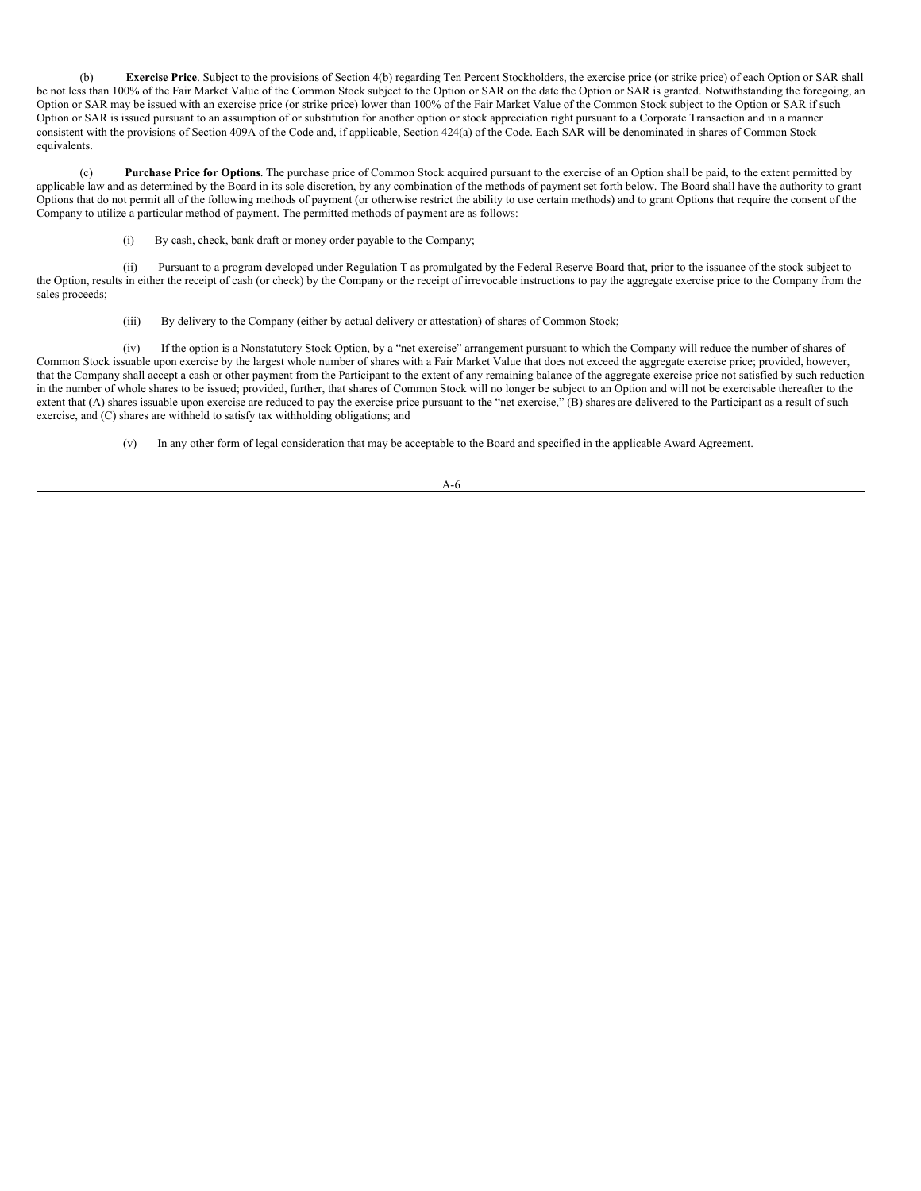(b) **Exercise Price**. Subject to the provisions of Section 4(b) regarding Ten Percent Stockholders, the exercise price (or strike price) of each Option or SAR shall be not less than 100% of the Fair Market Value of the Common Stock subject to the Option or SAR on the date the Option or SAR is granted. Notwithstanding the foregoing, an Option or SAR may be issued with an exercise price (or strike price) lower than 100% of the Fair Market Value of the Common Stock subject to the Option or SAR if such Option or SAR is issued pursuant to an assumption of or substitution for another option or stock appreciation right pursuant to a Corporate Transaction and in a manner consistent with the provisions of Section 409A of the Code and, if applicable, Section 424(a) of the Code. Each SAR will be denominated in shares of Common Stock equivalents.

(c) **Purchase Price for Options**. The purchase price of Common Stock acquired pursuant to the exercise of an Option shall be paid, to the extent permitted by applicable law and as determined by the Board in its sole discretion, by any combination of the methods of payment set forth below. The Board shall have the authority to grant Options that do not permit all of the following methods of payment (or otherwise restrict the ability to use certain methods) and to grant Options that require the consent of the Company to utilize a particular method of payment. The permitted methods of payment are as follows:

(i) By cash, check, bank draft or money order payable to the Company;

(ii) Pursuant to a program developed under Regulation T as promulgated by the Federal Reserve Board that, prior to the issuance of the stock subject to the Option, results in either the receipt of cash (or check) by the Company or the receipt of irrevocable instructions to pay the aggregate exercise price to the Company from the sales proceeds;

(iii) By delivery to the Company (either by actual delivery or attestation) of shares of Common Stock;

(iv) If the option is a Nonstatutory Stock Option, by a "net exercise" arrangement pursuant to which the Company will reduce the number of shares of Common Stock issuable upon exercise by the largest whole number of shares with a Fair Market Value that does not exceed the aggregate exercise price; provided, however, that the Company shall accept a cash or other payment from the Participant to the extent of any remaining balance of the aggregate exercise price not satisfied by such reduction in the number of whole shares to be issued; provided, further, that shares of Common Stock will no longer be subject to an Option and will not be exercisable thereafter to the extent that (A) shares issuable upon exercise are reduced to pay the exercise price pursuant to the "net exercise," (B) shares are delivered to the Participant as a result of such exercise, and (C) shares are withheld to satisfy tax withholding obligations; and

(v) In any other form of legal consideration that may be acceptable to the Board and specified in the applicable Award Agreement.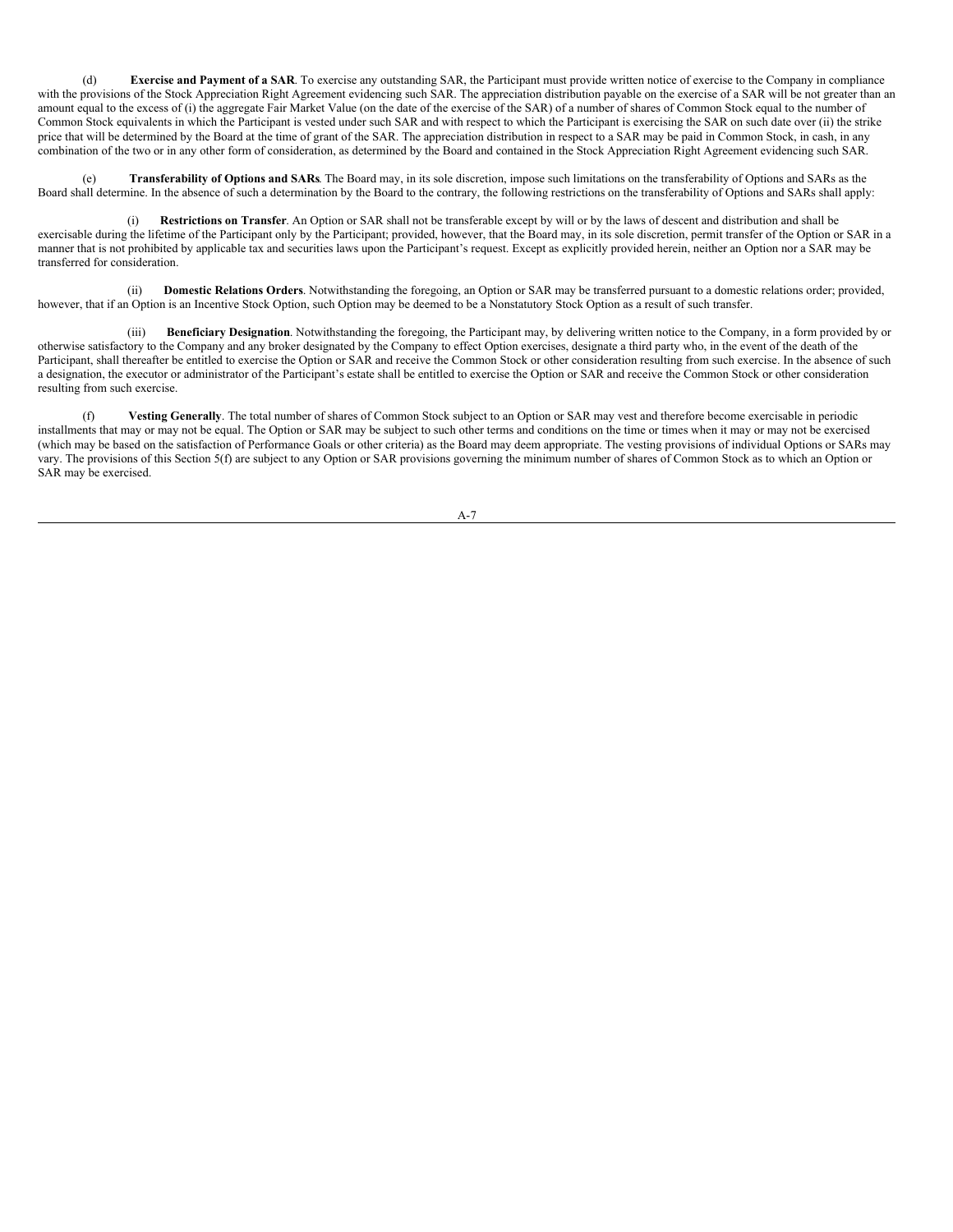(d) **Exercise and Payment of a SAR**. To exercise any outstanding SAR, the Participant must provide written notice of exercise to the Company in compliance with the provisions of the Stock Appreciation Right Agreement evidencing such SAR. The appreciation distribution payable on the exercise of a SAR will be not greater than an amount equal to the excess of (i) the aggregate Fair Market Value (on the date of the exercise of the SAR) of a number of shares of Common Stock equal to the number of Common Stock equivalents in which the Participant is vested under such SAR and with respect to which the Participant is exercising the SAR on such date over (ii) the strike price that will be determined by the Board at the time of grant of the SAR. The appreciation distribution in respect to a SAR may be paid in Common Stock, in cash, in any combination of the two or in any other form of consideration, as determined by the Board and contained in the Stock Appreciation Right Agreement evidencing such SAR.

(e) **Transferability of Options and SARs**. The Board may, in its sole discretion, impose such limitations on the transferability of Options and SARs as the Board shall determine. In the absence of such a determination by the Board to the contrary, the following restrictions on the transferability of Options and SARs shall apply:

(i) **Restrictions on Transfer**. An Option or SAR shall not be transferable except by will or by the laws of descent and distribution and shall be exercisable during the lifetime of the Participant only by the Participant; provided, however, that the Board may, in its sole discretion, permit transfer of the Option or SAR in a manner that is not prohibited by applicable tax and securities laws upon the Participant's request. Except as explicitly provided herein, neither an Option nor a SAR may be transferred for consideration.

(ii) **Domestic Relations Orders**. Notwithstanding the foregoing, an Option or SAR may be transferred pursuant to a domestic relations order; provided, however, that if an Option is an Incentive Stock Option, such Option may be deemed to be a Nonstatutory Stock Option as a result of such transfer.

(iii) **Beneficiary Designation**. Notwithstanding the foregoing, the Participant may, by delivering written notice to the Company, in a form provided by or otherwise satisfactory to the Company and any broker designated by the Company to effect Option exercises, designate a third party who, in the event of the death of the Participant, shall thereafter be entitled to exercise the Option or SAR and receive the Common Stock or other consideration resulting from such exercise. In the absence of such a designation, the executor or administrator of the Participant's estate shall be entitled to exercise the Option or SAR and receive the Common Stock or other consideration resulting from such exercise.

(f) **Vesting Generally**. The total number of shares of Common Stock subject to an Option or SAR may vest and therefore become exercisable in periodic installments that may or may not be equal. The Option or SAR may be subject to such other terms and conditions on the time or times when it may or may not be exercised (which may be based on the satisfaction of Performance Goals or other criteria) as the Board may deem appropriate. The vesting provisions of individual Options or SARs may vary. The provisions of this Section 5(f) are subject to any Option or SAR provisions governing the minimum number of shares of Common Stock as to which an Option or SAR may be exercised.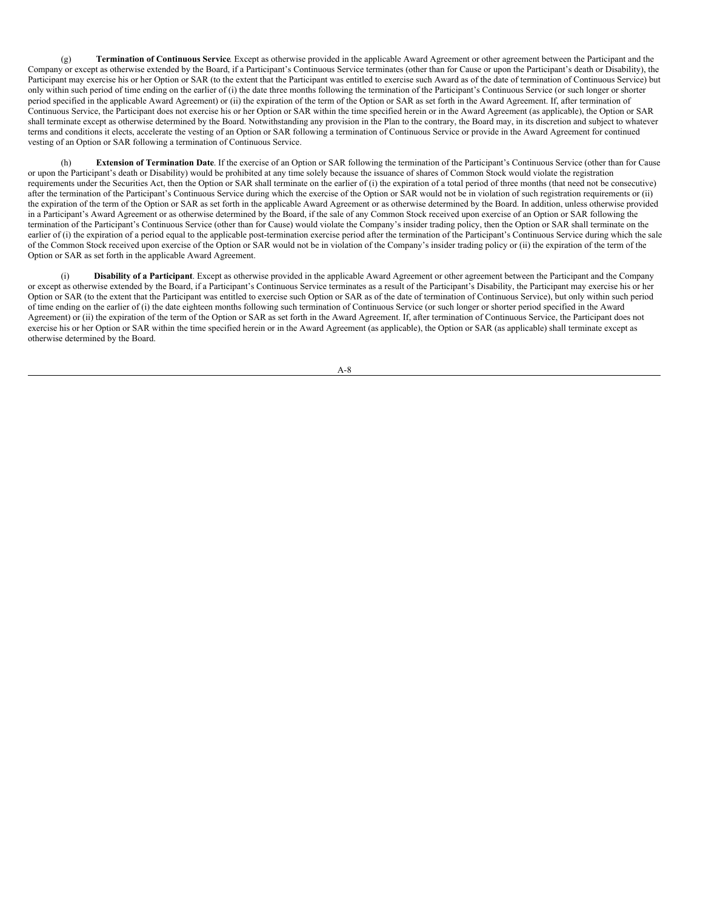(g) **Termination of Continuous Service**. Except as otherwise provided in the applicable Award Agreement or other agreement between the Participant and the Company or except as otherwise extended by the Board, if a Participant's Continuous Service terminates (other than for Cause or upon the Participant's death or Disability), the Participant may exercise his or her Option or SAR (to the extent that the Participant was entitled to exercise such Award as of the date of termination of Continuous Service) but only within such period of time ending on the earlier of (i) the date three months following the termination of the Participant's Continuous Service (or such longer or shorter period specified in the applicable Award Agreement) or (ii) the expiration of the term of the Option or SAR as set forth in the Award Agreement. If, after termination of Continuous Service, the Participant does not exercise his or her Option or SAR within the time specified herein or in the Award Agreement (as applicable), the Option or SAR shall terminate except as otherwise determined by the Board. Notwithstanding any provision in the Plan to the contrary, the Board may, in its discretion and subject to whatever terms and conditions it elects, accelerate the vesting of an Option or SAR following a termination of Continuous Service or provide in the Award Agreement for continued vesting of an Option or SAR following a termination of Continuous Service.

(h) **Extension of Termination Date**. If the exercise of an Option or SAR following the termination of the Participant's Continuous Service (other than for Cause or upon the Participant's death or Disability) would be prohibited at any time solely because the issuance of shares of Common Stock would violate the registration requirements under the Securities Act, then the Option or SAR shall terminate on the earlier of (i) the expiration of a total period of three months (that need not be consecutive) after the termination of the Participant's Continuous Service during which the exercise of the Option or SAR would not be in violation of such registration requirements or (ii) the expiration of the term of the Option or SAR as set forth in the applicable Award Agreement or as otherwise determined by the Board. In addition, unless otherwise provided in a Participant's Award Agreement or as otherwise determined by the Board, if the sale of any Common Stock received upon exercise of an Option or SAR following the termination of the Participant's Continuous Service (other than for Cause) would violate the Company's insider trading policy, then the Option or SAR shall terminate on the earlier of (i) the expiration of a period equal to the applicable post-termination exercise period after the termination of the Participant's Continuous Service during which the sale of the Common Stock received upon exercise of the Option or SAR would not be in violation of the Company's insider trading policy or (ii) the expiration of the term of the Option or SAR as set forth in the applicable Award Agreement.

(i) **Disability of a Participant**. Except as otherwise provided in the applicable Award Agreement or other agreement between the Participant and the Company or except as otherwise extended by the Board, if a Participant's Continuous Service terminates as a result of the Participant's Disability, the Participant may exercise his or her Option or SAR (to the extent that the Participant was entitled to exercise such Option or SAR as of the date of termination of Continuous Service), but only within such period of time ending on the earlier of (i) the date eighteen months following such termination of Continuous Service (or such longer or shorter period specified in the Award Agreement) or (ii) the expiration of the term of the Option or SAR as set forth in the Award Agreement. If, after termination of Continuous Service, the Participant does not exercise his or her Option or SAR within the time specified herein or in the Award Agreement (as applicable), the Option or SAR (as applicable) shall terminate except as otherwise determined by the Board.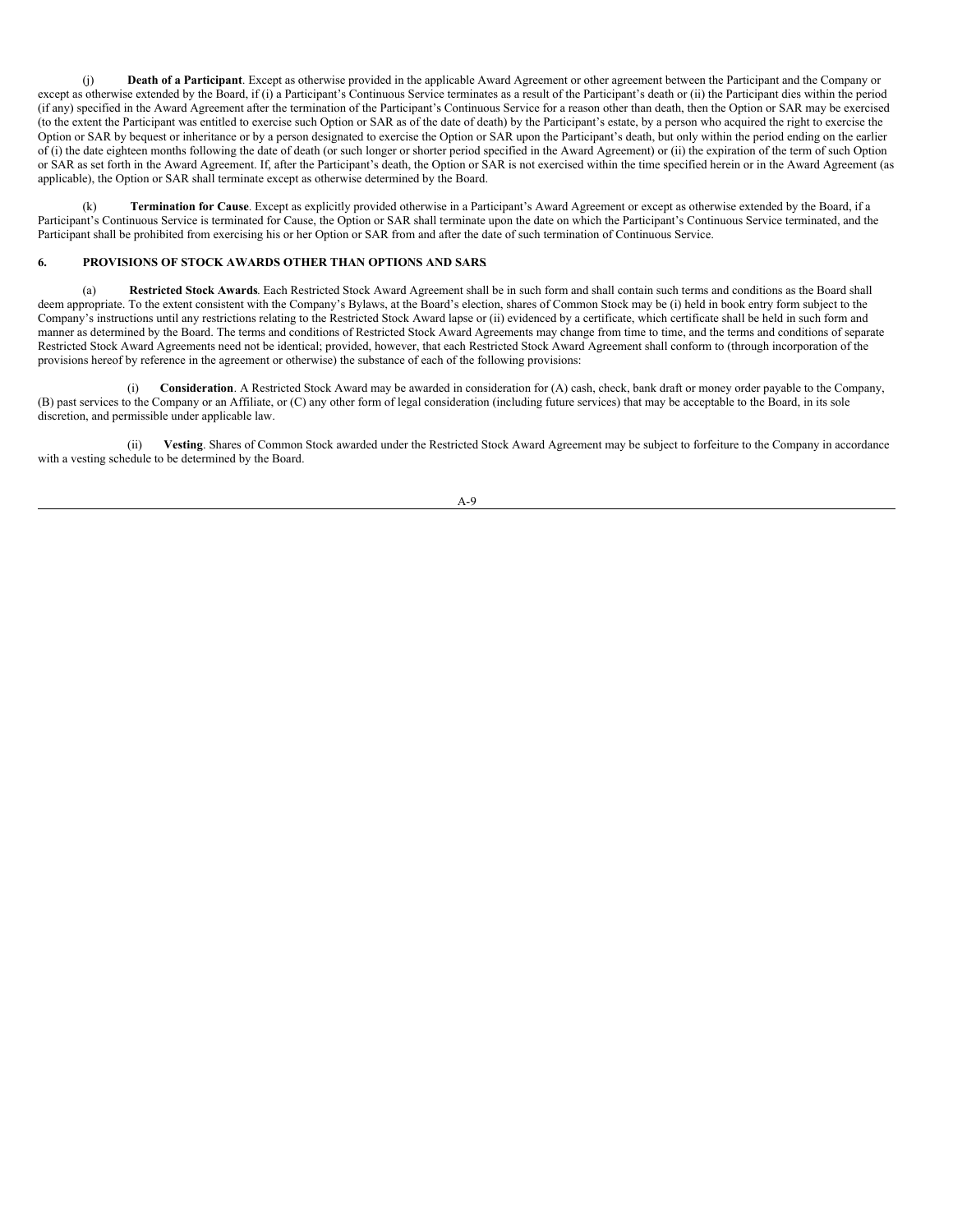(j) **Death of a Participant**. Except as otherwise provided in the applicable Award Agreement or other agreement between the Participant and the Company or except as otherwise extended by the Board, if (i) a Participant's Continuous Service terminates as a result of the Participant's death or (ii) the Participant dies within the period (if any) specified in the Award Agreement after the termination of the Participant's Continuous Service for a reason other than death, then the Option or SAR may be exercised (to the extent the Participant was entitled to exercise such Option or SAR as of the date of death) by the Participant's estate, by a person who acquired the right to exercise the Option or SAR by bequest or inheritance or by a person designated to exercise the Option or SAR upon the Participant's death, but only within the period ending on the earlier of (i) the date eighteen months following the date of death (or such longer or shorter period specified in the Award Agreement) or (ii) the expiration of the term of such Option or SAR as set forth in the Award Agreement. If, after the Participant's death, the Option or SAR is not exercised within the time specified herein or in the Award Agreement (as applicable), the Option or SAR shall terminate except as otherwise determined by the Board.

(k) **Termination for Cause**. Except as explicitly provided otherwise in a Participant's Award Agreement or except as otherwise extended by the Board, if a Participant's Continuous Service is terminated for Cause, the Option or SAR shall terminate upon the date on which the Participant's Continuous Service terminated, and the Participant shall be prohibited from exercising his or her Option or SAR from and after the date of such termination of Continuous Service.

**6. PROVISIONS OF STOCK AWARDS OTHER THAN OPTIONS AND SARS**

(a) **Restricted Stock Awards**. Each Restricted Stock Award Agreement shall be in such form and shall contain such terms and conditions as the Board shall deem appropriate. To the extent consistent with the Company's Bylaws, at the Board's election, shares of Common Stock may be (i) held in book entry form subject to the Company's instructions until any restrictions relating to the Restricted Stock Award lapse or (ii) evidenced by a certificate, which certificate shall be held in such form and manner as determined by the Board. The terms and conditions of Restricted Stock Award Agreements may change from time to time, and the terms and conditions of separate Restricted Stock Award Agreements need not be identical; provided, however, that each Restricted Stock Award Agreement shall conform to (through incorporation of the provisions hereof by reference in the agreement or otherwise) the substance of each of the following provisions:

(i) **Consideration**. A Restricted Stock Award may be awarded in consideration for (A) cash, check, bank draft or money order payable to the Company, (B) past services to the Company or an Affiliate, or (C) any other form of legal consideration (including future services) that may be acceptable to the Board, in its sole discretion, and permissible under applicable law.

(ii) **Vesting**. Shares of Common Stock awarded under the Restricted Stock Award Agreement may be subject to forfeiture to the Company in accordance with a vesting schedule to be determined by the Board.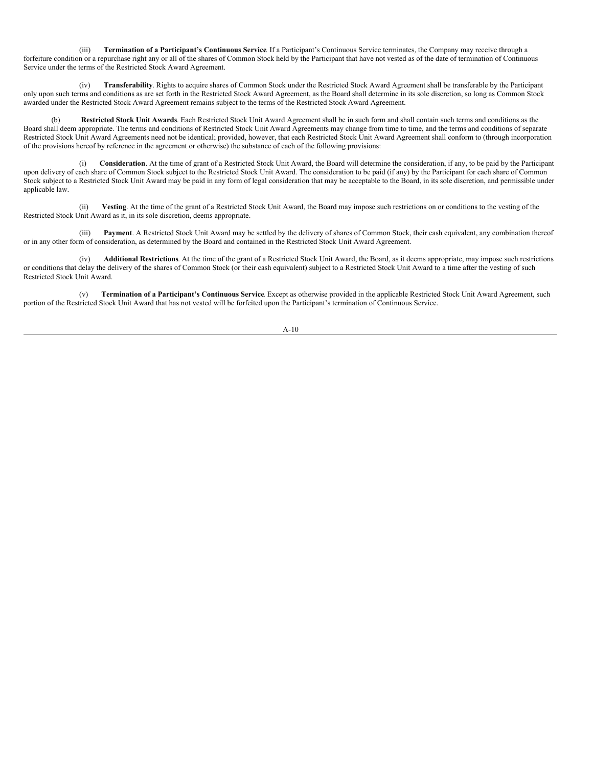(iii) **Termination of a Participant's Continuous Service**. If a Participant's Continuous Service terminates, the Company may receive through a forfeiture condition or a repurchase right any or all of the shares of Common Stock held by the Participant that have not vested as of the date of termination of Continuous Service under the terms of the Restricted Stock Award Agreement.

(iv) **Transferability**. Rights to acquire shares of Common Stock under the Restricted Stock Award Agreement shall be transferable by the Participant only upon such terms and conditions as are set forth in the Restricted Stock Award Agreement, as the Board shall determine in its sole discretion, so long as Common Stock awarded under the Restricted Stock Award Agreement remains subject to the terms of the Restricted Stock Award Agreement.

(b) **Restricted Stock Unit Awards**. Each Restricted Stock Unit Award Agreement shall be in such form and shall contain such terms and conditions as the Board shall deem appropriate. The terms and conditions of Restricted Stock Unit Award Agreements may change from time to time, and the terms and conditions of separate Restricted Stock Unit Award Agreements need not be identical; provided, however, that each Restricted Stock Unit Award Agreement shall conform to (through incorporation of the provisions hereof by reference in the agreement or otherwise) the substance of each of the following provisions:

(i) **Consideration**. At the time of grant of a Restricted Stock Unit Award, the Board will determine the consideration, if any, to be paid by the Participant upon delivery of each share of Common Stock subject to the Restricted Stock Unit Award. The consideration to be paid (if any) by the Participant for each share of Common Stock subject to a Restricted Stock Unit Award may be paid in any form of legal consideration that may be acceptable to the Board, in its sole discretion, and permissible under applicable law.

(ii) **Vesting**. At the time of the grant of a Restricted Stock Unit Award, the Board may impose such restrictions on or conditions to the vesting of the Restricted Stock Unit Award as it, in its sole discretion, deems appropriate.

(iii) **Payment**. A Restricted Stock Unit Award may be settled by the delivery of shares of Common Stock, their cash equivalent, any combination thereof or in any other form of consideration, as determined by the Board and contained in the Restricted Stock Unit Award Agreement.

(iv) **Additional Restrictions**. At the time of the grant of a Restricted Stock Unit Award, the Board, as it deems appropriate, may impose such restrictions or conditions that delay the delivery of the shares of Common Stock (or their cash equivalent) subject to a Restricted Stock Unit Award to a time after the vesting of such Restricted Stock Unit Award.

(v) **Termination of a Participant's Continuous Service**. Except as otherwise provided in the applicable Restricted Stock Unit Award Agreement, such portion of the Restricted Stock Unit Award that has not vested will be forfeited upon the Participant's termination of Continuous Service.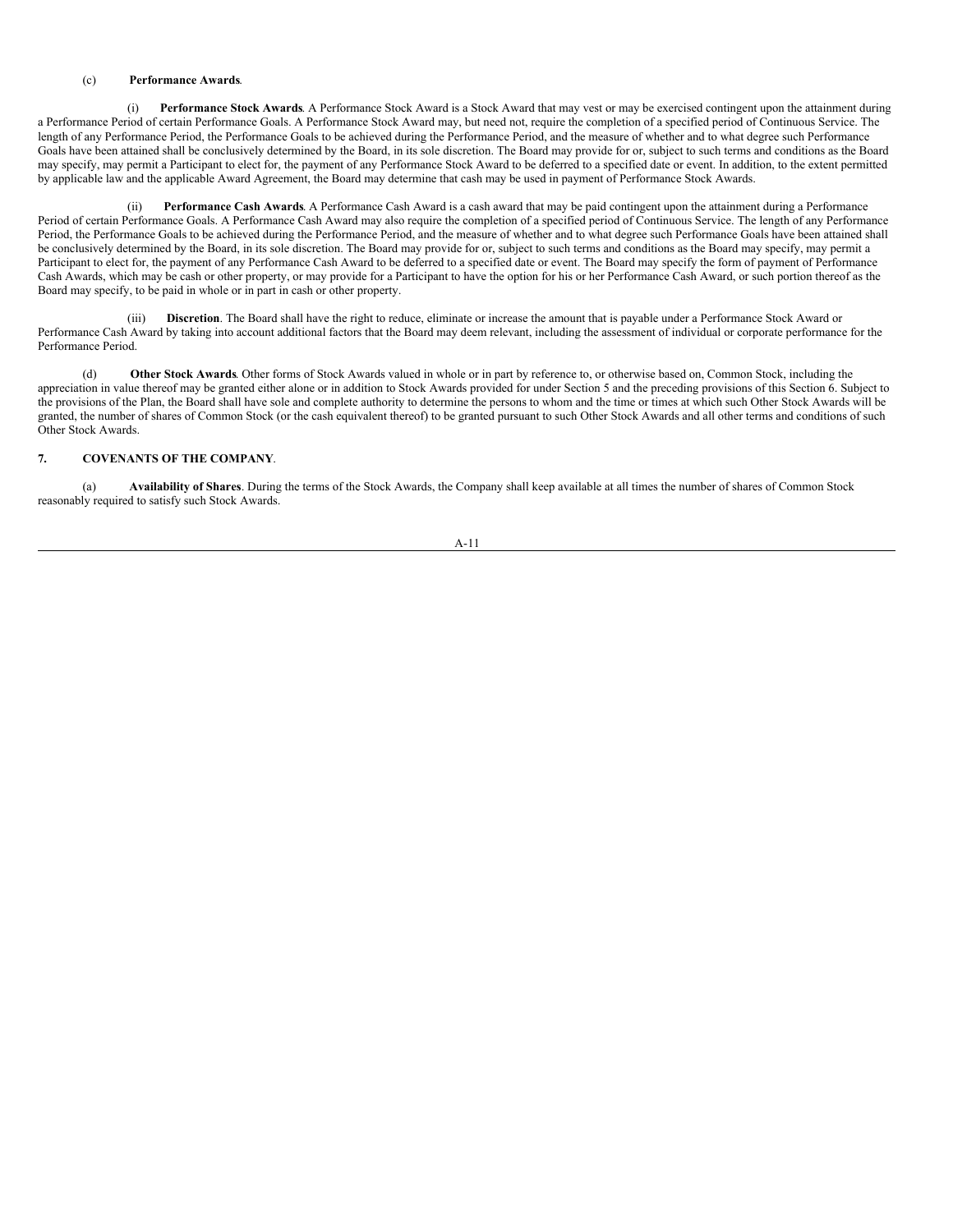(c) **Performance Awards**.

(i) **Performance Stock Awards**. A Performance Stock Award is a Stock Award that may vest or may be exercised contingent upon the attainment during a Performance Period of certain Performance Goals. A Performance Stock Award may, but need not, require the completion of a specified period of Continuous Service. The length of any Performance Period, the Performance Goals to be achieved during the Performance Period, and the measure of whether and to what degree such Performance Goals have been attained shall be conclusively determined by the Board, in its sole discretion. The Board may provide for or, subject to such terms and conditions as the Board may specify, may permit a Participant to elect for, the payment of any Performance Stock Award to be deferred to a specified date or event. In addition, to the extent permitted by applicable law and the applicable Award Agreement, the Board may determine that cash may be used in payment of Performance Stock Awards.

(ii) **Performance Cash Awards**. A Performance Cash Award is a cash award that may be paid contingent upon the attainment during a Performance Period of certain Performance Goals. A Performance Cash Award may also require the completion of a specified period of Continuous Service. The length of any Performance Period, the Performance Goals to be achieved during the Performance Period, and the measure of whether and to what degree such Performance Goals have been attained shall be conclusively determined by the Board, in its sole discretion. The Board may provide for or, subject to such terms and conditions as the Board may specify, may permit a Participant to elect for, the payment of any Performance Cash Award to be deferred to a specified date or event. The Board may specify the form of payment of Performance Cash Awards, which may be cash or other property, or may provide for a Participant to have the option for his or her Performance Cash Award, or such portion thereof as the Board may specify, to be paid in whole or in part in cash or other property.

(iii) **Discretion**. The Board shall have the right to reduce, eliminate or increase the amount that is payable under a Performance Stock Award or Performance Cash Award by taking into account additional factors that the Board may deem relevant, including the assessment of individual or corporate performance for the Performance Period.

(d) **Other Stock Awards**. Other forms of Stock Awards valued in whole or in part by reference to, or otherwise based on, Common Stock, including the appreciation in value thereof may be granted either alone or in addition to Stock Awards provided for under Section 5 and the preceding provisions of this Section 6. Subject to the provisions of the Plan, the Board shall have sole and complete authority to determine the persons to whom and the time or times at which such Other Stock Awards will be granted, the number of shares of Common Stock (or the cash equivalent thereof) to be granted pursuant to such Other Stock Awards and all other terms and conditions of such Other Stock Awards.

**7. COVENANTS OF THE COMPANY**.

(a) **Availability of Shares**. During the terms of the Stock Awards, the Company shall keep available at all times the number of shares of Common Stock reasonably required to satisfy such Stock Awards.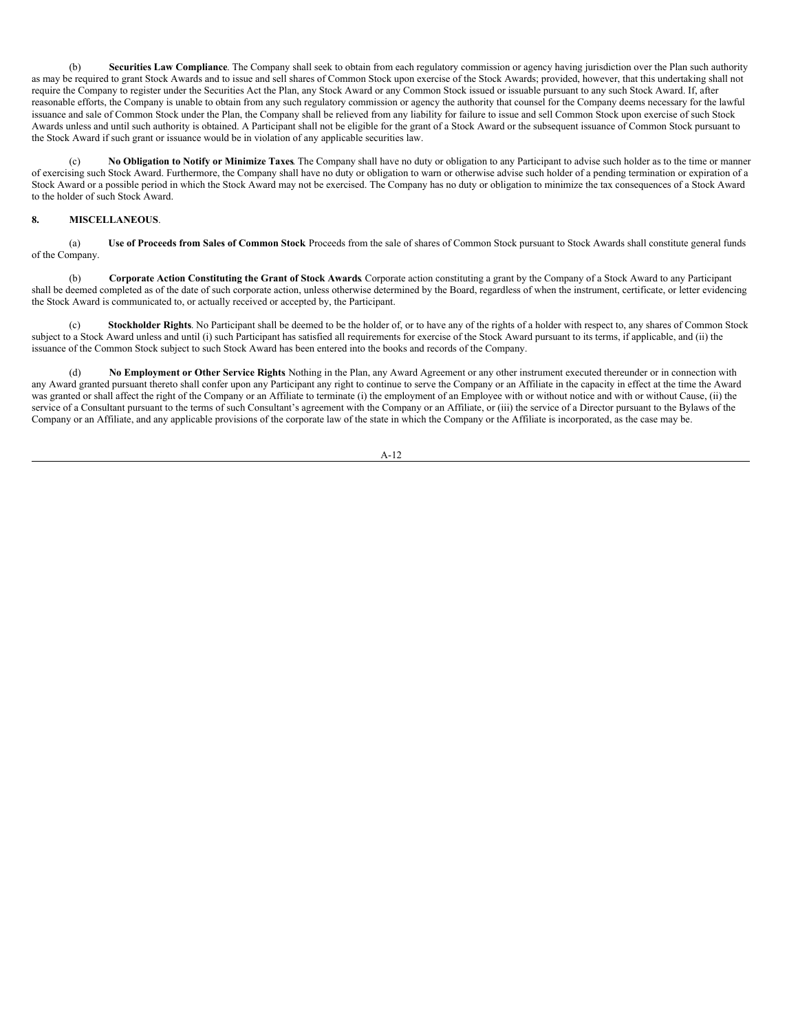(b) **Securities Law Compliance**. The Company shall seek to obtain from each regulatory commission or agency having jurisdiction over the Plan such authority as may be required to grant Stock Awards and to issue and sell shares of Common Stock upon exercise of the Stock Awards; provided, however, that this undertaking shall not require the Company to register under the Securities Act the Plan, any Stock Award or any Common Stock issued or issuable pursuant to any such Stock Award. If, after reasonable efforts, the Company is unable to obtain from any such regulatory commission or agency the authority that counsel for the Company deems necessary for the lawful issuance and sale of Common Stock under the Plan, the Company shall be relieved from any liability for failure to issue and sell Common Stock upon exercise of such Stock Awards unless and until such authority is obtained. A Participant shall not be eligible for the grant of a Stock Award or the subsequent issuance of Common Stock pursuant to the Stock Award if such grant or issuance would be in violation of any applicable securities law.

(c) **No Obligation to Notify or Minimize Taxes**. The Company shall have no duty or obligation to any Participant to advise such holder as to the time or manner of exercising such Stock Award. Furthermore, the Company shall have no duty or obligation to warn or otherwise advise such holder of a pending termination or expiration of a Stock Award or a possible period in which the Stock Award may not be exercised. The Company has no duty or obligation to minimize the tax consequences of a Stock Award to the holder of such Stock Award.

**8. MISCELLANEOUS**.

(a) **Use of Proceeds from Sales of Common Stock**. Proceeds from the sale of shares of Common Stock pursuant to Stock Awards shall constitute general funds of the Company.

(b) **Corporate Action Constituting the Grant of Stock Awards**. Corporate action constituting a grant by the Company of a Stock Award to any Participant shall be deemed completed as of the date of such corporate action, unless otherwise determined by the Board, regardless of when the instrument, certificate, or letter evidencing the Stock Award is communicated to, or actually received or accepted by, the Participant.

(c) **Stockholder Rights**. No Participant shall be deemed to be the holder of, or to have any of the rights of a holder with respect to, any shares of Common Stock subject to a Stock Award unless and until (i) such Participant has satisfied all requirements for exercise of the Stock Award pursuant to its terms, if applicable, and (ii) the issuance of the Common Stock subject to such Stock Award has been entered into the books and records of the Company.

(d) **No Employment or Other Service Rights**. Nothing in the Plan, any Award Agreement or any other instrument executed thereunder or in connection with any Award granted pursuant thereto shall confer upon any Participant any right to continue to serve the Company or an Affiliate in the capacity in effect at the time the Award was granted or shall affect the right of the Company or an Affiliate to terminate (i) the employment of an Employee with or without notice and with or without Cause, (ii) the service of a Consultant pursuant to the terms of such Consultant's agreement with the Company or an Affiliate, or (iii) the service of a Director pursuant to the Bylaws of the Company or an Affiliate, and any applicable provisions of the corporate law of the state in which the Company or the Affiliate is incorporated, as the case may be.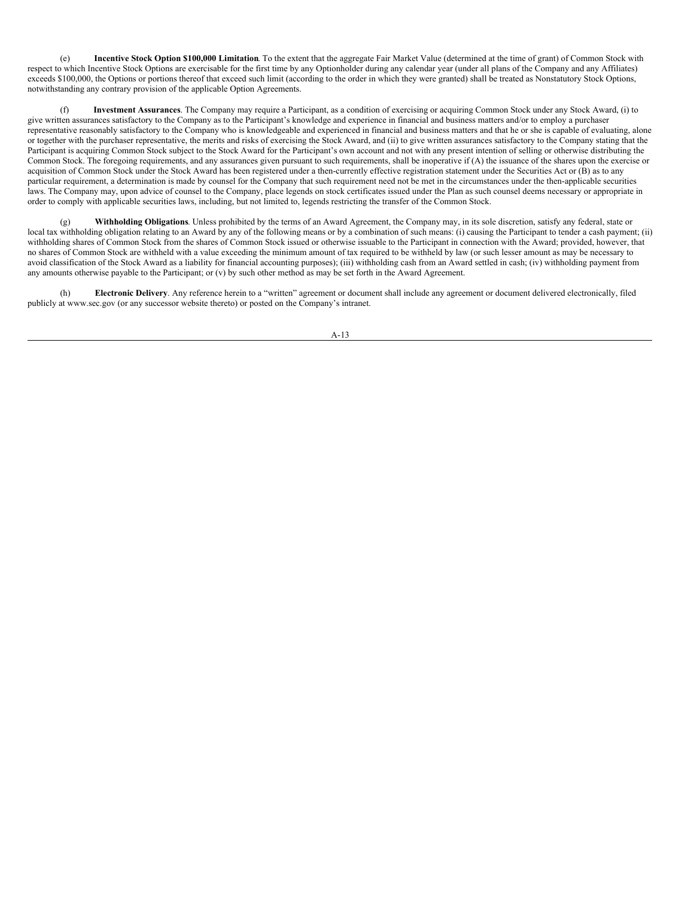(e) **Incentive Stock Option $100,000 Limitation**. To the extent that the aggregate Fair Market Value (determined at the time of grant) of Common Stock with respect to which Incentive Stock Options are exercisable for the first time by any Optionholder during any calendar year (under all plans of the Company and any Affiliates) exceeds $100,000, the Options or portions thereof that exceed such limit (according to the order in which they were granted) shall be treated as Nonstatutory Stock Options, notwithstanding any contrary provision of the applicable Option Agreements.

(f) **Investment Assurances**. The Company may require a Participant, as a condition of exercising or acquiring Common Stock under any Stock Award, (i) to give written assurances satisfactory to the Company as to the Participant's knowledge and experience in financial and business matters and/or to employ a purchaser representative reasonably satisfactory to the Company who is knowledgeable and experienced in financial and business matters and that he or she is capable of evaluating, alone or together with the purchaser representative, the merits and risks of exercising the Stock Award, and (ii) to give written assurances satisfactory to the Company stating that the Participant is acquiring Common Stock subject to the Stock Award for the Participant's own account and not with any present intention of selling or otherwise distributing the Common Stock. The foregoing requirements, and any assurances given pursuant to such requirements, shall be inoperative if (A) the issuance of the shares upon the exercise or acquisition of Common Stock under the Stock Award has been registered under a then-currently effective registration statement under the Securities Act or (B) as to any particular requirement, a determination is made by counsel for the Company that such requirement need not be met in the circumstances under the then-applicable securities laws. The Company may, upon advice of counsel to the Company, place legends on stock certificates issued under the Plan as such counsel deems necessary or appropriate in order to comply with applicable securities laws, including, but not limited to, legends restricting the transfer of the Common Stock.

(g) **Withholding Obligations**. Unless prohibited by the terms of an Award Agreement, the Company may, in its sole discretion, satisfy any federal, state or local tax withholding obligation relating to an Award by any of the following means or by a combination of such means: (i) causing the Participant to tender a cash payment; (ii) withholding shares of Common Stock from the shares of Common Stock issued or otherwise issuable to the Participant in connection with the Award; provided, however, that no shares of Common Stock are withheld with a value exceeding the minimum amount of tax required to be withheld by law (or such lesser amount as may be necessary to avoid classification of the Stock Award as a liability for financial accounting purposes); (iii) withholding cash from an Award settled in cash; (iv) withholding payment from any amounts otherwise payable to the Participant; or (v) by such other method as may be set forth in the Award Agreement.

(h) **Electronic Delivery**. Any reference herein to a "written" agreement or document shall include any agreement or document delivered electronically, filed publicly at www.sec.gov (or any successor website thereto) or posted on the Company's intranet.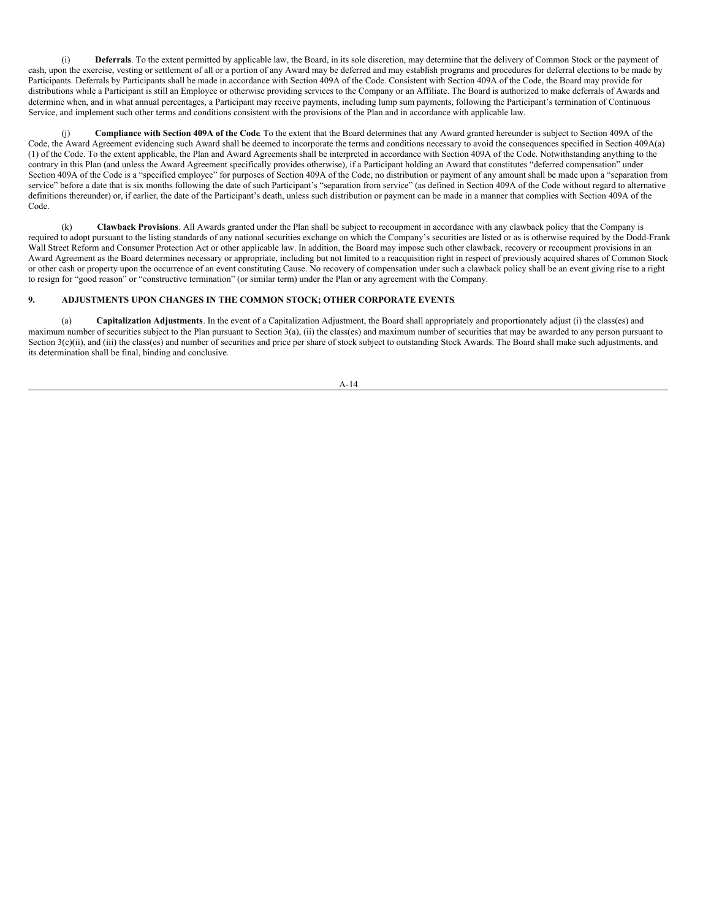(i) **Deferrals**. To the extent permitted by applicable law, the Board, in its sole discretion, may determine that the delivery of Common Stock or the payment of cash, upon the exercise, vesting or settlement of all or a portion of any Award may be deferred and may establish programs and procedures for deferral elections to be made by Participants. Deferrals by Participants shall be made in accordance with Section 409A of the Code. Consistent with Section 409A of the Code, the Board may provide for distributions while a Participant is still an Employee or otherwise providing services to the Company or an Affiliate. The Board is authorized to make deferrals of Awards and determine when, and in what annual percentages, a Participant may receive payments, including lump sum payments, following the Participant's termination of Continuous Service, and implement such other terms and conditions consistent with the provisions of the Plan and in accordance with applicable law.

(j) **Compliance with Section 409A of the Code**. To the extent that the Board determines that any Award granted hereunder is subject to Section 409A of the Code, the Award Agreement evidencing such Award shall be deemed to incorporate the terms and conditions necessary to avoid the consequences specified in Section 409A(a)(1) of the Code. To the extent applicable, the Plan and Award Agreements shall be interpreted in accordance with Section 409A of the Code. Notwithstanding anything to the contrary in this Plan (and unless the Award Agreement specifically provides otherwise), if a Participant holding an Award that constitutes "deferred compensation" under Section 409A of the Code is a "specified employee" for purposes of Section 409A of the Code, no distribution or payment of any amount shall be made upon a "separation from service" before a date that is six months following the date of such Participant's "separation from service" (as defined in Section 409A of the Code without regard to alternative definitions thereunder) or, if earlier, the date of the Participant's death, unless such distribution or payment can be made in a manner that complies with Section 409A of the Code.

(k) **Clawback Provisions**. All Awards granted under the Plan shall be subject to recoupment in accordance with any clawback policy that the Company is required to adopt pursuant to the listing standards of any national securities exchange on which the Company's securities are listed or as is otherwise required by the Dodd-Frank Wall Street Reform and Consumer Protection Act or other applicable law. In addition, the Board may impose such other clawback, recovery or recoupment provisions in an Award Agreement as the Board determines necessary or appropriate, including but not limited to a reacquisition right in respect of previously acquired shares of Common Stock or other cash or property upon the occurrence of an event constituting Cause. No recovery of compensation under such a clawback policy shall be an event giving rise to a right to resign for "good reason" or "constructive termination" (or similar term) under the Plan or any agreement with the Company.

## 9. ADJUSTMENTS UPON CHANGES IN THE COMMON STOCK; OTHER CORPORATE EVENTS.

(a) **Capitalization Adjustments**. In the event of a Capitalization Adjustment, the Board shall appropriately and proportionately adjust (i) the class(es) and maximum number of securities subject to the Plan pursuant to Section 3(a), (ii) the class(es) and maximum number of securities that may be awarded to any person pursuant to Section 3(c)(ii), and (iii) the class(es) and number of securities and price per share of stock subject to outstanding Stock Awards. The Board shall make such adjustments, and its determination shall be final, binding and conclusive.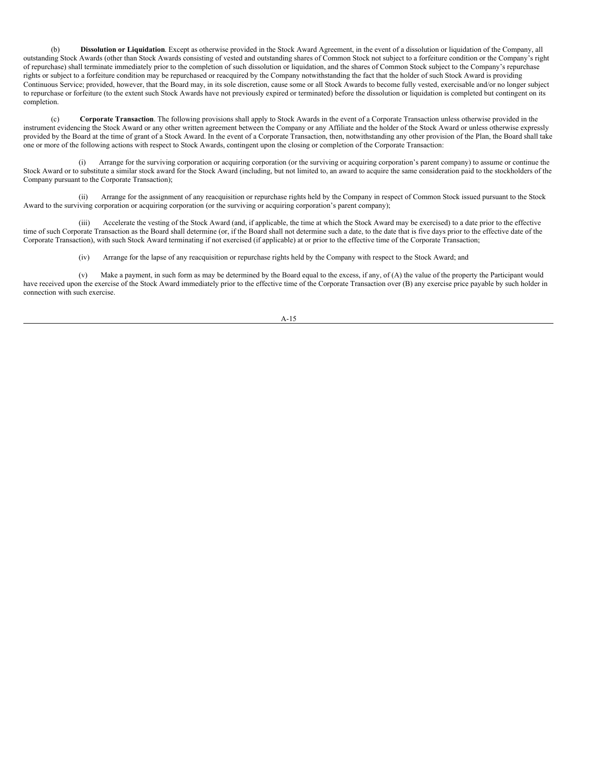(b) **Dissolution or Liquidation**. Except as otherwise provided in the Stock Award Agreement, in the event of a dissolution or liquidation of the Company, all outstanding Stock Awards (other than Stock Awards consisting of vested and outstanding shares of Common Stock not subject to a forfeiture condition or the Company's right of repurchase) shall terminate immediately prior to the completion of such dissolution or liquidation, and the shares of Common Stock subject to the Company's repurchase rights or subject to a forfeiture condition may be repurchased or reacquired by the Company notwithstanding the fact that the holder of such Stock Award is providing Continuous Service; provided, however, that the Board may, in its sole discretion, cause some or all Stock Awards to become fully vested, exercisable and/or no longer subject to repurchase or forfeiture (to the extent such Stock Awards have not previously expired or terminated) before the dissolution or liquidation is completed but contingent on its completion.

(c) **Corporate Transaction**. The following provisions shall apply to Stock Awards in the event of a Corporate Transaction unless otherwise provided in the instrument evidencing the Stock Award or any other written agreement between the Company or any Affiliate and the holder of the Stock Award or unless otherwise expressly provided by the Board at the time of grant of a Stock Award. In the event of a Corporate Transaction, then, notwithstanding any other provision of the Plan, the Board shall take one or more of the following actions with respect to Stock Awards, contingent upon the closing or completion of the Corporate Transaction:

(i) Arrange for the surviving corporation or acquiring corporation (or the surviving or acquiring corporation's parent company) to assume or continue the Stock Award or to substitute a similar stock award for the Stock Award (including, but not limited to, an award to acquire the same consideration paid to the stockholders of the Company pursuant to the Corporate Transaction);

(ii) Arrange for the assignment of any reacquisition or repurchase rights held by the Company in respect of Common Stock issued pursuant to the Stock Award to the surviving corporation or acquiring corporation (or the surviving or acquiring corporation's parent company);

(iii) Accelerate the vesting of the Stock Award (and, if applicable, the time at which the Stock Award may be exercised) to a date prior to the effective time of such Corporate Transaction as the Board shall determine (or, if the Board shall not determine such a date, to the date that is five days prior to the effective date of the Corporate Transaction), with such Stock Award terminating if not exercised (if applicable) at or prior to the effective time of the Corporate Transaction;

(iv) Arrange for the lapse of any reacquisition or repurchase rights held by the Company with respect to the Stock Award; and

(v) Make a payment, in such form as may be determined by the Board equal to the excess, if any, of (A) the value of the property the Participant would have received upon the exercise of the Stock Award immediately prior to the effective time of the Corporate Transaction over (B) any exercise price payable by such holder in connection with such exercise.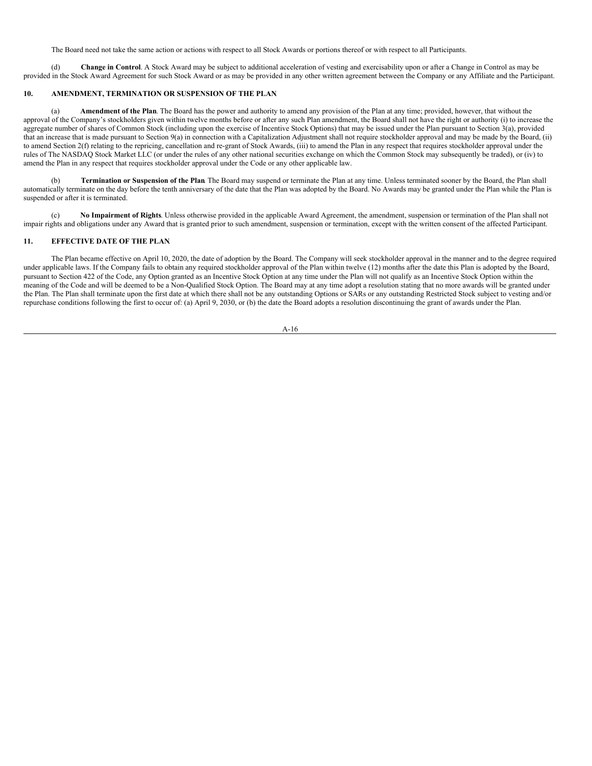The Board need not take the same action or actions with respect to all Stock Awards or portions thereof or with respect to all Participants.

(d) **Change in Control**. A Stock Award may be subject to additional acceleration of vesting and exercisability upon or after a Change in Control as may be provided in the Stock Award Agreement for such Stock Award or as may be provided in any other written agreement between the Company or any Affiliate and the Participant.

## 10. AMENDMENT, TERMINATION OR SUSPENSION OF THE PLAN

(a) **Amendment of the Plan**. The Board has the power and authority to amend any provision of the Plan at any time; provided, however, that without the approval of the Company's stockholders given within twelve months before or after any such Plan amendment, the Board shall not have the right or authority (i) to increase the aggregate number of shares of Common Stock (including upon the exercise of Incentive Stock Options) that may be issued under the Plan pursuant to Section 3(a), provided that an increase that is made pursuant to Section 9(a) in connection with a Capitalization Adjustment shall not require stockholder approval and may be made by the Board, (ii) to amend Section 2(f) relating to the repricing, cancellation and re-grant of Stock Awards, (iii) to amend the Plan in any respect that requires stockholder approval under the rules of The NASDAQ Stock Market LLC (or under the rules of any other national securities exchange on which the Common Stock may subsequently be traded), or (iv) to amend the Plan in any respect that requires stockholder approval under the Code or any other applicable law.

(b) **Termination or Suspension of the Plan**. The Board may suspend or terminate the Plan at any time. Unless terminated sooner by the Board, the Plan shall automatically terminate on the day before the tenth anniversary of the date that the Plan was adopted by the Board. No Awards may be granted under the Plan while the Plan is suspended or after it is terminated.

(c) **No Impairment of Rights**. Unless otherwise provided in the applicable Award Agreement, the amendment, suspension or termination of the Plan shall not impair rights and obligations under any Award that is granted prior to such amendment, suspension or termination, except with the written consent of the affected Participant.

## 11. EFFECTIVE DATE OF THE PLAN

The Plan became effective on April 10, 2020, the date of adoption by the Board. The Company will seek stockholder approval in the manner and to the degree required under applicable laws. If the Company fails to obtain any required stockholder approval of the Plan within twelve (12) months after the date this Plan is adopted by the Board, pursuant to Section 422 of the Code, any Option granted as an Incentive Stock Option at any time under the Plan will not qualify as an Incentive Stock Option within the meaning of the Code and will be deemed to be a Non-Qualified Stock Option. The Board may at any time adopt a resolution stating that no more awards will be granted under the Plan. The Plan shall terminate upon the first date at which there shall not be any outstanding Options or SARs or any outstanding Restricted Stock subject to vesting and/or repurchase conditions following the first to occur of: (a) April 9, 2030, or (b) the date the Board adopts a resolution discontinuing the grant of awards under the Plan.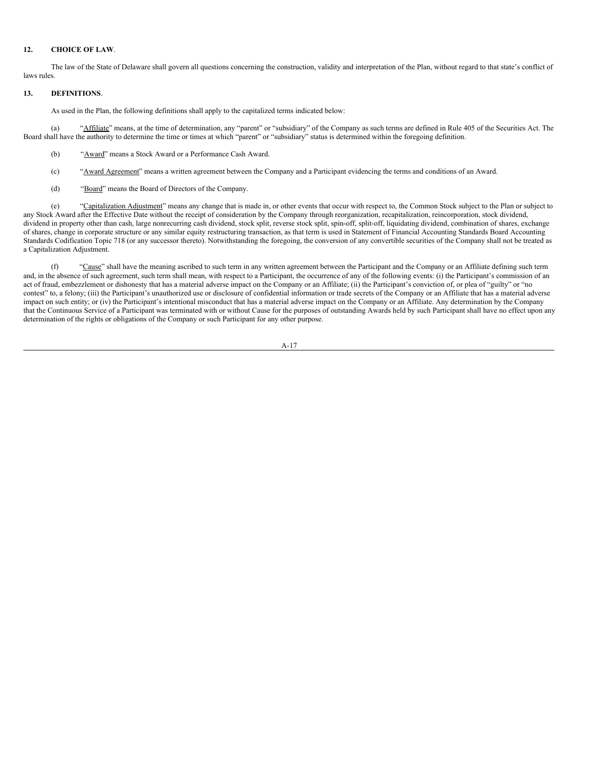## 12. CHOICE OF LAW.

The law of the State of Delaware shall govern all questions concerning the construction, validity and interpretation of the Plan, without regard to that state's conflict of laws rules.

## 13. DEFINITIONS.

As used in the Plan, the following definitions shall apply to the capitalized terms indicated below:

(a) "Affiliate" means, at the time of determination, any "parent" or "subsidiary" of the Company as such terms are defined in Rule 405 of the Securities Act. The Board shall have the authority to determine the time or times at which "parent" or "subsidiary" status is determined within the foregoing definition.

(b) "Award" means a Stock Award or a Performance Cash Award.

(c) "Award Agreement" means a written agreement between the Company and a Participant evidencing the terms and conditions of an Award.

(d) "Board" means the Board of Directors of the Company.

(e) "Capitalization Adjustment" means any change that is made in, or other events that occur with respect to, the Common Stock subject to the Plan or subject to any Stock Award after the Effective Date without the receipt of consideration by the Company through reorganization, recapitalization, reincorporation, stock dividend, dividend in property other than cash, large nonrecurring cash dividend, stock split, reverse stock split, spin-off, split-off, liquidating dividend, combination of shares, exchange of shares, change in corporate structure or any similar equity restructuring transaction, as that term is used in Statement of Financial Accounting Standards Board Accounting Standards Codification Topic 718 (or any successor thereto). Notwithstanding the foregoing, the conversion of any convertible securities of the Company shall not be treated as a Capitalization Adjustment.

(f) "Cause" shall have the meaning ascribed to such term in any written agreement between the Participant and the Company or an Affiliate defining such term and, in the absence of such agreement, such term shall mean, with respect to a Participant, the occurrence of any of the following events: (i) the Participant's commission of an act of fraud, embezzlement or dishonesty that has a material adverse impact on the Company or an Affiliate; (ii) the Participant's conviction of, or plea of "guilty" or "no contest" to, a felony; (iii) the Participant's unauthorized use or disclosure of confidential information or trade secrets of the Company or an Affiliate that has a material adverse impact on such entity; or (iv) the Participant's intentional misconduct that has a material adverse impact on the Company or an Affiliate. Any determination by the Company that the Continuous Service of a Participant was terminated with or without Cause for the purposes of outstanding Awards held by such Participant shall have no effect upon any determination of the rights or obligations of the Company or such Participant for any other purpose.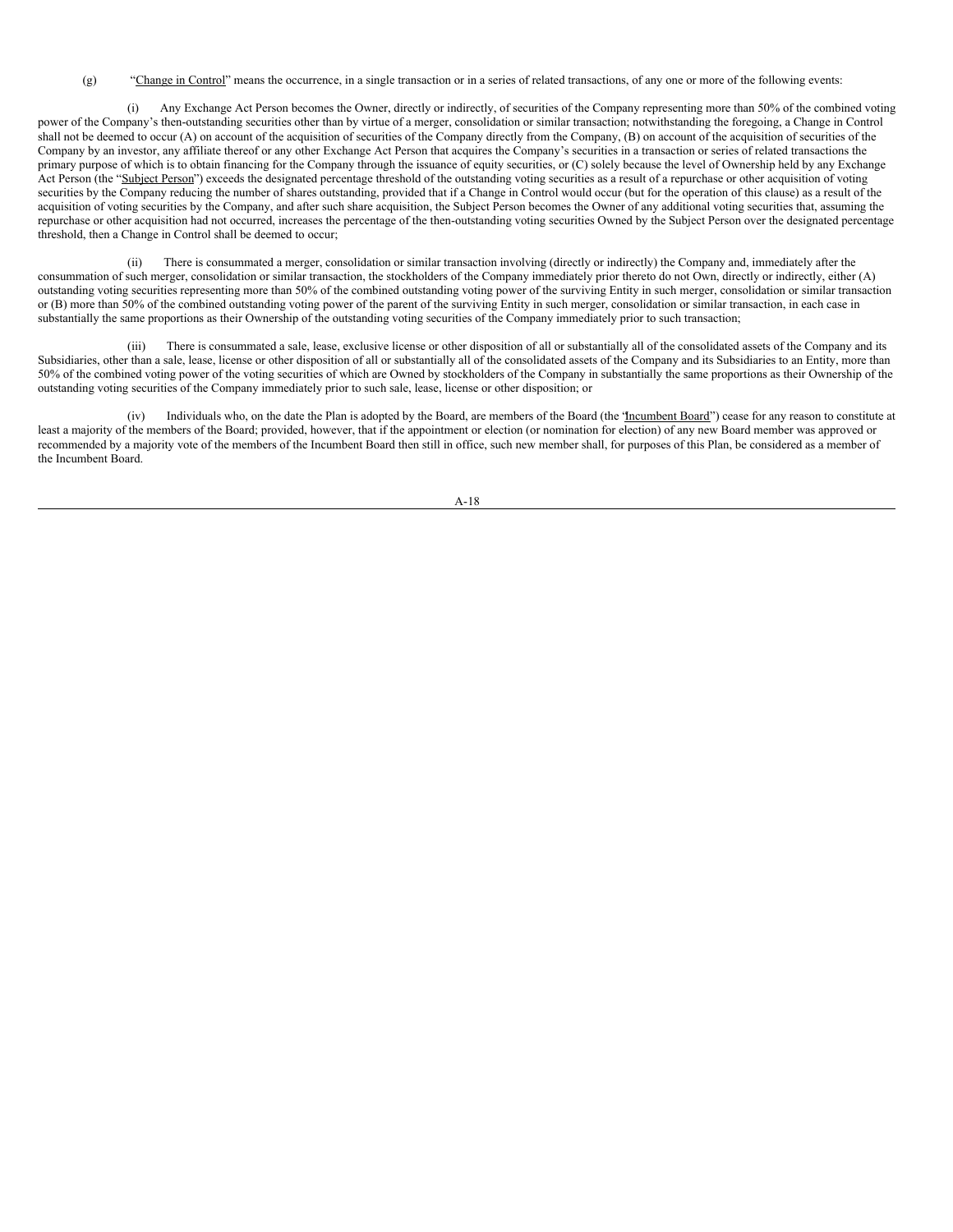(g) "Change in Control" means the occurrence, in a single transaction or in a series of related transactions, of any one or more of the following events:

(i) Any Exchange Act Person becomes the Owner, directly or indirectly, of securities of the Company representing more than 50% of the combined voting power of the Company's then-outstanding securities other than by virtue of a merger, consolidation or similar transaction; notwithstanding the foregoing, a Change in Control shall not be deemed to occur (A) on account of the acquisition of securities of the Company directly from the Company, (B) on account of the acquisition of securities of the Company by an investor, any affiliate thereof or any other Exchange Act Person that acquires the Company's securities in a transaction or series of related transactions the primary purpose of which is to obtain financing for the Company through the issuance of equity securities, or (C) solely because the level of Ownership held by any Exchange Act Person (the "Subject Person") exceeds the designated percentage threshold of the outstanding voting securities as a result of a repurchase or other acquisition of voting securities by the Company reducing the number of shares outstanding, provided that if a Change in Control would occur (but for the operation of this clause) as a result of the acquisition of voting securities by the Company, and after such share acquisition, the Subject Person becomes the Owner of any additional voting securities that, assuming the repurchase or other acquisition had not occurred, increases the percentage of the then-outstanding voting securities Owned by the Subject Person over the designated percentage threshold, then a Change in Control shall be deemed to occur;

(ii) There is consummated a merger, consolidation or similar transaction involving (directly or indirectly) the Company and, immediately after the consummation of such merger, consolidation or similar transaction, the stockholders of the Company immediately prior thereto do not Own, directly or indirectly, either (A) outstanding voting securities representing more than 50% of the combined outstanding voting power of the surviving Entity in such merger, consolidation or similar transaction or (B) more than 50% of the combined outstanding voting power of the parent of the surviving Entity in such merger, consolidation or similar transaction, in each case in substantially the same proportions as their Ownership of the outstanding voting securities of the Company immediately prior to such transaction;

(iii) There is consummated a sale, lease, exclusive license or other disposition of all or substantially all of the consolidated assets of the Company and its Subsidiaries, other than a sale, lease, license or other disposition of all or substantially all of the consolidated assets of the Company and its Subsidiaries to an Entity, more than 50% of the combined voting power of the voting securities of which are Owned by stockholders of the Company in substantially the same proportions as their Ownership of the outstanding voting securities of the Company immediately prior to such sale, lease, license or other disposition; or

(iv) Individuals who, on the date the Plan is adopted by the Board, are members of the Board (the "Incumbent Board") cease for any reason to constitute at least a majority of the members of the Board; provided, however, that if the appointment or election (or nomination for election) of any new Board member was approved or recommended by a majority vote of the members of the Incumbent Board then still in office, such new member shall, for purposes of this Plan, be considered as a member of the Incumbent Board.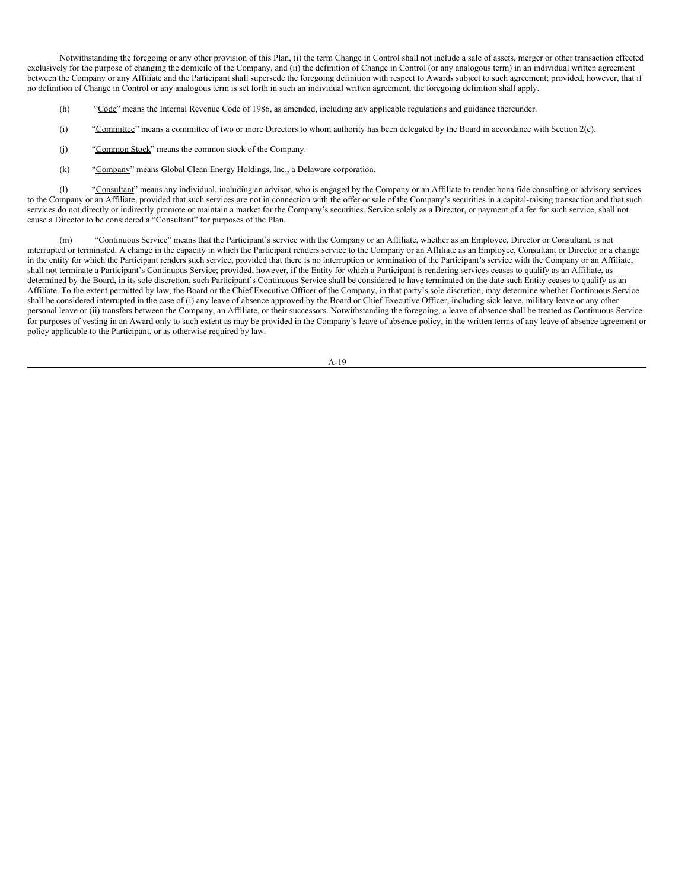Notwithstanding the foregoing or any other provision of this Plan, (i) the term Change in Control shall not include a sale of assets, merger or other transaction effected exclusively for the purpose of changing the domicile of the Company, and (ii) the definition of Change in Control (or any analogous term) in an individual written agreement between the Company or any Affiliate and the Participant shall supersede the foregoing definition with respect to Awards subject to such agreement; provided, however, that if no definition of Change in Control or any analogous term is set forth in such an individual written agreement, the foregoing definition shall apply.

(h) "Code" means the Internal Revenue Code of 1986, as amended, including any applicable regulations and guidance thereunder.

(i) "Committee" means a committee of two or more Directors to whom authority has been delegated by the Board in accordance with Section 2(c).

(j) "Common Stock" means the common stock of the Company.

(k) "Company" means Global Clean Energy Holdings, Inc., a Delaware corporation.

(l) "Consultant" means any individual, including an advisor, who is engaged by the Company or an Affiliate to render bona fide consulting or advisory services to the Company or an Affiliate, provided that such services are not in connection with the offer or sale of the Company's securities in a capital-raising transaction and that such services do not directly or indirectly promote or maintain a market for the Company's securities. Service solely as a Director, or payment of a fee for such service, shall not cause a Director to be considered a "Consultant" for purposes of the Plan.

(m) "Continuous Service" means that the Participant's service with the Company or an Affiliate, whether as an Employee, Director or Consultant, is not interrupted or terminated. A change in the capacity in which the Participant renders service to the Company or an Affiliate as an Employee, Consultant or Director or a change in the entity for which the Participant renders such service, provided that there is no interruption or termination of the Participant's service with the Company or an Affiliate, shall not terminate a Participant's Continuous Service; provided, however, if the Entity for which a Participant is rendering services ceases to qualify as an Affiliate, as determined by the Board, in its sole discretion, such Participant's Continuous Service shall be considered to have terminated on the date such Entity ceases to qualify as an Affiliate. To the extent permitted by law, the Board or the Chief Executive Officer of the Company, in that party's sole discretion, may determine whether Continuous Service shall be considered interrupted in the case of (i) any leave of absence approved by the Board or Chief Executive Officer, including sick leave, military leave or any other personal leave or (ii) transfers between the Company, an Affiliate, or their successors. Notwithstanding the foregoing, a leave of absence shall be treated as Continuous Service for purposes of vesting in an Award only to such extent as may be provided in the Company's leave of absence policy, in the written terms of any leave of absence agreement or policy applicable to the Participant, or as otherwise required by law.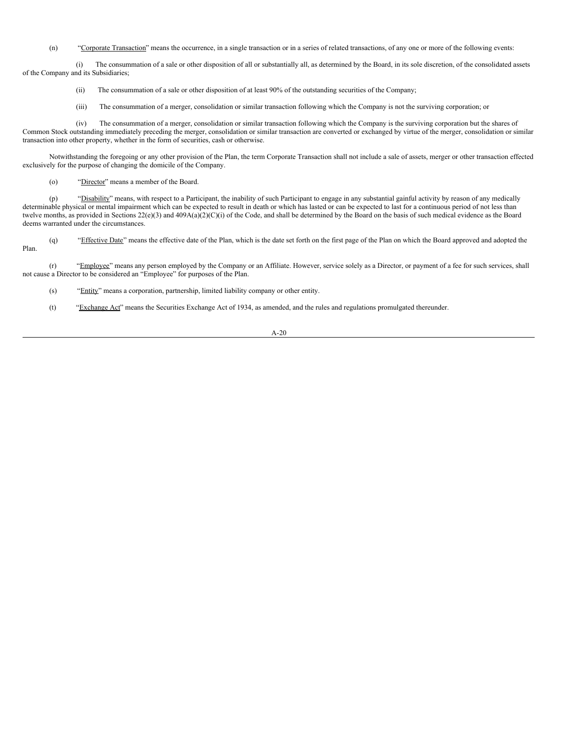(n) "Corporate Transaction" means the occurrence, in a single transaction or in a series of related transactions, of any one or more of the following events:

(i) The consummation of a sale or other disposition of all or substantially all, as determined by the Board, in its sole discretion, of the consolidated assets of the Company and its Subsidiaries;

(ii) The consummation of a sale or other disposition of at least 90% of the outstanding securities of the Company;

(iii) The consummation of a merger, consolidation or similar transaction following which the Company is not the surviving corporation; or

(iv) The consummation of a merger, consolidation or similar transaction following which the Company is the surviving corporation but the shares of Common Stock outstanding immediately preceding the merger, consolidation or similar transaction are converted or exchanged by virtue of the merger, consolidation or similar transaction into other property, whether in the form of securities, cash or otherwise.

Notwithstanding the foregoing or any other provision of the Plan, the term Corporate Transaction shall not include a sale of assets, merger or other transaction effected exclusively for the purpose of changing the domicile of the Company.

(o) "Director" means a member of the Board.

(p) "Disability" means, with respect to a Participant, the inability of such Participant to engage in any substantial gainful activity by reason of any medically determinable physical or mental impairment which can be expected to result in death or which has lasted or can be expected to last for a continuous period of not less than twelve months, as provided in Sections 22(e)(3) and 409A(a)(2)(C)(i) of the Code, and shall be determined by the Board on the basis of such medical evidence as the Board deems warranted under the circumstances.

(q) "Effective Date" means the effective date of the Plan, which is the date set forth on the first page of the Plan on which the Board approved and adopted the Plan.

(r) "Employee" means any person employed by the Company or an Affiliate. However, service solely as a Director, or payment of a fee for such services, shall not cause a Director to be considered an "Employee" for purposes of the Plan.

(s) "Entity" means a corporation, partnership, limited liability company or other entity.

(t) "Exchange Act" means the Securities Exchange Act of 1934, as amended, and the rules and regulations promulgated thereunder.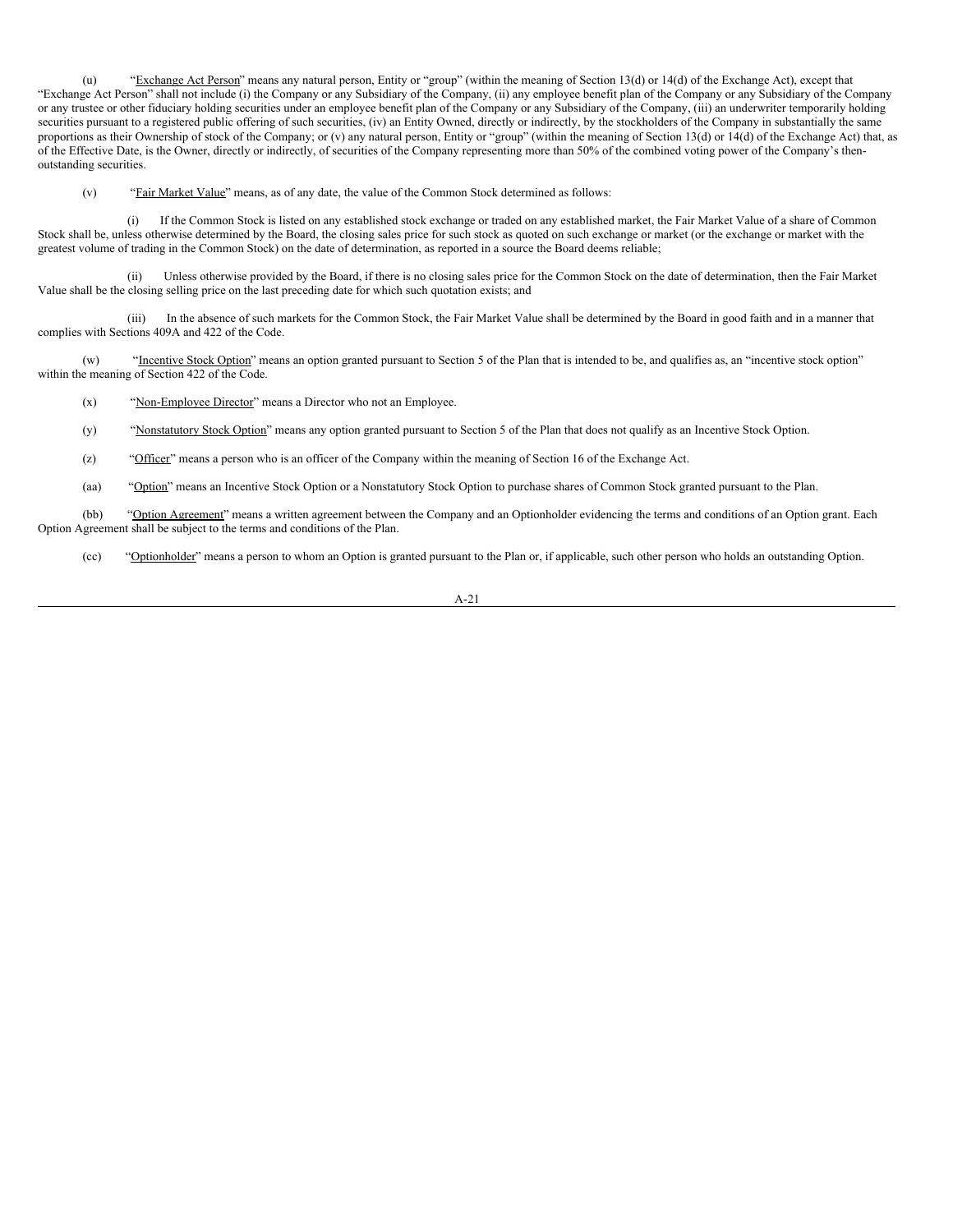(u) "Exchange Act Person" means any natural person, Entity or "group" (within the meaning of Section 13(d) or 14(d) of the Exchange Act), except that "Exchange Act Person" shall not include (i) the Company or any Subsidiary of the Company, (ii) any employee benefit plan of the Company or any Subsidiary of the Company or any trustee or other fiduciary holding securities under an employee benefit plan of the Company or any Subsidiary of the Company, (iii) an underwriter temporarily holding securities pursuant to a registered public offering of such securities, (iv) an Entity Owned, directly or indirectly, by the stockholders of the Company in substantially the same proportions as their Ownership of stock of the Company; or (v) any natural person, Entity or "group" (within the meaning of Section 13(d) or 14(d) of the Exchange Act) that, as of the Effective Date, is the Owner, directly or indirectly, of securities of the Company representing more than 50% of the combined voting power of the Company's then-outstanding securities.

(v) "Fair Market Value" means, as of any date, the value of the Common Stock determined as follows:

(i) If the Common Stock is listed on any established stock exchange or traded on any established market, the Fair Market Value of a share of Common Stock shall be, unless otherwise determined by the Board, the closing sales price for such stock as quoted on such exchange or market (or the exchange or market with the greatest volume of trading in the Common Stock) on the date of determination, as reported in a source the Board deems reliable;

(ii) Unless otherwise provided by the Board, if there is no closing sales price for the Common Stock on the date of determination, then the Fair Market Value shall be the closing selling price on the last preceding date for which such quotation exists; and

(iii) In the absence of such markets for the Common Stock, the Fair Market Value shall be determined by the Board in good faith and in a manner that complies with Sections 409A and 422 of the Code.

(w) "Incentive Stock Option" means an option granted pursuant to Section 5 of the Plan that is intended to be, and qualifies as, an "incentive stock option" within the meaning of Section 422 of the Code.

(x) "Non-Employee Director" means a Director who not an Employee.

(y) "Nonstatutory Stock Option" means any option granted pursuant to Section 5 of the Plan that does not qualify as an Incentive Stock Option.

(z) "Officer" means a person who is an officer of the Company within the meaning of Section 16 of the Exchange Act.

(aa) "Option" means an Incentive Stock Option or a Nonstatutory Stock Option to purchase shares of Common Stock granted pursuant to the Plan.

(bb) "Option Agreement" means a written agreement between the Company and an Optionholder evidencing the terms and conditions of an Option grant. Each Option Agreement shall be subject to the terms and conditions of the Plan.

(cc) "Optionholder" means a person to whom an Option is granted pursuant to the Plan or, if applicable, such other person who holds an outstanding Option.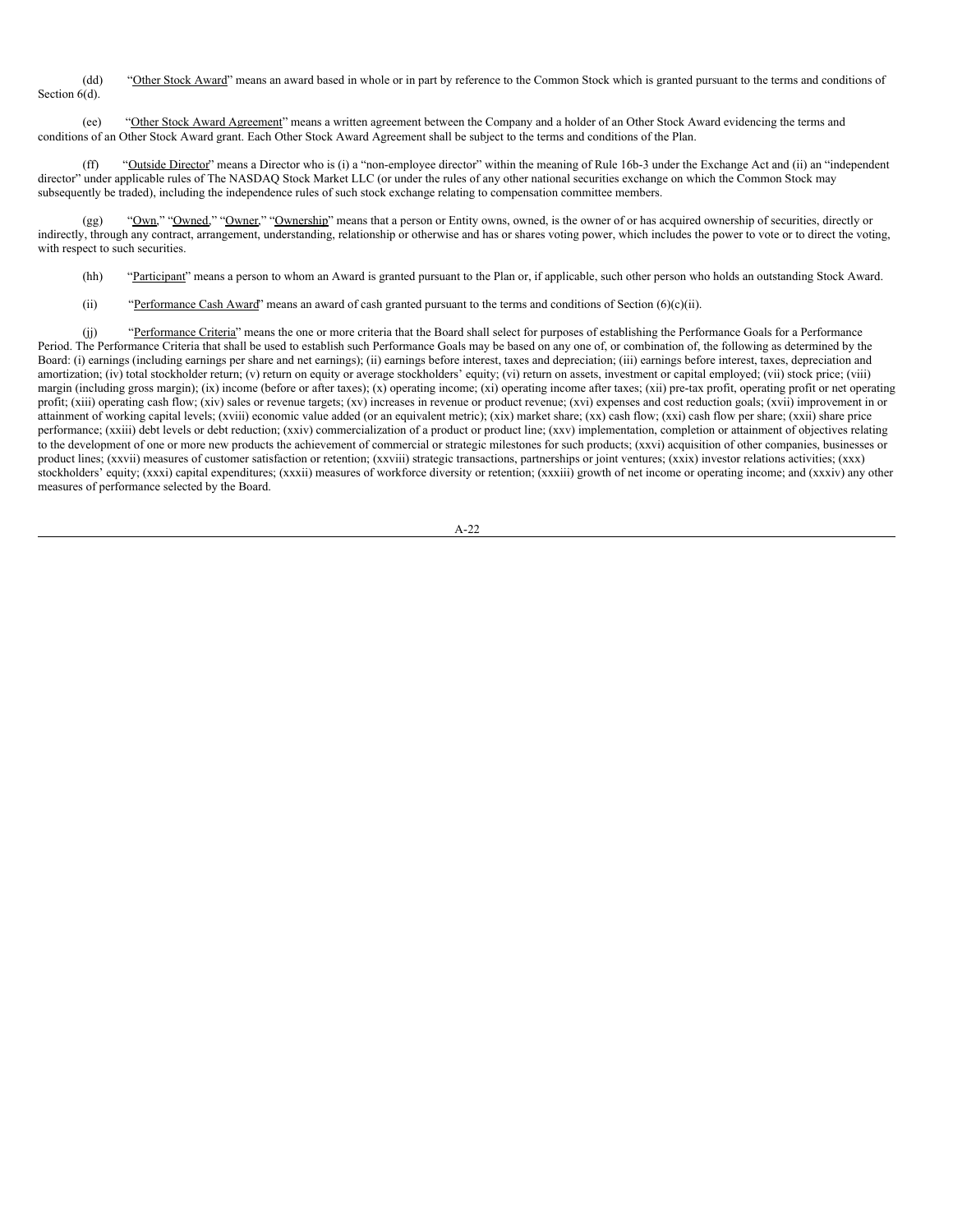(dd) "Other Stock Award" means an award based in whole or in part by reference to the Common Stock which is granted pursuant to the terms and conditions of Section 6(d).

(ee) "Other Stock Award Agreement" means a written agreement between the Company and a holder of an Other Stock Award evidencing the terms and conditions of an Other Stock Award grant. Each Other Stock Award Agreement shall be subject to the terms and conditions of the Plan.

(ff) "Outside Director" means a Director who is (i) a "non-employee director" within the meaning of Rule 16b-3 under the Exchange Act and (ii) an "independent director" under applicable rules of The NASDAQ Stock Market LLC (or under the rules of any other national securities exchange on which the Common Stock may subsequently be traded), including the independence rules of such stock exchange relating to compensation committee members.

(gg) "Own," "Owned," "Owner," "Ownership" means that a person or Entity owns, owned, is the owner of or has acquired ownership of securities, directly or indirectly, through any contract, arrangement, understanding, relationship or otherwise and has or shares voting power, which includes the power to vote or to direct the voting, with respect to such securities.

(hh) "Participant" means a person to whom an Award is granted pursuant to the Plan or, if applicable, such other person who holds an outstanding Stock Award.

(ii) "Performance Cash Award" means an award of cash granted pursuant to the terms and conditions of Section (6)(c)(ii).

(jj) "Performance Criteria" means the one or more criteria that the Board shall select for purposes of establishing the Performance Goals for a Performance Period. The Performance Criteria that shall be used to establish such Performance Goals may be based on any one of, or combination of, the following as determined by the Board: (i) earnings (including earnings per share and net earnings); (ii) earnings before interest, taxes and depreciation; (iii) earnings before interest, taxes, depreciation and amortization; (iv) total stockholder return; (v) return on equity or average stockholders' equity; (vi) return on assets, investment or capital employed; (vii) stock price; (viii) margin (including gross margin); (ix) income (before or after taxes); (x) operating income; (xi) operating income after taxes; (xii) pre-tax profit, operating profit or net operating profit; (xiii) operating cash flow; (xiv) sales or revenue targets; (xv) increases in revenue or product revenue; (xvi) expenses and cost reduction goals; (xvii) improvement in or attainment of working capital levels; (xviii) economic value added (or an equivalent metric); (xix) market share; (xx) cash flow; (xxi) cash flow per share; (xxii) share price performance; (xxiii) debt levels or debt reduction; (xxiv) commercialization of a product or product line; (xxv) implementation, completion or attainment of objectives relating to the development of one or more new products the achievement of commercial or strategic milestones for such products; (xxvi) acquisition of other companies, businesses or product lines; (xxvii) measures of customer satisfaction or retention; (xxviii) strategic transactions, partnerships or joint ventures; (xxix) investor relations activities; (xxx) stockholders' equity; (xxxi) capital expenditures; (xxxii) measures of workforce diversity or retention; (xxxiii) growth of net income or operating income; and (xxxiv) any other measures of performance selected by the Board.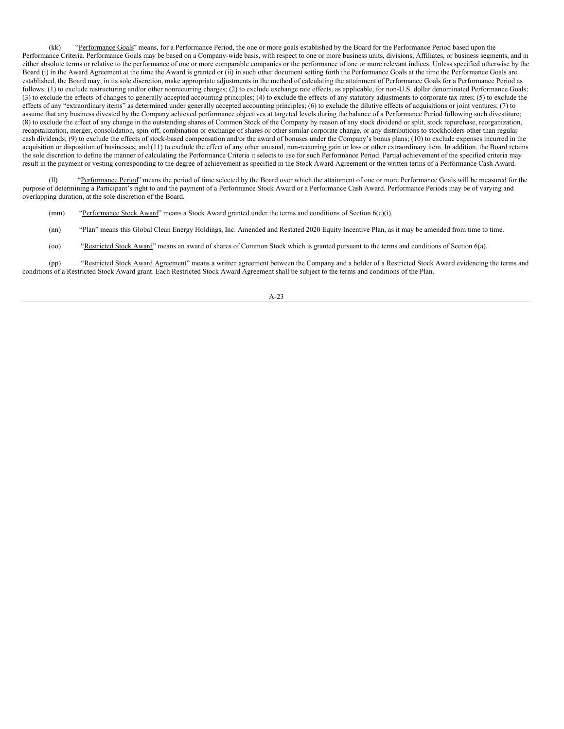(kk) "<u>Performance Goals</u>" means, for a Performance Period, the one or more goals established by the Board for the Performance Period based upon the Performance Criteria. Performance Goals may be based on a Company-wide basis, with respect to one or more business units, divisions, Affiliates, or business segments, and in either absolute terms or relative to the performance of one or more comparable companies or the performance of one or more relevant indices. Unless specified otherwise by the Board (i) in the Award Agreement at the time the Award is granted or (ii) in such other document setting forth the Performance Goals at the time the Performance Goals are established, the Board may, in its sole discretion, make appropriate adjustments in the method of calculating the attainment of Performance Goals for a Performance Period as follows: (1) to exclude restructuring and/or other nonrecurring charges; (2) to exclude exchange rate effects, as applicable, for non-U.S. dollar denominated Performance Goals; (3) to exclude the effects of changes to generally accepted accounting principles; (4) to exclude the effects of any statutory adjustments to corporate tax rates; (5) to exclude the effects of any "extraordinary items" as determined under generally accepted accounting principles; (6) to exclude the dilutive effects of acquisitions or joint ventures; (7) to assume that any business divested by the Company achieved performance objectives at targeted levels during the balance of a Performance Period following such divestiture; (8) to exclude the effect of any change in the outstanding shares of Common Stock of the Company by reason of any stock dividend or split, stock repurchase, reorganization, recapitalization, merger, consolidation, spin-off, combination or exchange of shares or other similar corporate change, or any distributions to stockholders other than regular cash dividends; (9) to exclude the effects of stock-based compensation and/or the award of bonuses under the Company's bonus plans; (10) to exclude expenses incurred in the acquisition or disposition of businesses; and (11) to exclude the effect of any other unusual, non-recurring gain or loss or other extraordinary item. In addition, the Board retains the sole discretion to define the manner of calculating the Performance Criteria it selects to use for such Performance Period. Partial achievement of the specified criteria may result in the payment or vesting corresponding to the degree of achievement as specified in the Stock Award Agreement or the written terms of a Performance Cash Award.

(ll) "<u>Performance Period</u>" means the period of time selected by the Board over which the attainment of one or more Performance Goals will be measured for the purpose of determining a Participant's right to and the payment of a Performance Stock Award or a Performance Cash Award. Performance Periods may be of varying and overlapping duration, at the sole discretion of the Board.

(mm) "<u>Performance Stock Award</u>" means a Stock Award granted under the terms and conditions of Section 6(c)(i).

(nn) "<u>Plan</u>" means this Global Clean Energy Holdings, Inc. Amended and Restated 2020 Equity Incentive Plan, as it may be amended from time to time.

(oo) "<u>Restricted Stock Award</u>" means an award of shares of Common Stock which is granted pursuant to the terms and conditions of Section 6(a).

(pp) "<u>Restricted Stock Award Agreement</u>" means a written agreement between the Company and a holder of a Restricted Stock Award evidencing the terms and conditions of a Restricted Stock Award grant. Each Restricted Stock Award Agreement shall be subject to the terms and conditions of the Plan.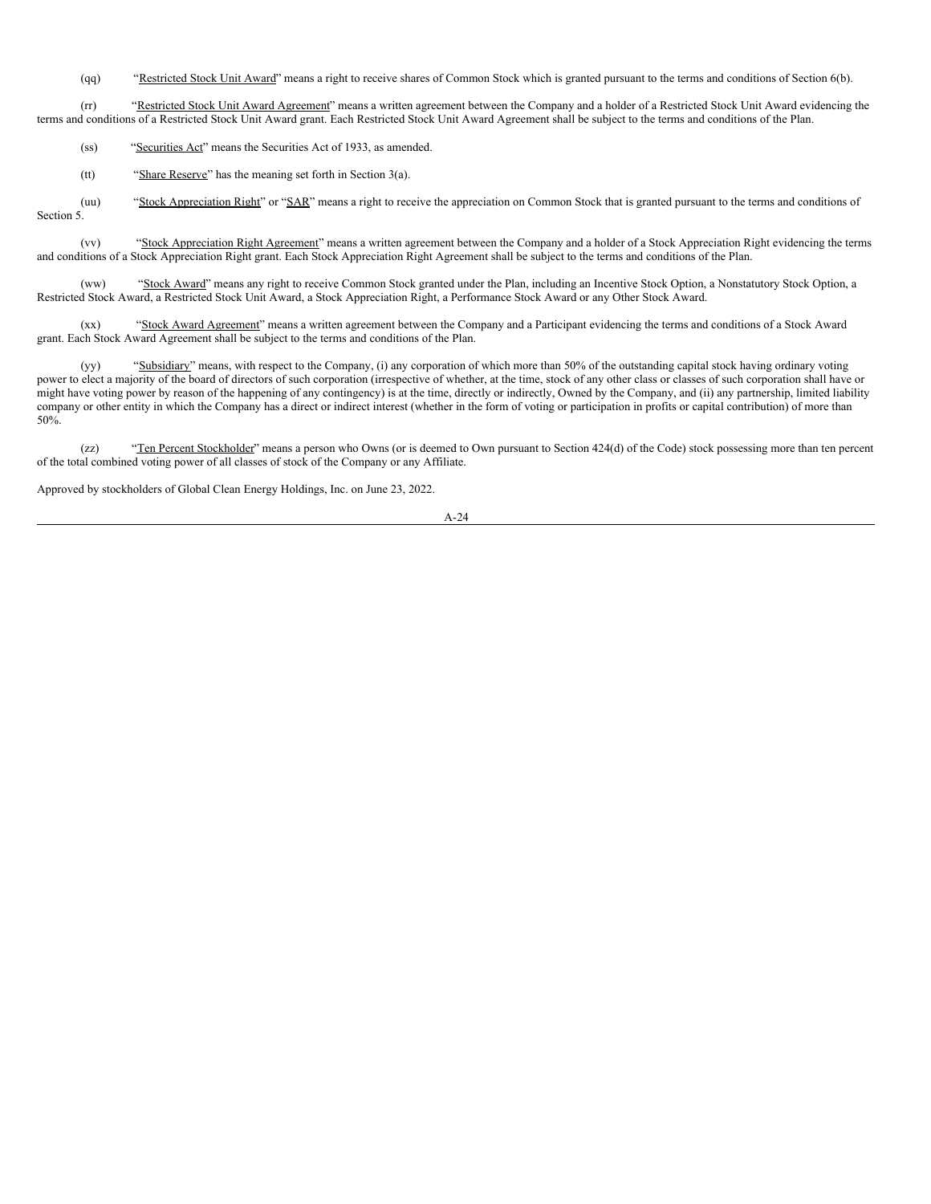(qq) "Restricted Stock Unit Award" means a right to receive shares of Common Stock which is granted pursuant to the terms and conditions of Section 6(b).

(rr) "Restricted Stock Unit Award Agreement" means a written agreement between the Company and a holder of a Restricted Stock Unit Award evidencing the terms and conditions of a Restricted Stock Unit Award grant. Each Restricted Stock Unit Award Agreement shall be subject to the terms and conditions of the Plan.

(ss) "Securities Act" means the Securities Act of 1933, as amended.

(tt) "Share Reserve" has the meaning set forth in Section 3(a).

(uu) "Stock Appreciation Right" or "SAR" means a right to receive the appreciation on Common Stock that is granted pursuant to the terms and conditions of Section 5.

(vv) "Stock Appreciation Right Agreement" means a written agreement between the Company and a holder of a Stock Appreciation Right evidencing the terms and conditions of a Stock Appreciation Right grant. Each Stock Appreciation Right Agreement shall be subject to the terms and conditions of the Plan.

(ww) "Stock Award" means any right to receive Common Stock granted under the Plan, including an Incentive Stock Option, a Nonstatutory Stock Option, a Restricted Stock Award, a Restricted Stock Unit Award, a Stock Appreciation Right, a Performance Stock Award or any Other Stock Award.

(xx) "Stock Award Agreement" means a written agreement between the Company and a Participant evidencing the terms and conditions of a Stock Award grant. Each Stock Award Agreement shall be subject to the terms and conditions of the Plan.

(yy) "Subsidiary" means, with respect to the Company, (i) any corporation of which more than 50% of the outstanding capital stock having ordinary voting power to elect a majority of the board of directors of such corporation (irrespective of whether, at the time, stock of any other class or classes of such corporation shall have or might have voting power by reason of the happening of any contingency) is at the time, directly or indirectly, Owned by the Company, and (ii) any partnership, limited liability company or other entity in which the Company has a direct or indirect interest (whether in the form of voting or participation in profits or capital contribution) of more than 50%.

(zz) "Ten Percent Stockholder" means a person who Owns (or is deemed to Own pursuant to Section 424(d) of the Code) stock possessing more than ten percent of the total combined voting power of all classes of stock of the Company or any Affiliate.

Approved by stockholders of Global Clean Energy Holdings, Inc. on June 23, 2022.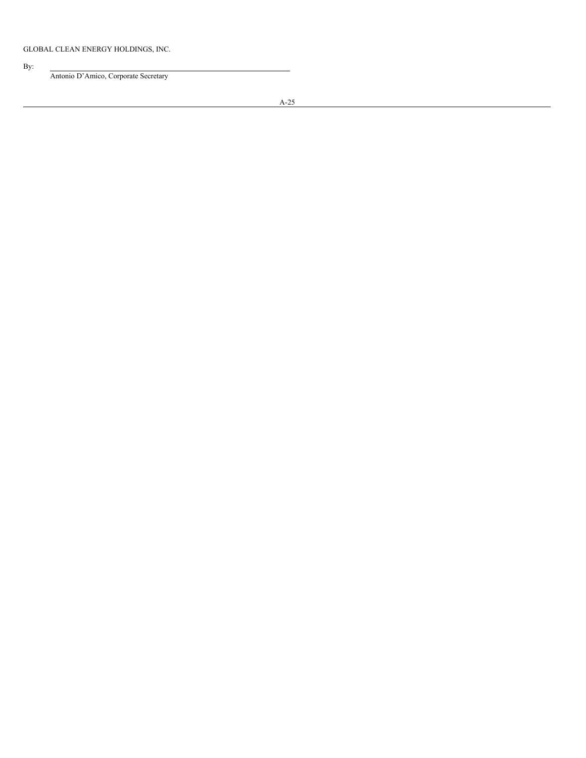GLOBAL CLEAN ENERGY HOLDINGS, INC.

By: \_\_\_\_\_\_\_\_\_\_\_\_\_\_\_\_\_\_\_\_\_\_\_\_\_\_\_\_\_\_\_\_\_\_\_\_\_\_\_\_

Antonio D'Amico, Corporate Secretary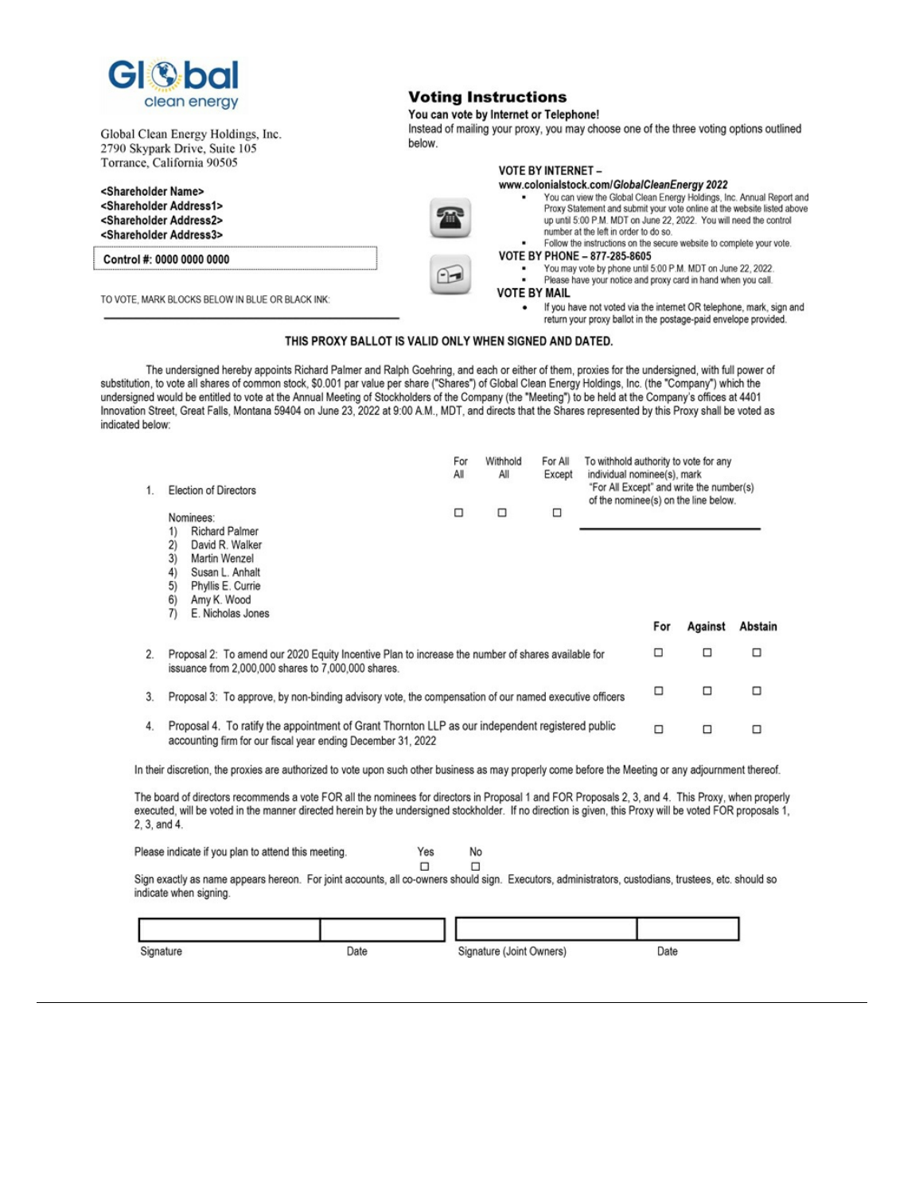**Global** clean energy

Global Clean Energy Holdings, Inc.
2790 Skypark Drive, Suite 105
Torrance, California 90505

**<Shareholder Name>**
**<Shareholder Address1>**
**<Shareholder Address2>**
**<Shareholder Address3>**

**Control #: 0000 0000 0000**

TO VOTE, MARK BLOCKS BELOW IN BLUE OR BLACK INK:

## Voting Instructions

**You can vote by Internet or Telephone!**

Instead of mailing your proxy, you may choose one of the three voting options outlined below.

**VOTE BY INTERNET –**
**www.colonialstock.com/*GlobalCleanEnergy 2022***

- You can view the Global Clean Energy Holdings, Inc. Annual Report and Proxy Statement and submit your vote online at the website listed above up until 5:00 P.M. MDT on June 22, 2022. You will need the control number at the left in order to do so.
- Follow the instructions on the secure website to complete your vote.

**VOTE BY PHONE – 877-285-8605**

- You may vote by phone until 5:00 P.M. MDT on June 22, 2022.
- Please have your notice and proxy card in hand when you call.

**VOTE BY MAIL**

- If you have not voted via the internet OR telephone, mark, sign and return your proxy ballot in the postage-paid envelope provided.

**THIS PROXY BALLOT IS VALID ONLY WHEN SIGNED AND DATED.**

The undersigned hereby appoints Richard Palmer and Ralph Goehring, and each or either of them, proxies for the undersigned, with full power of substitution, to vote all shares of common stock, $0.001 par value per share ("Shares") of Global Clean Energy Holdings, Inc. (the "Company") which the undersigned would be entitled to vote at the Annual Meeting of Stockholders of the Company (the "Meeting") to be held at the Company's offices at 4401 Innovation Street, Great Falls, Montana 59404 on June 23, 2022 at 9:00 A.M., MDT, and directs that the Shares represented by this Proxy shall be voted as indicated below:

| | For All | Withhold All | For All Except | To withhold authority to vote for any individual nominee(s), mark "For All Except" and write the number(s) of the nominee(s) on the line below. |
|---|---|---|---|---|
| 1. Election of Directors | ☐ | ☐ | ☐ | ______________________ |

Nominees:
1) Richard Palmer
2) David R. Walker
3) Martin Wenzel
4) Susan L. Anhalt
5) Phyllis E. Currie
6) Amy K. Wood
7) E. Nicholas Jones

| | For | Against | Abstain |
|---|---|---|---|
| 2. Proposal 2: To amend our 2020 Equity Incentive Plan to increase the number of shares available for issuance from 2,000,000 shares to 7,000,000 shares. | ☐ | ☐ | ☐ |
| 3. Proposal 3: To approve, by non-binding advisory vote, the compensation of our named executive officers | ☐ | ☐ | ☐ |
| 4. Proposal 4. To ratify the appointment of Grant Thornton LLP as our independent registered public accounting firm for our fiscal year ending December 31, 2022 | ☐ | ☐ | ☐ |

In their discretion, the proxies are authorized to vote upon such other business as may properly come before the Meeting or any adjournment thereof.

The board of directors recommends a vote FOR all the nominees for directors in Proposal 1 and FOR Proposals 2, 3, and 4. This Proxy, when properly executed, will be voted in the manner directed herein by the undersigned stockholder. If no direction is given, this Proxy will be voted FOR proposals 1, 2, 3, and 4.

Please indicate if you plan to attend this meeting. Yes ☐ No ☐

Sign exactly as name appears hereon. For joint accounts, all co-owners should sign. Executors, administrators, custodians, trustees, etc. should so indicate when signing.

| Signature | Date | Signature (Joint Owners) | Date |
|---|---|---|---|
| | | | |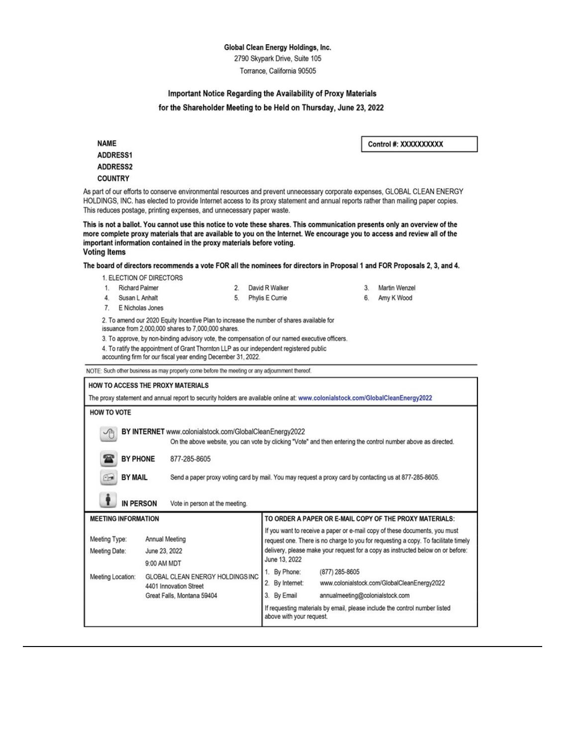**Global Clean Energy Holdings, Inc.**
2790 Skypark Drive, Suite 105
Torrance, California 90505

## Important Notice Regarding the Availability of Proxy Materials for the Shareholder Meeting to be Held on Thursday, June 23, 2022

**NAME**
**ADDRESS1**
**ADDRESS2**
**COUNTRY**

**Control #: XXXXXXXXX**

As part of our efforts to conserve environmental resources and prevent unnecessary corporate expenses, GLOBAL CLEAN ENERGY HOLDINGS, INC. has elected to provide Internet access to its proxy statement and annual reports rather than mailing paper copies. This reduces postage, printing expenses, and unnecessary paper waste.

**This is not a ballot. You cannot use this notice to vote these shares. This communication presents only an overview of the more complete proxy materials that are available to you on the Internet. We encourage you to access and review all of the important information contained in the proxy materials before voting.**

### Voting Items

**The board of directors recommends a vote FOR all the nominees for directors in Proposal 1 and FOR Proposals 2, 3, and 4.**

1. ELECTION OF DIRECTORS
   1. Richard Palmer
   2. David R Walker
   3. Martin Wenzel
   4. Susan L Anhalt
   5. Phylis E Currie
   6. Amy K Wood
   7. E Nicholas Jones
2. To amend our 2020 Equity Incentive Plan to increase the number of shares available for issuance from 2,000,000 shares to 7,000,000 shares.
3. To approve, by non-binding advisory vote, the compensation of our named executive officers.
4. To ratify the appointment of Grant Thornton LLP as our independent registered public accounting firm for our fiscal year ending December 31, 2022.

NOTE: Such other business as may properly come before the meeting or any adjournment thereof.

**HOW TO ACCESS THE PROXY MATERIALS**

The proxy statement and annual report to security holders are available online at: www.colonialstock.com/GlobalCleanEnergy2022

**HOW TO VOTE**

**BY INTERNET** www.colonialstock.com/GlobalCleanEnergy2022
On the above website, you can vote by clicking "Vote" and then entering the control number above as directed.

**BY PHONE** 877-285-8605

**BY MAIL** Send a paper proxy voting card by mail. You may request a proxy card by contacting us at 877-285-8605.

**IN PERSON** Vote in person at the meeting.

**MEETING INFORMATION**

| | |
|---|---|
| Meeting Type: | Annual Meeting |
| Meeting Date: | June 23, 2022<br>9:00 AM MDT |
| Meeting Location: | GLOBAL CLEAN ENERGY HOLDINGS INC<br>4401 Innovation Street<br>Great Falls, Montana 59404 |

**TO ORDER A PAPER OR E-MAIL COPY OF THE PROXY MATERIALS:**

If you want to receive a paper or e-mail copy of these documents, you must request one. There is no charge to you for requesting a copy. To facilitate timely delivery, please make your request for a copy as instructed below on or before: June 13, 2022

1. By Phone: (877) 285-8605
2. By Internet: www.colonialstock.com/GlobalCleanEnergy2022
3. By Email annualmeeting@colonialstock.com

If requesting materials by email, please include the control number listed above with your request.